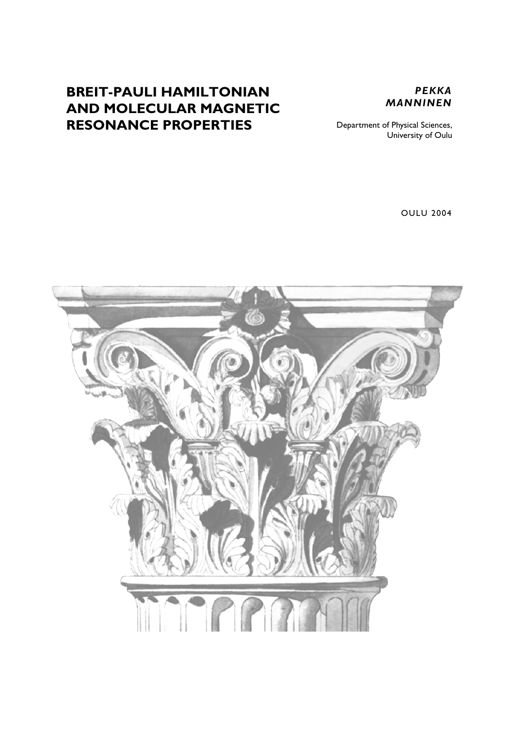# BREIT-PAULI HAMILTONIAN AND MOLECULAR MAGNETIC RESONANCE PROPERTIES

***PEKKA MANNINEN***

Department of Physical Sciences,
University of Oulu

OULU 2004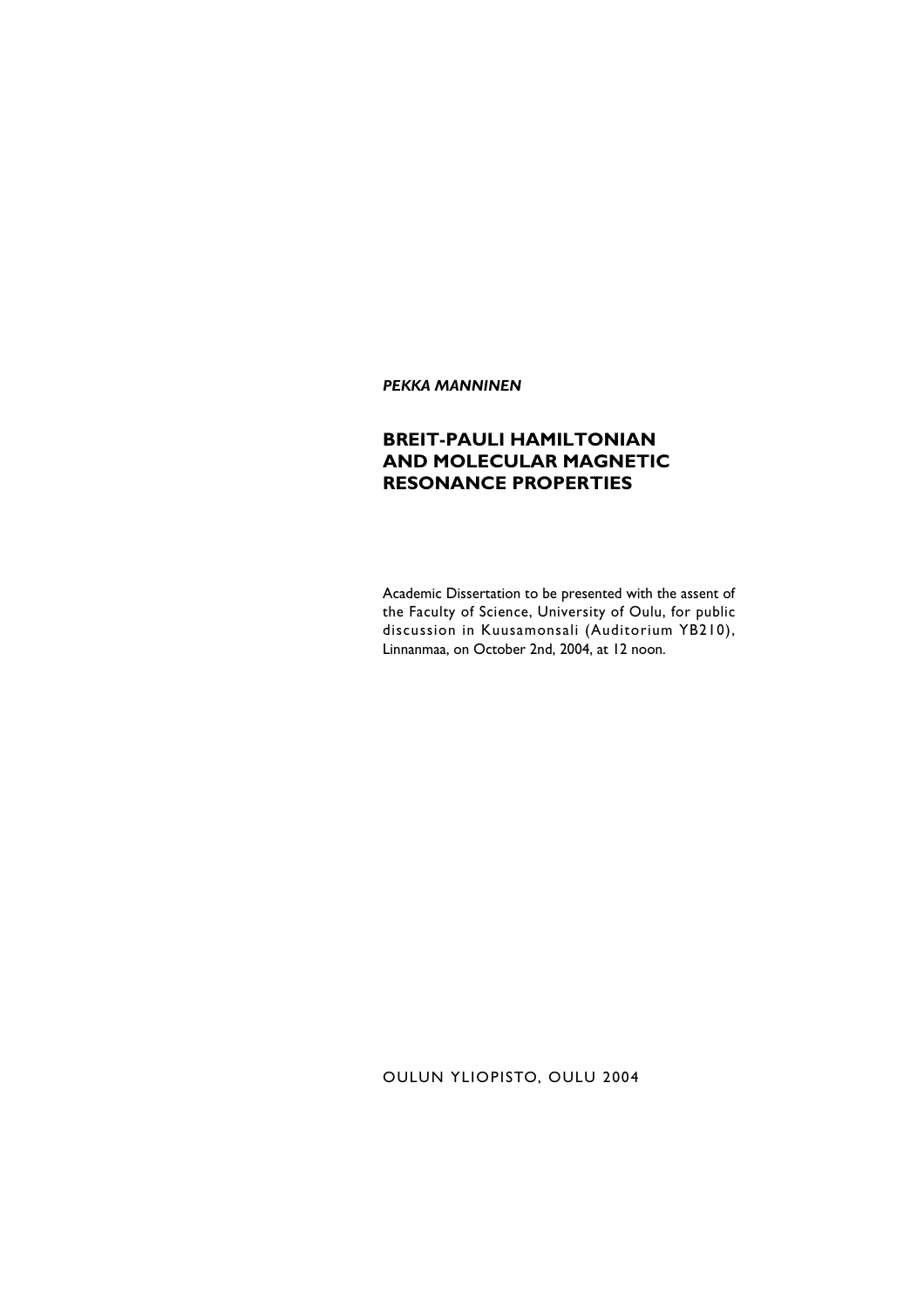*PEKKA MANNINEN*

# BREIT-PAULI HAMILTONIAN AND MOLECULAR MAGNETIC RESONANCE PROPERTIES

Academic Dissertation to be presented with the assent of the Faculty of Science, University of Oulu, for public discussion in Kuusamonsali (Auditorium YB210), Linnanmaa, on October 2nd, 2004, at 12 noon.

OULUN YLIOPISTO, OULU 2004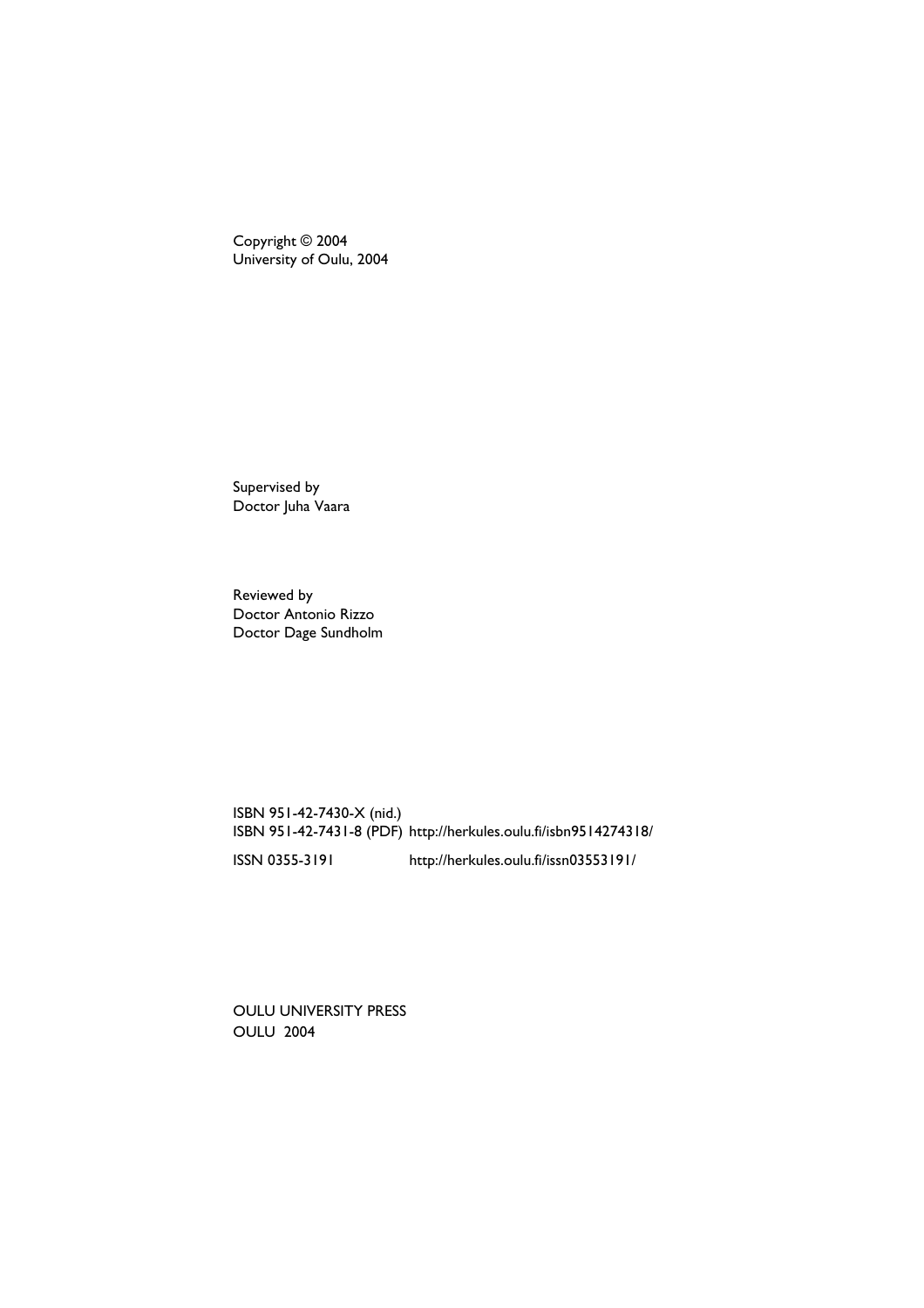Copyright © 2004
University of Oulu, 2004

Supervised by
Doctor Juha Vaara

Reviewed by
Doctor Antonio Rizzo
Doctor Dage Sundholm

ISBN 951-42-7430-X (nid.)
ISBN 951-42-7431-8 (PDF) http://herkules.oulu.fi/isbn9514274318/

ISSN 0355-3191 http://herkules.oulu.fi/issn03553191/

OULU UNIVERSITY PRESS
OULU 2004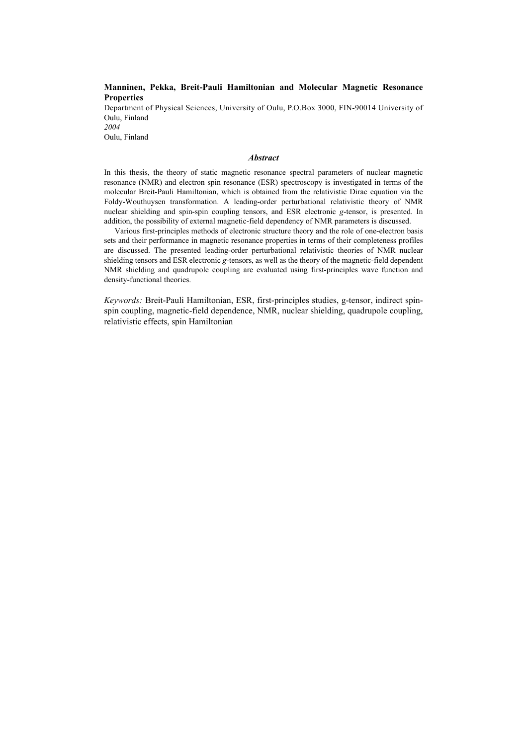**Manninen, Pekka, Breit-Pauli Hamiltonian and Molecular Magnetic Resonance Properties**

Department of Physical Sciences, University of Oulu, P.O.Box 3000, FIN-90014 University of Oulu, Finland

*2004*

Oulu, Finland

### *Abstract*

In this thesis, the theory of static magnetic resonance spectral parameters of nuclear magnetic resonance (NMR) and electron spin resonance (ESR) spectroscopy is investigated in terms of the molecular Breit-Pauli Hamiltonian, which is obtained from the relativistic Dirac equation via the Foldy-Wouthuysen transformation. A leading-order perturbational relativistic theory of NMR nuclear shielding and spin-spin coupling tensors, and ESR electronic *g*-tensor, is presented. In addition, the possibility of external magnetic-field dependency of NMR parameters is discussed.

Various first-principles methods of electronic structure theory and the role of one-electron basis sets and their performance in magnetic resonance properties in terms of their completeness profiles are discussed. The presented leading-order perturbational relativistic theories of NMR nuclear shielding tensors and ESR electronic *g*-tensors, as well as the theory of the magnetic-field dependent NMR shielding and quadrupole coupling are evaluated using first-principles wave function and density-functional theories.

*Keywords:* Breit-Pauli Hamiltonian, ESR, first-principles studies, g-tensor, indirect spin-spin coupling, magnetic-field dependence, NMR, nuclear shielding, quadrupole coupling, relativistic effects, spin Hamiltonian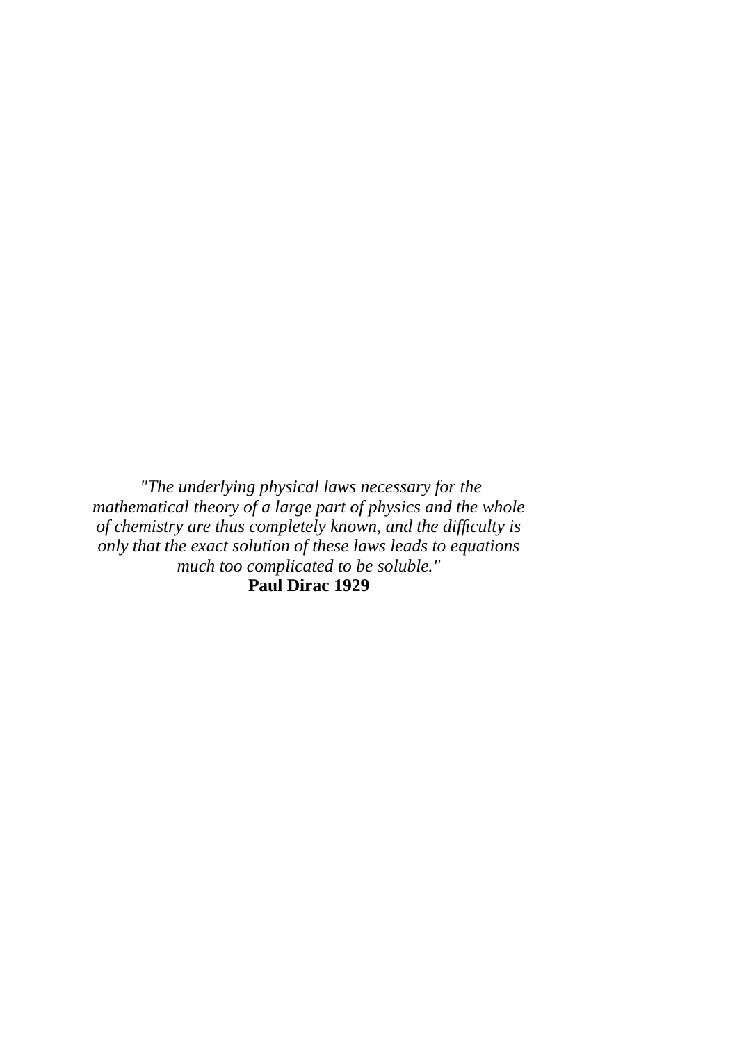*"The underlying physical laws necessary for the mathematical theory of a large part of physics and the whole of chemistry are thus completely known, and the difficulty is only that the exact solution of these laws leads to equations much too complicated to be soluble."*

**Paul Dirac 1929**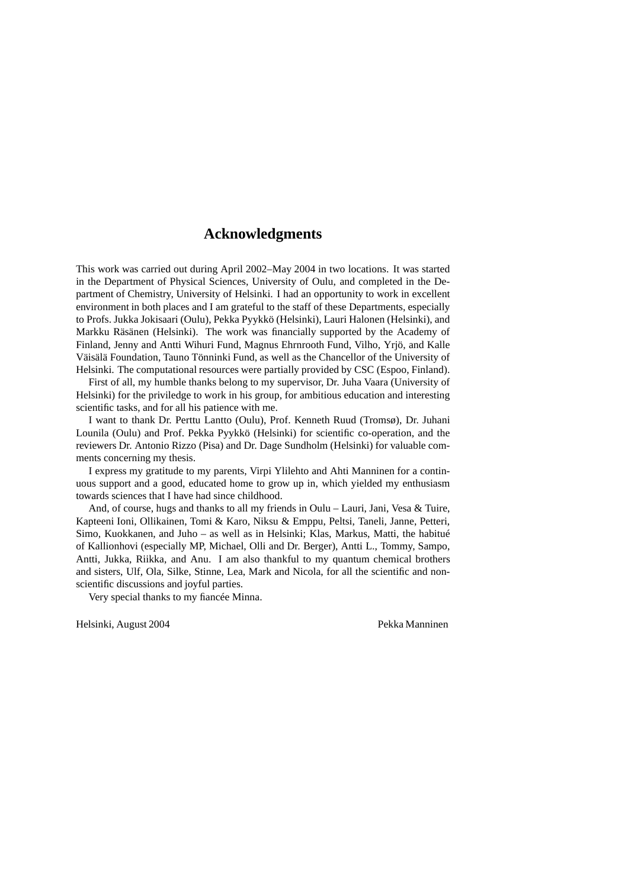# Acknowledgments

This work was carried out during April 2002–May 2004 in two locations. It was started in the Department of Physical Sciences, University of Oulu, and completed in the Department of Chemistry, University of Helsinki. I had an opportunity to work in excellent environment in both places and I am grateful to the staff of these Departments, especially to Profs. Jukka Jokisaari (Oulu), Pekka Pyykkö (Helsinki), Lauri Halonen (Helsinki), and Markku Räsänen (Helsinki). The work was financially supported by the Academy of Finland, Jenny and Antti Wihuri Fund, Magnus Ehrnrooth Fund, Vilho, Yrjö, and Kalle Väisälä Foundation, Tauno Tönninki Fund, as well as the Chancellor of the University of Helsinki. The computational resources were partially provided by CSC (Espoo, Finland).

First of all, my humble thanks belong to my supervisor, Dr. Juha Vaara (University of Helsinki) for the priviledge to work in his group, for ambitious education and interesting scientific tasks, and for all his patience with me.

I want to thank Dr. Perttu Lantto (Oulu), Prof. Kenneth Ruud (Tromsø), Dr. Juhani Lounila (Oulu) and Prof. Pekka Pyykkö (Helsinki) for scientific co-operation, and the reviewers Dr. Antonio Rizzo (Pisa) and Dr. Dage Sundholm (Helsinki) for valuable comments concerning my thesis.

I express my gratitude to my parents, Virpi Ylilehto and Ahti Manninen for a continuous support and a good, educated home to grow up in, which yielded my enthusiasm towards sciences that I have had since childhood.

And, of course, hugs and thanks to all my friends in Oulu – Lauri, Jani, Vesa & Tuire, Kapteeni Ioni, Ollikainen, Tomi & Karo, Niksu & Emppu, Peltsi, Taneli, Janne, Petteri, Simo, Kuokkanen, and Juho – as well as in Helsinki; Klas, Markus, Matti, the habitué of Kallionhovi (especially MP, Michael, Olli and Dr. Berger), Antti L., Tommy, Sampo, Antti, Jukka, Riikka, and Anu. I am also thankful to my quantum chemical brothers and sisters, Ulf, Ola, Silke, Stinne, Lea, Mark and Nicola, for all the scientific and non-scientific discussions and joyful parties.

Very special thanks to my fiancée Minna.

Helsinki, August 2004 Pekka Manninen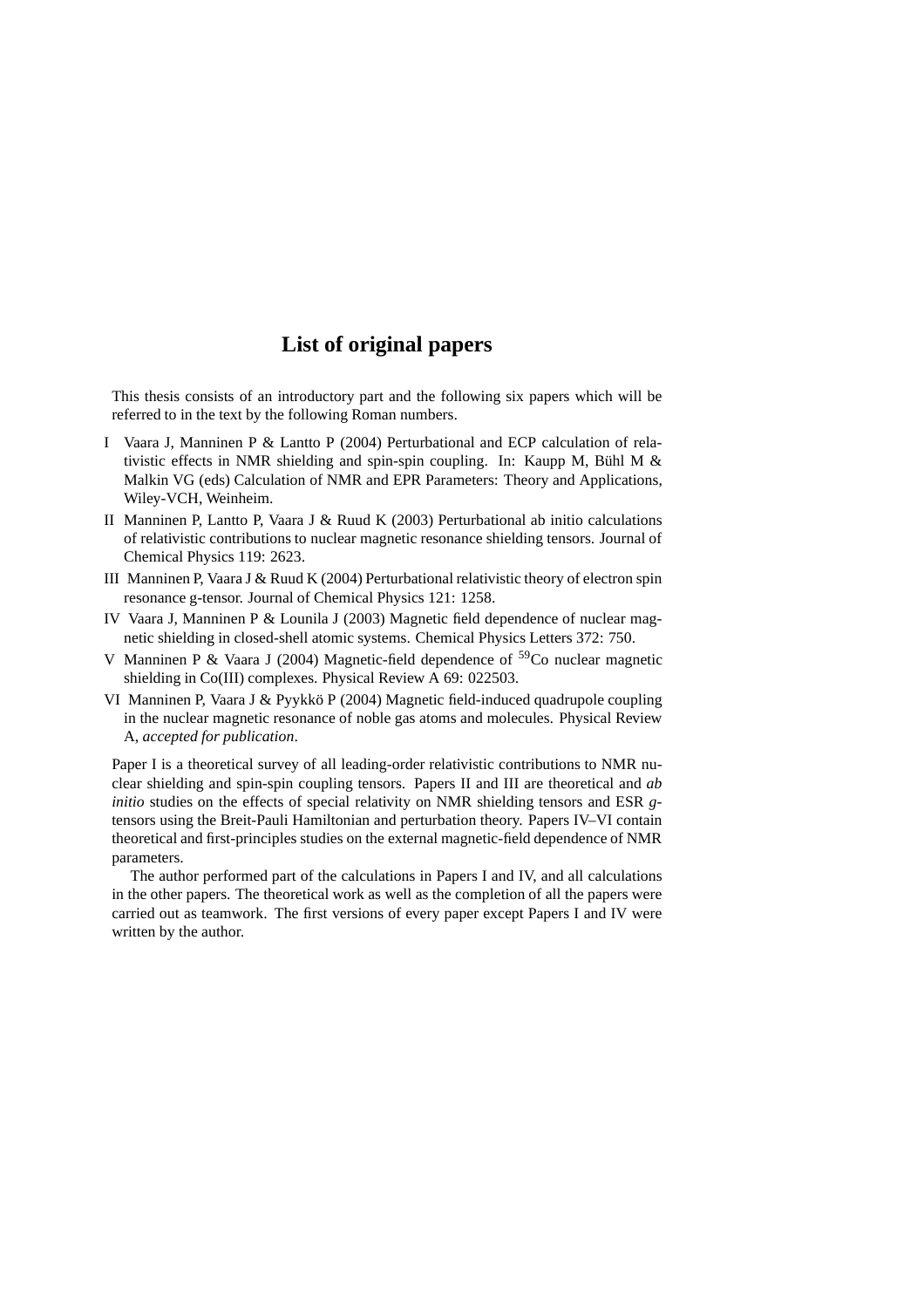# List of original papers

This thesis consists of an introductory part and the following six papers which will be referred to in the text by the following Roman numbers.

I Vaara J, Manninen P & Lantto P (2004) Perturbational and ECP calculation of relativistic effects in NMR shielding and spin-spin coupling. In: Kaupp M, Bühl M & Malkin VG (eds) Calculation of NMR and EPR Parameters: Theory and Applications, Wiley-VCH, Weinheim.

II Manninen P, Lantto P, Vaara J & Ruud K (2003) Perturbational ab initio calculations of relativistic contributions to nuclear magnetic resonance shielding tensors. Journal of Chemical Physics 119: 2623.

III Manninen P, Vaara J & Ruud K (2004) Perturbational relativistic theory of electron spin resonance g-tensor. Journal of Chemical Physics 121: 1258.

IV Vaara J, Manninen P & Lounila J (2003) Magnetic field dependence of nuclear magnetic shielding in closed-shell atomic systems. Chemical Physics Letters 372: 750.

V Manninen P & Vaara J (2004) Magnetic-field dependence of $^{59}$Co nuclear magnetic shielding in Co(III) complexes. Physical Review A 69: 022503.

VI Manninen P, Vaara J & Pyykkö P (2004) Magnetic field-induced quadrupole coupling in the nuclear magnetic resonance of noble gas atoms and molecules. Physical Review A, *accepted for publication*.

Paper I is a theoretical survey of all leading-order relativistic contributions to NMR nuclear shielding and spin-spin coupling tensors. Papers II and III are theoretical and *ab initio* studies on the effects of special relativity on NMR shielding tensors and ESR *g*-tensors using the Breit-Pauli Hamiltonian and perturbation theory. Papers IV–VI contain theoretical and first-principles studies on the external magnetic-field dependence of NMR parameters.

The author performed part of the calculations in Papers I and IV, and all calculations in the other papers. The theoretical work as well as the completion of all the papers were carried out as teamwork. The first versions of every paper except Papers I and IV were written by the author.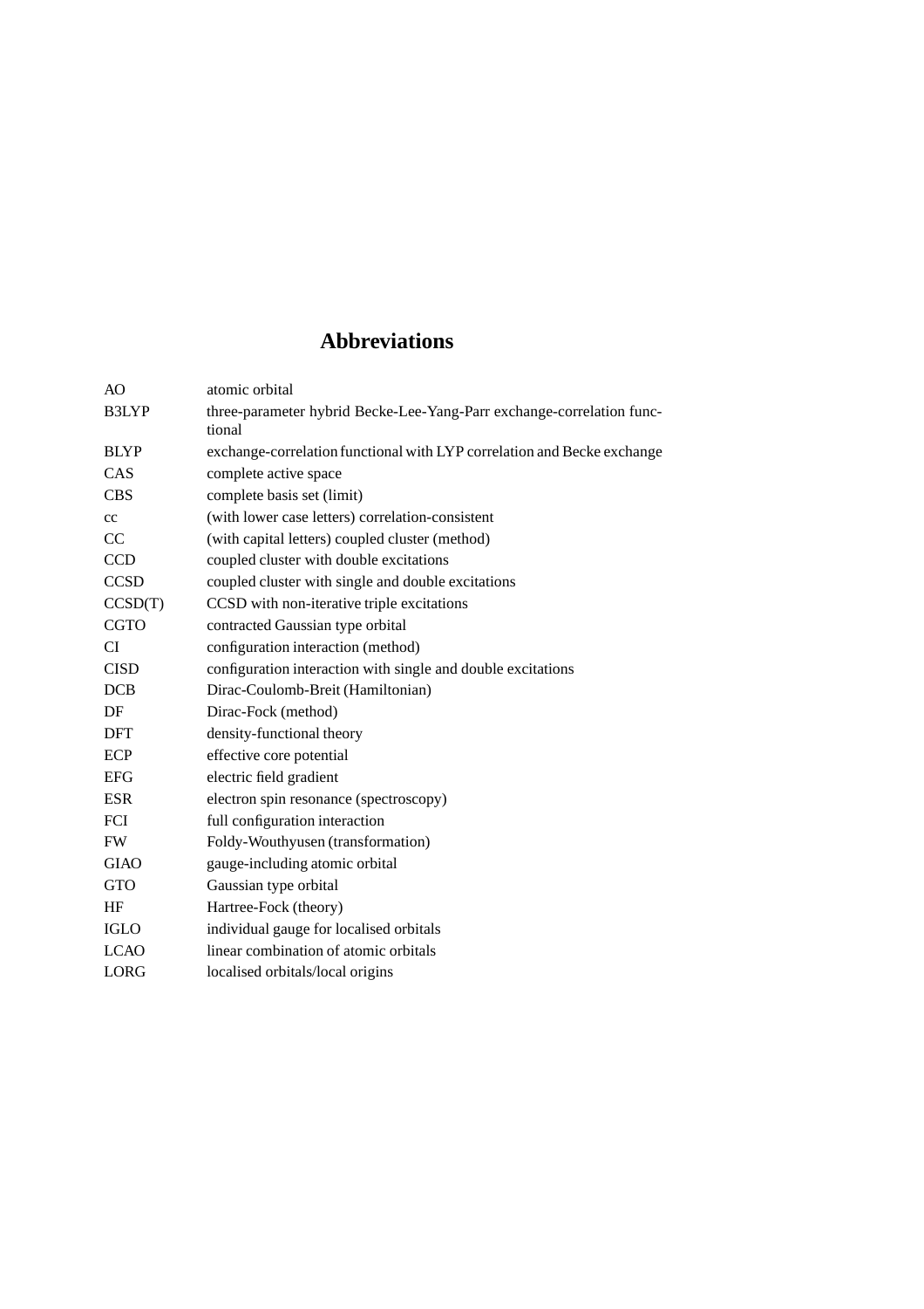# Abbreviations

| | |
|---|---|
| AO | atomic orbital |
| B3LYP | three-parameter hybrid Becke-Lee-Yang-Parr exchange-correlation functional |
| BLYP | exchange-correlation functional with LYP correlation and Becke exchange |
| CAS | complete active space |
| CBS | complete basis set (limit) |
| cc | (with lower case letters) correlation-consistent |
| CC | (with capital letters) coupled cluster (method) |
| CCD | coupled cluster with double excitations |
| CCSD | coupled cluster with single and double excitations |
| CCSD(T) | CCSD with non-iterative triple excitations |
| CGTO | contracted Gaussian type orbital |
| CI | configuration interaction (method) |
| CISD | configuration interaction with single and double excitations |
| DCB | Dirac-Coulomb-Breit (Hamiltonian) |
| DF | Dirac-Fock (method) |
| DFT | density-functional theory |
| ECP | effective core potential |
| EFG | electric field gradient |
| ESR | electron spin resonance (spectroscopy) |
| FCI | full configuration interaction |
| FW | Foldy-Wouthyusen (transformation) |
| GIAO | gauge-including atomic orbital |
| GTO | Gaussian type orbital |
| HF | Hartree-Fock (theory) |
| IGLO | individual gauge for localised orbitals |
| LCAO | linear combination of atomic orbitals |
| LORG | localised orbitals/local origins |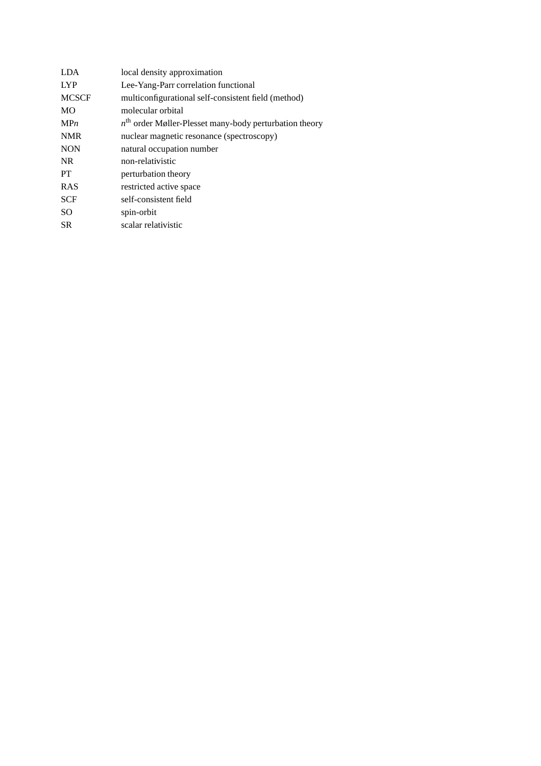| | |
|---|---|
| LDA | local density approximation |
| LYP | Lee-Yang-Parr correlation functional |
| MCSCF | multiconfigurational self-consistent field (method) |
| MO | molecular orbital |
| MP*n* | $n^{\text{th}}$ order Møller-Plesset many-body perturbation theory |
| NMR | nuclear magnetic resonance (spectroscopy) |
| NON | natural occupation number |
| NR | non-relativistic |
| PT | perturbation theory |
| RAS | restricted active space |
| SCF | self-consistent field |
| SO | spin-orbit |
| SR | scalar relativistic |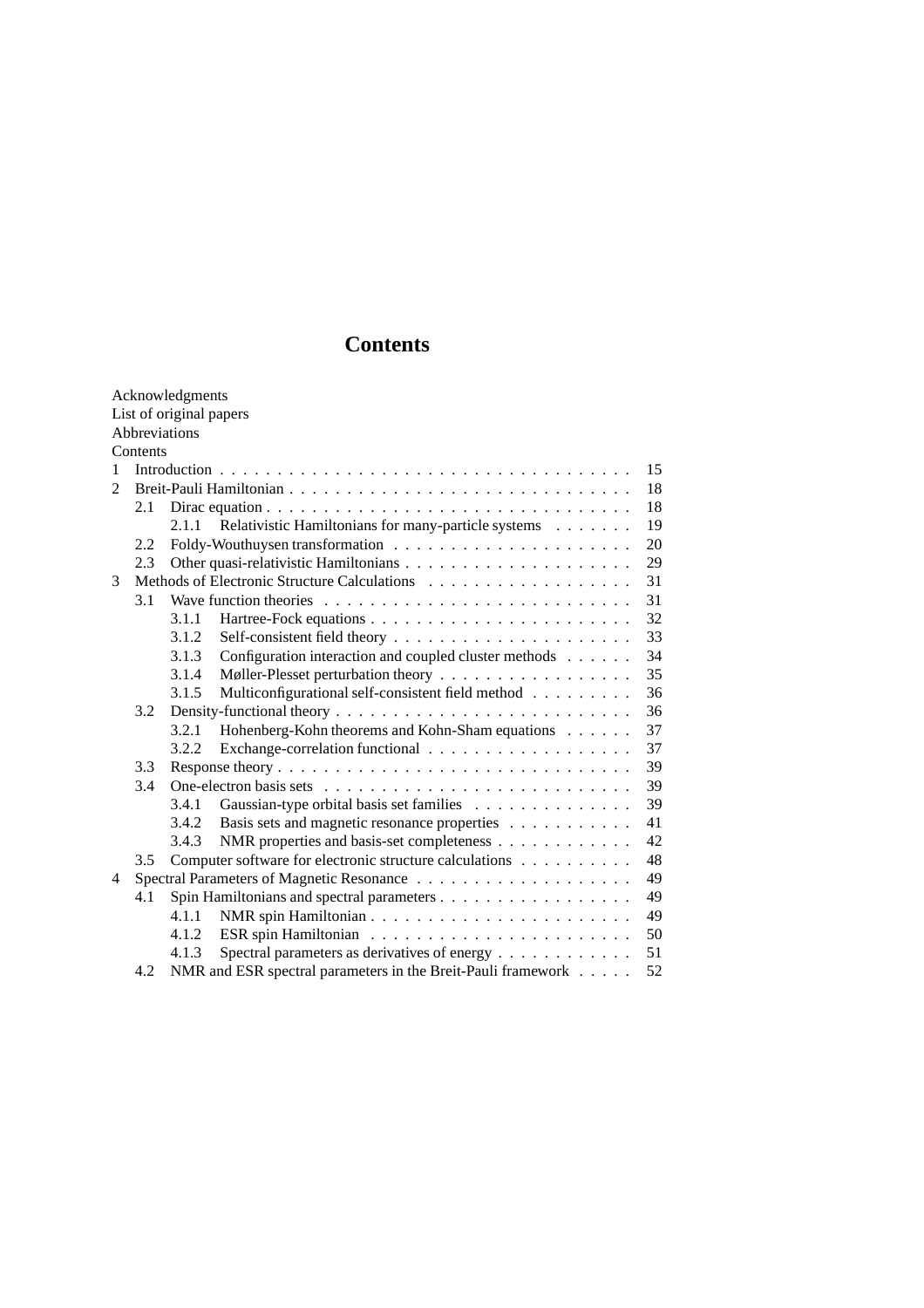# Contents

Acknowledgments
List of original papers
Abbreviations
Contents

| | | | | |
|---|---|---|---|---|
| 1 | Introduction | | | 15 |
| 2 | Breit-Pauli Hamiltonian | | | 18 |
| | 2.1 | Dirac equation | | 18 |
| | | 2.1.1 | Relativistic Hamiltonians for many-particle systems | 19 |
| | 2.2 | Foldy-Wouthuysen transformation | | 20 |
| | 2.3 | Other quasi-relativistic Hamiltonians | | 29 |
| 3 | Methods of Electronic Structure Calculations | | | 31 |
| | 3.1 | Wave function theories | | 31 |
| | | 3.1.1 | Hartree-Fock equations | 32 |
| | | 3.1.2 | Self-consistent field theory | 33 |
| | | 3.1.3 | Configuration interaction and coupled cluster methods | 34 |
| | | 3.1.4 | Møller-Plesset perturbation theory | 35 |
| | | 3.1.5 | Multiconfigurational self-consistent field method | 36 |
| | 3.2 | Density-functional theory | | 36 |
| | | 3.2.1 | Hohenberg-Kohn theorems and Kohn-Sham equations | 37 |
| | | 3.2.2 | Exchange-correlation functional | 37 |
| | 3.3 | Response theory | | 39 |
| | 3.4 | One-electron basis sets | | 39 |
| | | 3.4.1 | Gaussian-type orbital basis set families | 39 |
| | | 3.4.2 | Basis sets and magnetic resonance properties | 41 |
| | | 3.4.3 | NMR properties and basis-set completeness | 42 |
| | 3.5 | Computer software for electronic structure calculations | | 48 |
| 4 | Spectral Parameters of Magnetic Resonance | | | 49 |
| | 4.1 | Spin Hamiltonians and spectral parameters | | 49 |
| | | 4.1.1 | NMR spin Hamiltonian | 49 |
| | | 4.1.2 | ESR spin Hamiltonian | 50 |
| | | 4.1.3 | Spectral parameters as derivatives of energy | 51 |
| | 4.2 | NMR and ESR spectral parameters in the Breit-Pauli framework | | 52 |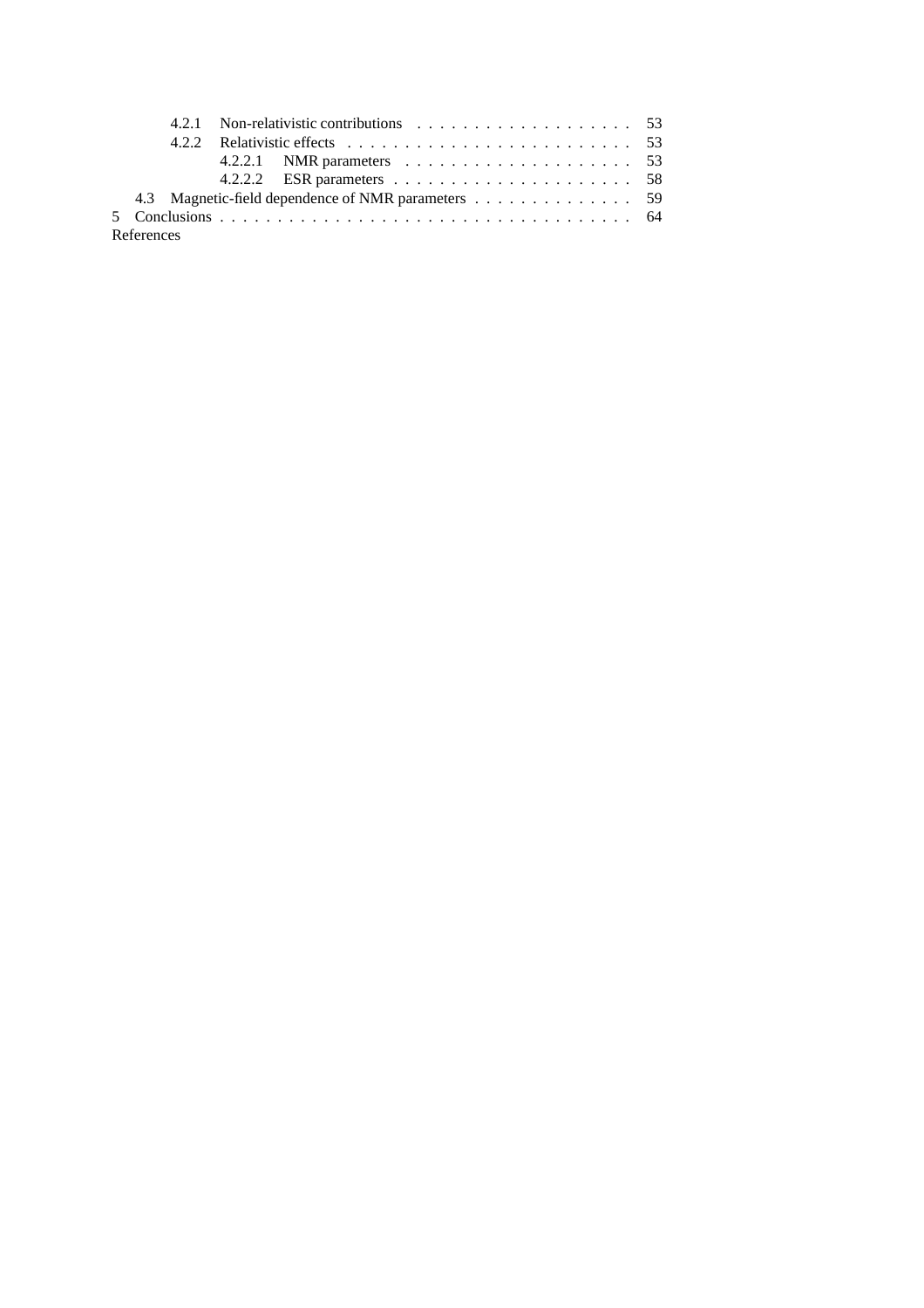- 4.2.1 Non-relativistic contributions . . . . . . . . . . . . . . . . . . . 53
- 4.2.2 Relativistic effects . . . . . . . . . . . . . . . . . . . . . . . . . 53
  - 4.2.2.1 NMR parameters . . . . . . . . . . . . . . . . . . . . 53
  - 4.2.2.2 ESR parameters . . . . . . . . . . . . . . . . . . . . . 58
- 4.3 Magnetic-field dependence of NMR parameters . . . . . . . . . . . . . 59

5 Conclusions . . . . . . . . . . . . . . . . . . . . . . . . . . . . . . . . . . . 64

References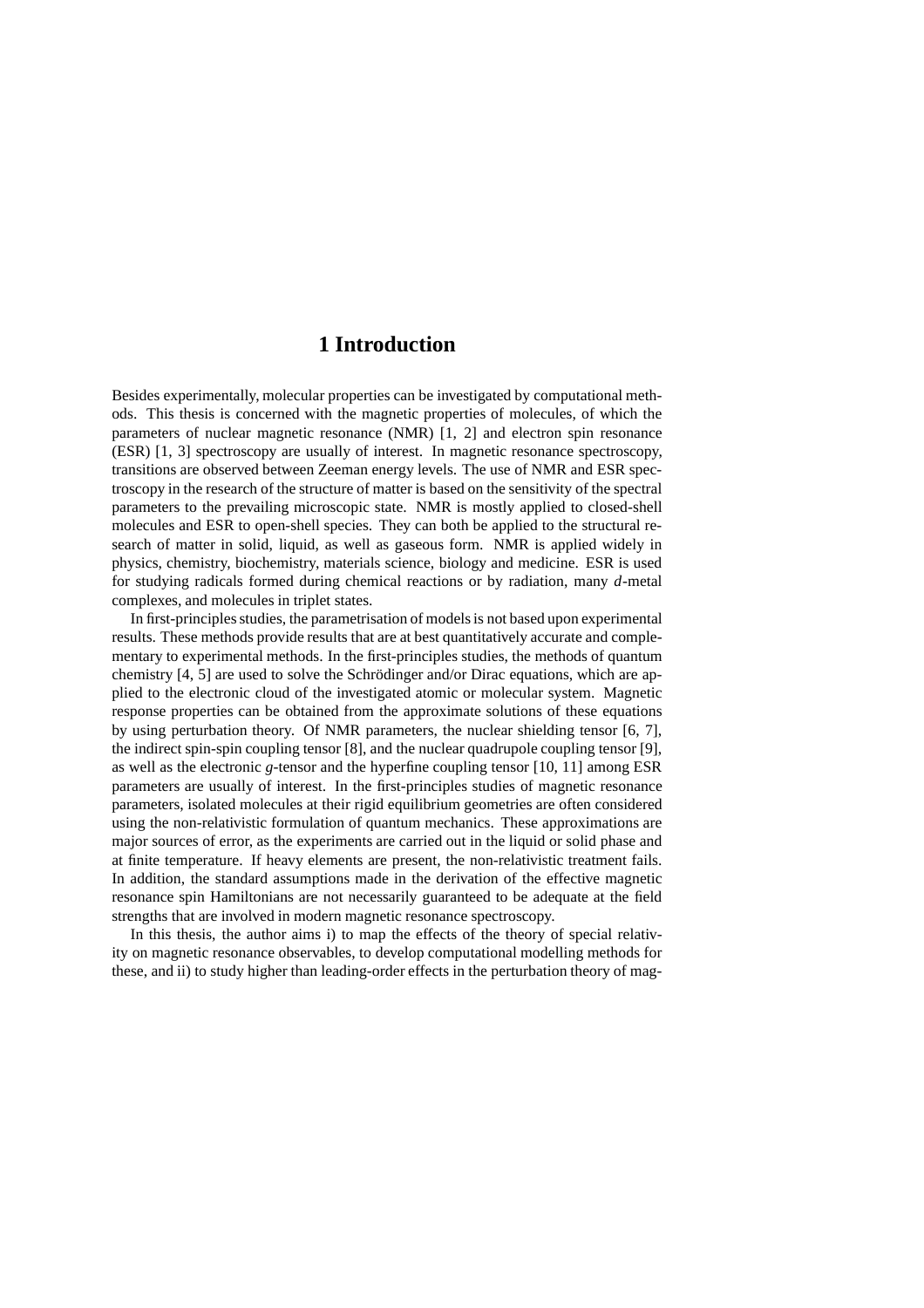# 1 Introduction

Besides experimentally, molecular properties can be investigated by computational methods. This thesis is concerned with the magnetic properties of molecules, of which the parameters of nuclear magnetic resonance (NMR) [1, 2] and electron spin resonance (ESR) [1, 3] spectroscopy are usually of interest. In magnetic resonance spectroscopy, transitions are observed between Zeeman energy levels. The use of NMR and ESR spectroscopy in the research of the structure of matter is based on the sensitivity of the spectral parameters to the prevailing microscopic state. NMR is mostly applied to closed-shell molecules and ESR to open-shell species. They can both be applied to the structural research of matter in solid, liquid, as well as gaseous form. NMR is applied widely in physics, chemistry, biochemistry, materials science, biology and medicine. ESR is used for studying radicals formed during chemical reactions or by radiation, many *d*-metal complexes, and molecules in triplet states.

In first-principles studies, the parametrisation of models is not based upon experimental results. These methods provide results that are at best quantitatively accurate and complementary to experimental methods. In the first-principles studies, the methods of quantum chemistry [4, 5] are used to solve the Schrödinger and/or Dirac equations, which are applied to the electronic cloud of the investigated atomic or molecular system. Magnetic response properties can be obtained from the approximate solutions of these equations by using perturbation theory. Of NMR parameters, the nuclear shielding tensor [6, 7], the indirect spin-spin coupling tensor [8], and the nuclear quadrupole coupling tensor [9], as well as the electronic *g*-tensor and the hyperfine coupling tensor [10, 11] among ESR parameters are usually of interest. In the first-principles studies of magnetic resonance parameters, isolated molecules at their rigid equilibrium geometries are often considered using the non-relativistic formulation of quantum mechanics. These approximations are major sources of error, as the experiments are carried out in the liquid or solid phase and at finite temperature. If heavy elements are present, the non-relativistic treatment fails. In addition, the standard assumptions made in the derivation of the effective magnetic resonance spin Hamiltonians are not necessarily guaranteed to be adequate at the field strengths that are involved in modern magnetic resonance spectroscopy.

In this thesis, the author aims i) to map the effects of the theory of special relativity on magnetic resonance observables, to develop computational modelling methods for these, and ii) to study higher than leading-order effects in the perturbation theory of mag-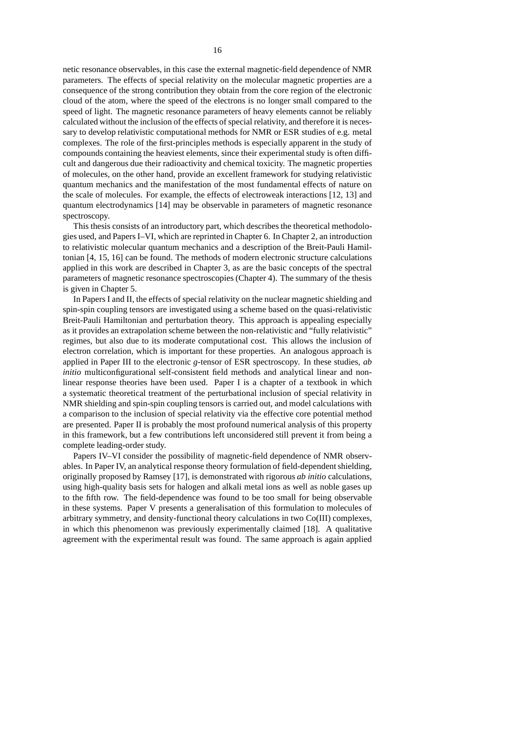netic resonance observables, in this case the external magnetic-field dependence of NMR parameters. The effects of special relativity on the molecular magnetic properties are a consequence of the strong contribution they obtain from the core region of the electronic cloud of the atom, where the speed of the electrons is no longer small compared to the speed of light. The magnetic resonance parameters of heavy elements cannot be reliably calculated without the inclusion of the effects of special relativity, and therefore it is necessary to develop relativistic computational methods for NMR or ESR studies of e.g. metal complexes. The role of the first-principles methods is especially apparent in the study of compounds containing the heaviest elements, since their experimental study is often difficult and dangerous due their radioactivity and chemical toxicity. The magnetic properties of molecules, on the other hand, provide an excellent framework for studying relativistic quantum mechanics and the manifestation of the most fundamental effects of nature on the scale of molecules. For example, the effects of electroweak interactions [12, 13] and quantum electrodynamics [14] may be observable in parameters of magnetic resonance spectroscopy.

This thesis consists of an introductory part, which describes the theoretical methodologies used, and Papers I–VI, which are reprinted in Chapter 6. In Chapter 2, an introduction to relativistic molecular quantum mechanics and a description of the Breit-Pauli Hamiltonian [4, 15, 16] can be found. The methods of modern electronic structure calculations applied in this work are described in Chapter 3, as are the basic concepts of the spectral parameters of magnetic resonance spectroscopies (Chapter 4). The summary of the thesis is given in Chapter 5.

In Papers I and II, the effects of special relativity on the nuclear magnetic shielding and spin-spin coupling tensors are investigated using a scheme based on the quasi-relativistic Breit-Pauli Hamiltonian and perturbation theory. This approach is appealing especially as it provides an extrapolation scheme between the non-relativistic and "fully relativistic" regimes, but also due to its moderate computational cost. This allows the inclusion of electron correlation, which is important for these properties. An analogous approach is applied in Paper III to the electronic $g$-tensor of ESR spectroscopy. In these studies, *ab initio* multiconfigurational self-consistent field methods and analytical linear and non-linear response theories have been used. Paper I is a chapter of a textbook in which a systematic theoretical treatment of the perturbational inclusion of special relativity in NMR shielding and spin-spin coupling tensors is carried out, and model calculations with a comparison to the inclusion of special relativity via the effective core potential method are presented. Paper II is probably the most profound numerical analysis of this property in this framework, but a few contributions left unconsidered still prevent it from being a complete leading-order study.

Papers IV–VI consider the possibility of magnetic-field dependence of NMR observables. In Paper IV, an analytical response theory formulation of field-dependent shielding, originally proposed by Ramsey [17], is demonstrated with rigorous *ab initio* calculations, using high-quality basis sets for halogen and alkali metal ions as well as noble gases up to the fifth row. The field-dependence was found to be too small for being observable in these systems. Paper V presents a generalisation of this formulation to molecules of arbitrary symmetry, and density-functional theory calculations in two Co(III) complexes, in which this phenomenon was previously experimentally claimed [18]. A qualitative agreement with the experimental result was found. The same approach is again applied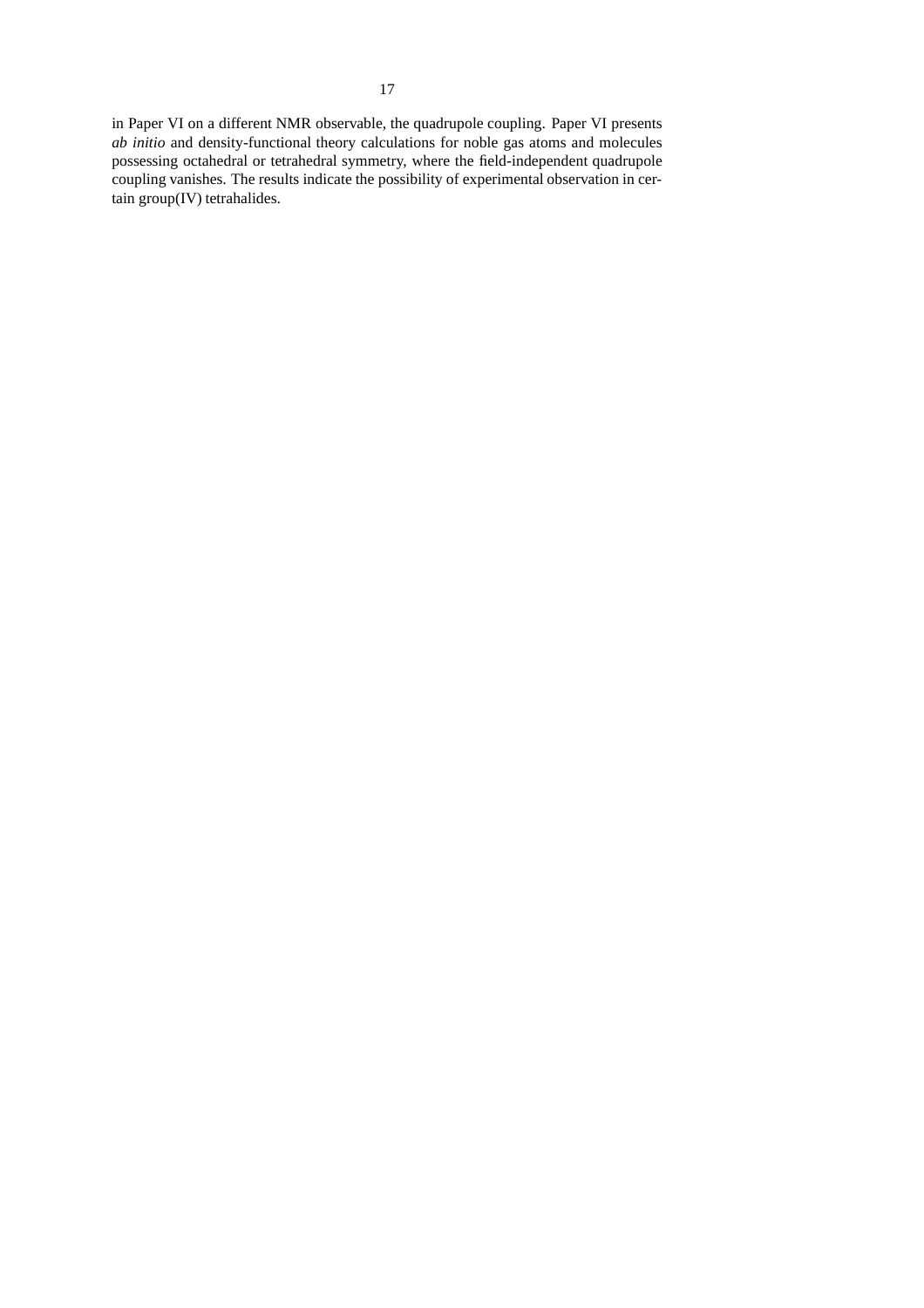in Paper VI on a different NMR observable, the quadrupole coupling. Paper VI presents *ab initio* and density-functional theory calculations for noble gas atoms and molecules possessing octahedral or tetrahedral symmetry, where the field-independent quadrupole coupling vanishes. The results indicate the possibility of experimental observation in certain group(IV) tetrahalides.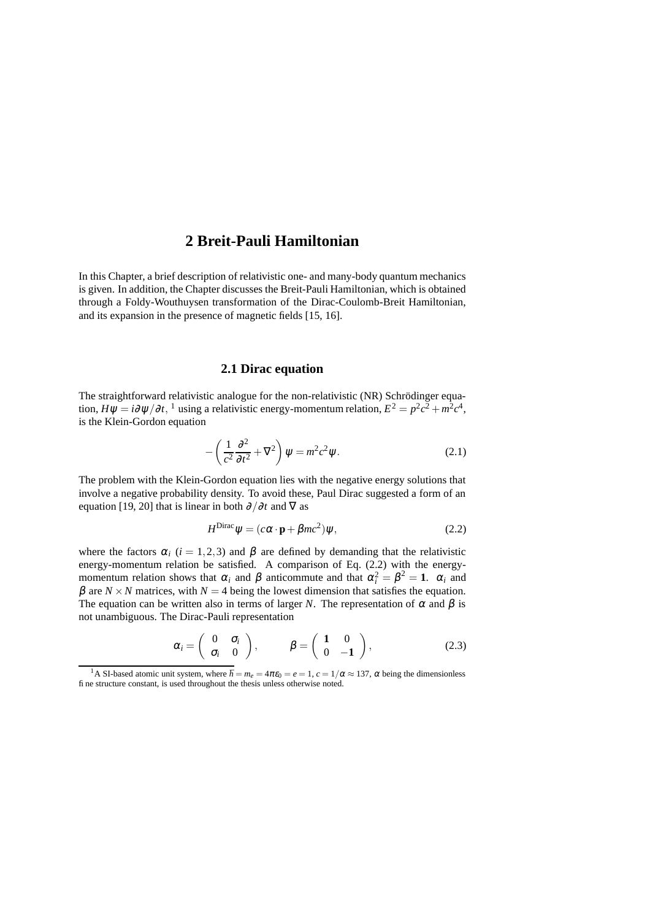# 2 Breit-Pauli Hamiltonian

In this Chapter, a brief description of relativistic one- and many-body quantum mechanics is given. In addition, the Chapter discusses the Breit-Pauli Hamiltonian, which is obtained through a Foldy-Wouthuysen transformation of the Dirac-Coulomb-Breit Hamiltonian, and its expansion in the presence of magnetic fields [15, 16].

## 2.1 Dirac equation

The straightforward relativistic analogue for the non-relativistic (NR) Schrödinger equation, $H\psi = i\partial\psi/\partial t$, [1] using a relativistic energy-momentum relation, $E^2 = p^2c^2 + m^2c^4$, is the Klein-Gordon equation

$$-\left(\frac{1}{c^2}\frac{\partial^2}{\partial t^2} + \nabla^2\right)\psi = m^2c^2\psi. \tag{2.1}$$

The problem with the Klein-Gordon equation lies with the negative energy solutions that involve a negative probability density. To avoid these, Paul Dirac suggested a form of an equation [19, 20] that is linear in both $\partial/\partial t$ and $\nabla$ as

$$H^{\text{Dirac}}\psi = (c\alpha\cdot\mathbf{p} + \beta mc^2)\psi, \tag{2.2}$$

where the factors $\alpha_i$ ($i = 1,2,3$) and $\beta$ are defined by demanding that the relativistic energy-momentum relation be satisfied. A comparison of Eq. (2.2) with the energy-momentum relation shows that $\alpha_i$ and $\beta$ anticommute and that $\alpha_i^2 = \beta^2 = \mathbf{1}$. $\alpha_i$ and $\beta$ are $N\times N$ matrices, with $N = 4$ being the lowest dimension that satisfies the equation. The equation can be written also in terms of larger $N$. The representation of $\alpha$ and $\beta$ is not unambiguous. The Dirac-Pauli representation

$$\alpha_i = \begin{pmatrix} 0 & \sigma_i \\ \sigma_i & 0 \end{pmatrix}, \qquad \beta = \begin{pmatrix} \mathbf{1} & 0 \\ 0 & -\mathbf{1} \end{pmatrix}, \tag{2.3}$$

[1] A SI-based atomic unit system, where $\hbar = m_e = 4\pi\varepsilon_0 = e = 1$, $c = 1/\alpha \approx 137$, $\alpha$ being the dimensionless fine structure constant, is used throughout the thesis unless otherwise noted.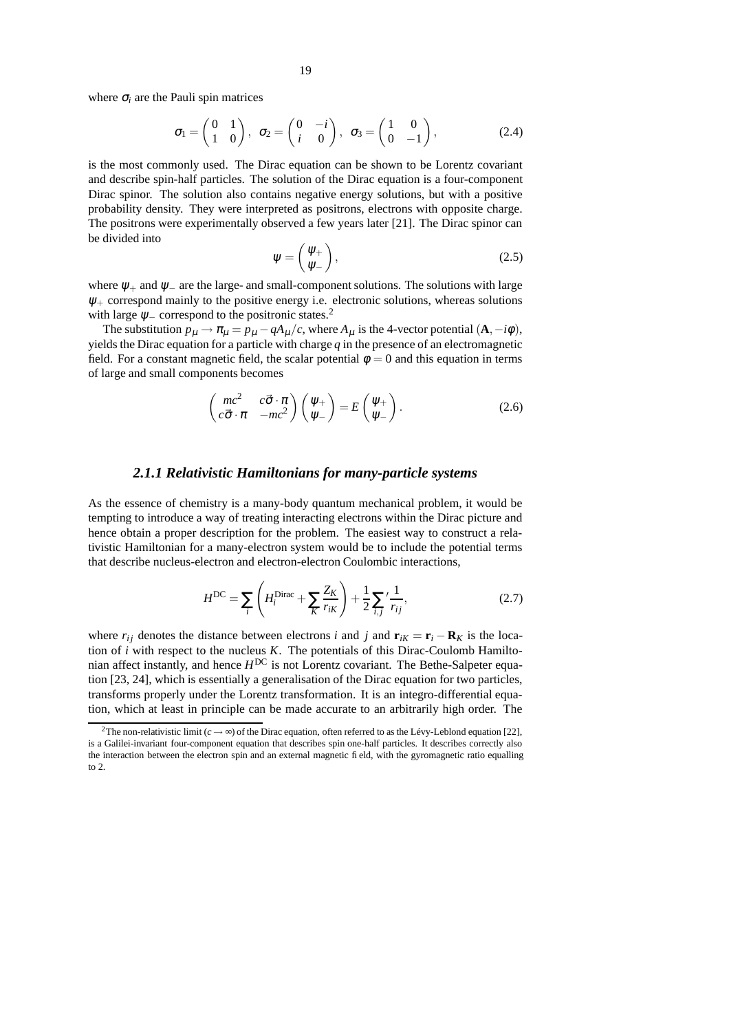where $\sigma_i$ are the Pauli spin matrices

$$
\sigma_1 = \begin{pmatrix} 0 & 1 \\ 1 & 0 \end{pmatrix}, \quad \sigma_2 = \begin{pmatrix} 0 & -i \\ i & 0 \end{pmatrix}, \quad \sigma_3 = \begin{pmatrix} 1 & 0 \\ 0 & -1 \end{pmatrix}, \tag{2.4}
$$

is the most commonly used. The Dirac equation can be shown to be Lorentz covariant and describe spin-half particles. The solution of the Dirac equation is a four-component Dirac spinor. The solution also contains negative energy solutions, but with a positive probability density. They were interpreted as positrons, electrons with opposite charge. The positrons were experimentally observed a few years later [21]. The Dirac spinor can be divided into

$$
\psi = \begin{pmatrix} \psi_+ \\ \psi_- \end{pmatrix}, \tag{2.5}
$$

where $\psi_+$ and $\psi_-$ are the large- and small-component solutions. The solutions with large $\psi_+$ correspond mainly to the positive energy i.e. electronic solutions, whereas solutions with large $\psi_-$ correspond to the positronic states.[2]

The substitution $p_\mu \rightarrow \pi_\mu = p_\mu - qA_\mu/c$, where $A_\mu$ is the 4-vector potential $(\mathbf{A}, -i\phi)$, yields the Dirac equation for a particle with charge $q$ in the presence of an electromagnetic field. For a constant magnetic field, the scalar potential $\phi = 0$ and this equation in terms of large and small components becomes

$$
\begin{pmatrix} mc^2 & c\vec{\sigma}\cdot\pi \\ c\vec{\sigma}\cdot\pi & -mc^2 \end{pmatrix} \begin{pmatrix} \psi_+ \\ \psi_- \end{pmatrix} = E \begin{pmatrix} \psi_+ \\ \psi_- \end{pmatrix}. \tag{2.6}
$$

### *2.1.1 Relativistic Hamiltonians for many-particle systems*

As the essence of chemistry is a many-body quantum mechanical problem, it would be tempting to introduce a way of treating interacting electrons within the Dirac picture and hence obtain a proper description for the problem. The easiest way to construct a relativistic Hamiltonian for a many-electron system would be to include the potential terms that describe nucleus-electron and electron-electron Coulombic interactions,

$$
H^{\mathrm{DC}} = \sum_i \left( H_i^{\mathrm{Dirac}} + \sum_K \frac{Z_K}{r_{iK}} \right) + \frac{1}{2}{\sum_{i,j}}' \frac{1}{r_{ij}}, \tag{2.7}
$$

where $r_{ij}$ denotes the distance between electrons $i$ and $j$ and $\mathbf{r}_{iK} = \mathbf{r}_i - \mathbf{R}_K$ is the location of $i$ with respect to the nucleus $K$. The potentials of this Dirac-Coulomb Hamiltonian affect instantly, and hence $H^{\mathrm{DC}}$ is not Lorentz covariant. The Bethe-Salpeter equation [23, 24], which is essentially a generalisation of the Dirac equation for two particles, transforms properly under the Lorentz transformation. It is an integro-differential equation, which at least in principle can be made accurate to an arbitrarily high order. The

[2] The non-relativistic limit ($c \rightarrow \infty$) of the Dirac equation, often referred to as the Lévy-Leblond equation [22], is a Galilei-invariant four-component equation that describes spin one-half particles. It describes correctly also the interaction between the electron spin and an external magnetic field, with the gyromagnetic ratio equalling to 2.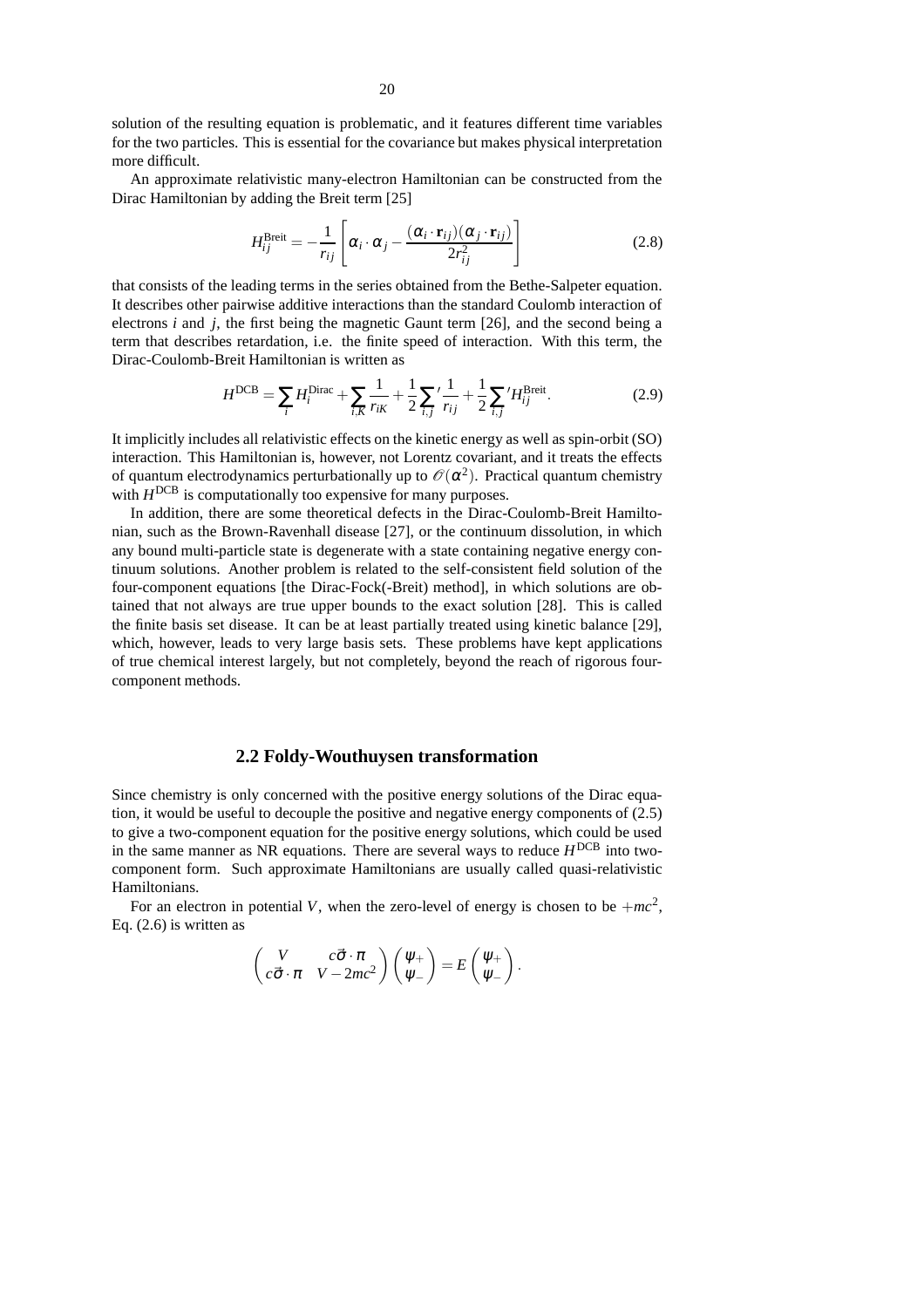solution of the resulting equation is problematic, and it features different time variables for the two particles. This is essential for the covariance but makes physical interpretation more difficult.

An approximate relativistic many-electron Hamiltonian can be constructed from the Dirac Hamiltonian by adding the Breit term [25]

$$H_{ij}^{\text{Breit}} = -\frac{1}{r_{ij}}\left[\alpha_i \cdot \alpha_j - \frac{(\alpha_i \cdot \mathbf{r}_{ij})(\alpha_j \cdot \mathbf{r}_{ij})}{2r_{ij}^2}\right] \tag{2.8}$$

that consists of the leading terms in the series obtained from the Bethe-Salpeter equation. It describes other pairwise additive interactions than the standard Coulomb interaction of electrons $i$ and $j$, the first being the magnetic Gaunt term [26], and the second being a term that describes retardation, i.e. the finite speed of interaction. With this term, the Dirac-Coulomb-Breit Hamiltonian is written as

$$H^{\text{DCB}} = \sum_i H_i^{\text{Dirac}} + \sum_{i,K}\frac{1}{r_{iK}} + \frac{1}{2}{\sum_{i,j}}'\frac{1}{r_{ij}} + \frac{1}{2}{\sum_{i,j}}' H_{ij}^{\text{Breit}}. \tag{2.9}$$

It implicitly includes all relativistic effects on the kinetic energy as well as spin-orbit (SO) interaction. This Hamiltonian is, however, not Lorentz covariant, and it treats the effects of quantum electrodynamics perturbationally up to $\mathcal{O}(\alpha^2)$. Practical quantum chemistry with $H^{\text{DCB}}$ is computationally too expensive for many purposes.

In addition, there are some theoretical defects in the Dirac-Coulomb-Breit Hamiltonian, such as the Brown-Ravenhall disease [27], or the continuum dissolution, in which any bound multi-particle state is degenerate with a state containing negative energy continuum solutions. Another problem is related to the self-consistent field solution of the four-component equations [the Dirac-Fock(-Breit) method], in which solutions are obtained that not always are true upper bounds to the exact solution [28]. This is called the finite basis set disease. It can be at least partially treated using kinetic balance [29], which, however, leads to very large basis sets. These problems have kept applications of true chemical interest largely, but not completely, beyond the reach of rigorous four-component methods.

## 2.2 Foldy-Wouthuysen transformation

Since chemistry is only concerned with the positive energy solutions of the Dirac equation, it would be useful to decouple the positive and negative energy components of (2.5) to give a two-component equation for the positive energy solutions, which could be used in the same manner as NR equations. There are several ways to reduce $H^{\text{DCB}}$ into two-component form. Such approximate Hamiltonians are usually called quasi-relativistic Hamiltonians.

For an electron in potential $V$, when the zero-level of energy is chosen to be $+mc^2$, Eq. (2.6) is written as

$$\begin{pmatrix} V & c\vec{\sigma}\cdot\pi \\ c\vec{\sigma}\cdot\pi & V-2mc^2 \end{pmatrix}\begin{pmatrix}\psi_+ \\ \psi_-\end{pmatrix} = E\begin{pmatrix}\psi_+ \\ \psi_-\end{pmatrix}.$$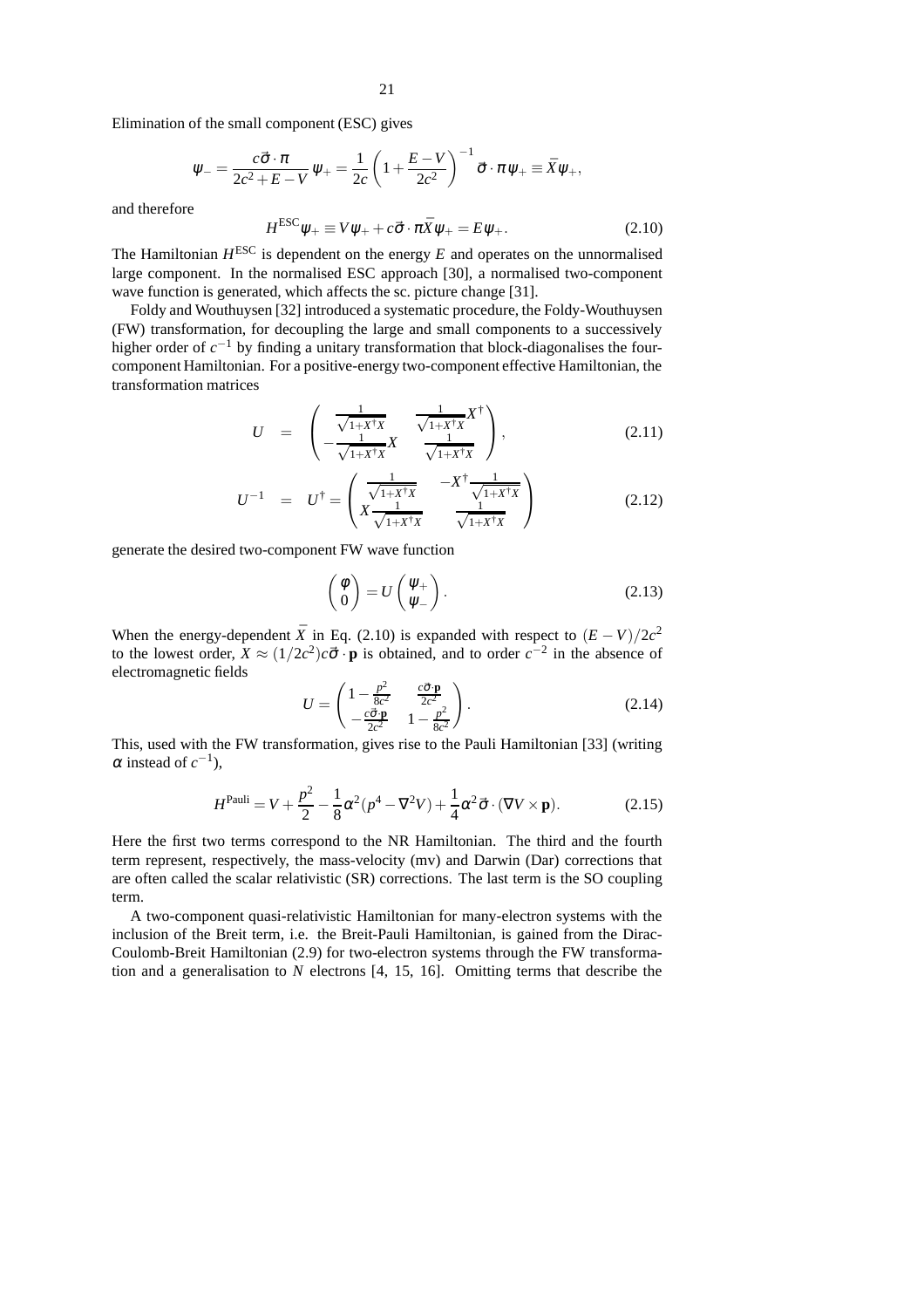Elimination of the small component (ESC) gives

$$\psi_- = \frac{c\vec{\sigma}\cdot\pi}{2c^2+E-V}\,\psi_+ = \frac{1}{2c}\left(1+\frac{E-V}{2c^2}\right)^{-1}\vec{\sigma}\cdot\pi\,\psi_+ \equiv \bar{X}\psi_+,$$

and therefore

$$H^{\mathrm{ESC}}\psi_+ \equiv V\psi_+ + c\vec{\sigma}\cdot\pi\bar{X}\psi_+ = E\psi_+. \tag{2.10}$$

The Hamiltonian $H^{\mathrm{ESC}}$ is dependent on the energy $E$ and operates on the unnormalised large component. In the normalised ESC approach [30], a normalised two-component wave function is generated, which affects the sc. picture change [31].

Foldy and Wouthuysen [32] introduced a systematic procedure, the Foldy-Wouthuysen (FW) transformation, for decoupling the large and small components to a successively higher order of $c^{-1}$ by finding a unitary transformation that block-diagonalises the four-component Hamiltonian. For a positive-energy two-component effective Hamiltonian, the transformation matrices

$$U = \begin{pmatrix} \frac{1}{\sqrt{1+X^\dagger X}} & \frac{1}{\sqrt{1+X^\dagger X}}X^\dagger \\ -\frac{1}{\sqrt{1+X^\dagger X}}X & \frac{1}{\sqrt{1+X^\dagger X}} \end{pmatrix}, \tag{2.11}$$

$$U^{-1} = U^\dagger = \begin{pmatrix} \frac{1}{\sqrt{1+X^\dagger X}} & -X^\dagger\frac{1}{\sqrt{1+X^\dagger X}} \\ X\frac{1}{\sqrt{1+X^\dagger X}} & \frac{1}{\sqrt{1+X^\dagger X}} \end{pmatrix} \tag{2.12}$$

generate the desired two-component FW wave function

$$\begin{pmatrix} \phi \\ 0 \end{pmatrix} = U\begin{pmatrix} \psi_+ \\ \psi_- \end{pmatrix}. \tag{2.13}$$

When the energy-dependent $\bar{X}$ in Eq. (2.10) is expanded with respect to $(E-V)/2c^2$ to the lowest order, $X \approx (1/2c^2)c\vec{\sigma}\cdot\mathbf{p}$ is obtained, and to order $c^{-2}$ in the absence of electromagnetic fields

$$U = \begin{pmatrix} 1-\frac{p^2}{8c^2} & \frac{c\vec{\sigma}\cdot\mathbf{p}}{2c^2} \\ -\frac{c\vec{\sigma}\cdot\mathbf{p}}{2c^2} & 1-\frac{p^2}{8c^2} \end{pmatrix}. \tag{2.14}$$

This, used with the FW transformation, gives rise to the Pauli Hamiltonian [33] (writing $\alpha$ instead of $c^{-1}$),

$$H^{\mathrm{Pauli}} = V + \frac{p^2}{2} - \frac{1}{8}\alpha^2(p^4 - \nabla^2 V) + \frac{1}{4}\alpha^2\vec{\sigma}\cdot(\nabla V\times\mathbf{p}). \tag{2.15}$$

Here the first two terms correspond to the NR Hamiltonian. The third and the fourth term represent, respectively, the mass-velocity (mv) and Darwin (Dar) corrections that are often called the scalar relativistic (SR) corrections. The last term is the SO coupling term.

A two-component quasi-relativistic Hamiltonian for many-electron systems with the inclusion of the Breit term, i.e. the Breit-Pauli Hamiltonian, is gained from the Dirac-Coulomb-Breit Hamiltonian (2.9) for two-electron systems through the FW transformation and a generalisation to $N$ electrons [4, 15, 16]. Omitting terms that describe the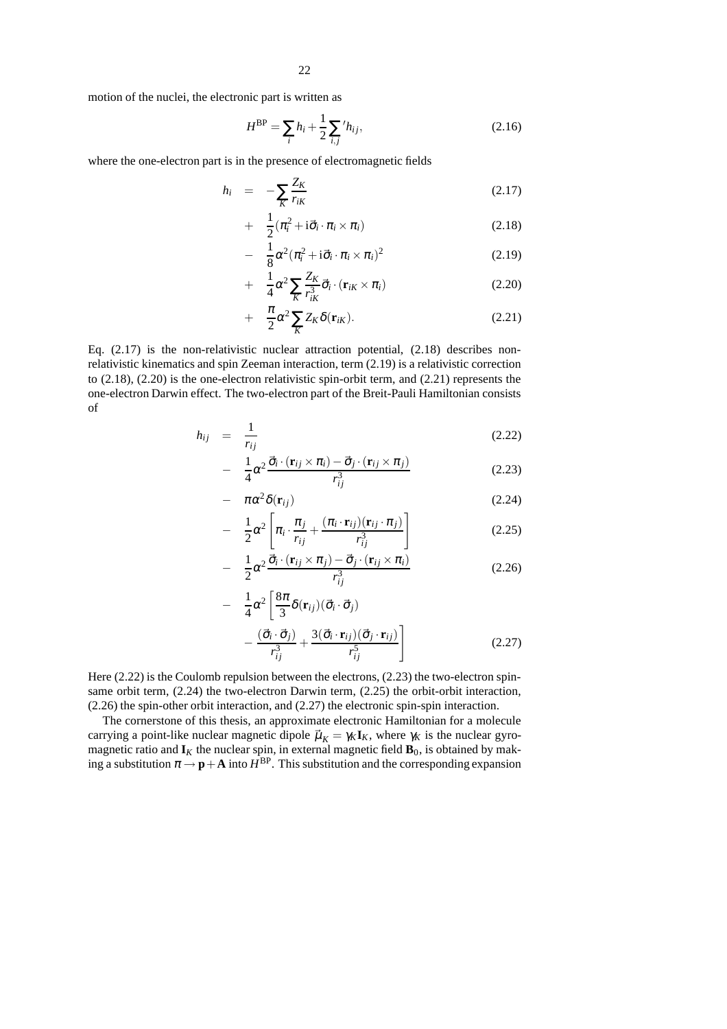motion of the nuclei, the electronic part is written as

$$H^{\rm BP} = \sum_i h_i + \frac{1}{2}\sum_{i,j}{}' h_{ij}, \tag{2.16}$$

where the one-electron part is in the presence of electromagnetic fields

$$
\begin{aligned}
h_i \;=\;& -\sum_K \frac{Z_K}{r_{iK}} && (2.17)\\
&+ \frac{1}{2}(\pi_i^2 + \mathrm{i}\vec{\sigma}_i \cdot \pi_i \times \pi_i) && (2.18)\\
&- \frac{1}{8}\alpha^2(\pi_i^2 + \mathrm{i}\vec{\sigma}_i \cdot \pi_i \times \pi_i)^2 && (2.19)\\
&+ \frac{1}{4}\alpha^2 \sum_K \frac{Z_K}{r_{iK}^3}\vec{\sigma}_i \cdot (\mathbf{r}_{iK} \times \pi_i) && (2.20)\\
&+ \frac{\pi}{2}\alpha^2 \sum_K Z_K \delta(\mathbf{r}_{iK}). && (2.21)
\end{aligned}
$$

Eq. (2.17) is the non-relativistic nuclear attraction potential, (2.18) describes non-relativistic kinematics and spin Zeeman interaction, term (2.19) is a relativistic correction to (2.18), (2.20) is the one-electron relativistic spin-orbit term, and (2.21) represents the one-electron Darwin effect. The two-electron part of the Breit-Pauli Hamiltonian consists of

$$
\begin{aligned}
h_{ij} \;=\;& \frac{1}{r_{ij}} && (2.22)\\
&- \frac{1}{4}\alpha^2 \frac{\vec{\sigma}_i \cdot (\mathbf{r}_{ij} \times \pi_i) - \vec{\sigma}_j \cdot (\mathbf{r}_{ij} \times \pi_j)}{r_{ij}^3} && (2.23)\\
&- \pi\alpha^2 \delta(\mathbf{r}_{ij}) && (2.24)\\
&- \frac{1}{2}\alpha^2 \left[ \pi_i \cdot \frac{\pi_j}{r_{ij}} + \frac{(\pi_i \cdot \mathbf{r}_{ij})(\mathbf{r}_{ij} \cdot \pi_j)}{r_{ij}^3} \right] && (2.25)\\
&- \frac{1}{2}\alpha^2 \frac{\vec{\sigma}_i \cdot (\mathbf{r}_{ij} \times \pi_j) - \vec{\sigma}_j \cdot (\mathbf{r}_{ij} \times \pi_i)}{r_{ij}^3} && (2.26)\\
&- \frac{1}{4}\alpha^2 \left[ \frac{8\pi}{3}\delta(\mathbf{r}_{ij})(\vec{\sigma}_i \cdot \vec{\sigma}_j) \right.\\
&\qquad \left. - \frac{(\vec{\sigma}_i \cdot \vec{\sigma}_j)}{r_{ij}^3} + \frac{3(\vec{\sigma}_i \cdot \mathbf{r}_{ij})(\vec{\sigma}_j \cdot \mathbf{r}_{ij})}{r_{ij}^5} \right] && (2.27)
\end{aligned}
$$

Here (2.22) is the Coulomb repulsion between the electrons, (2.23) the two-electron spin-same orbit term, (2.24) the two-electron Darwin term, (2.25) the orbit-orbit interaction, (2.26) the spin-other orbit interaction, and (2.27) the electronic spin-spin interaction.

The cornerstone of this thesis, an approximate electronic Hamiltonian for a molecule carrying a point-like nuclear magnetic dipole $\vec{\mu}_K = \gamma_K \mathbf{I}_K$, where $\gamma_K$ is the nuclear gyromagnetic ratio and $\mathbf{I}_K$ the nuclear spin, in external magnetic field $\mathbf{B}_0$, is obtained by making a substitution $\pi \rightarrow \mathbf{p} + \mathbf{A}$ into $H^{\rm BP}$. This substitution and the corresponding expansion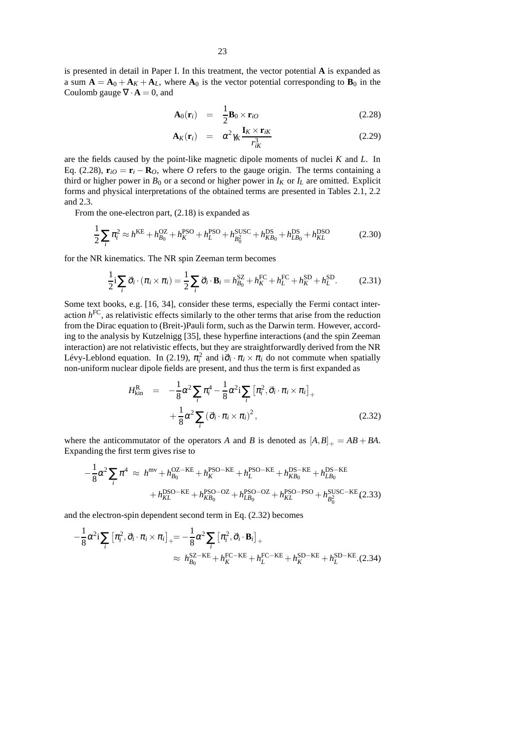is presented in detail in Paper I. In this treatment, the vector potential $\mathbf{A}$ is expanded as a sum $\mathbf{A} = \mathbf{A}_0 + \mathbf{A}_K + \mathbf{A}_L$, where $\mathbf{A}_0$ is the vector potential corresponding to $\mathbf{B}_0$ in the Coulomb gauge $\nabla \cdot \mathbf{A} = 0$, and

$$
\begin{aligned}
\mathbf{A}_0(\mathbf{r}_i) &= \frac{1}{2}\mathbf{B}_0 \times \mathbf{r}_{iO} && (2.28)\\
\mathbf{A}_K(\mathbf{r}_i) &= \alpha^2 \gamma_K \frac{\mathbf{I}_K \times \mathbf{r}_{iK}}{r_{iK}^3} && (2.29)
\end{aligned}
$$

are the fields caused by the point-like magnetic dipole moments of nuclei $K$ and $L$. In Eq. (2.28), $\mathbf{r}_{iO} = \mathbf{r}_i - \mathbf{R}_O$, where $O$ refers to the gauge origin. The terms containing a third or higher power in $B_0$ or a second or higher power in $I_K$ or $I_L$ are omitted. Explicit forms and physical interpretations of the obtained terms are presented in Tables 2.1, 2.2 and 2.3.

From the one-electron part, (2.18) is expanded as

$$
\frac{1}{2}\sum_i \pi_i^2 \approx h^{\mathrm{KE}} + h^{\mathrm{OZ}}_{B_0} + h^{\mathrm{PSO}}_K + h^{\mathrm{PSO}}_L + h^{\mathrm{SUSC}}_{B_0^2} + h^{\mathrm{DS}}_{KB_0} + h^{\mathrm{DS}}_{LB_0} + h^{\mathrm{DSO}}_{KL} \tag{2.30}
$$

for the NR kinematics. The NR spin Zeeman term becomes

$$
\frac{1}{2}\mathrm{i}\sum_i \vec{\sigma}_i \cdot (\pi_i \times \pi_i) = \frac{1}{2}\sum_i \vec{\sigma}_i \cdot \mathbf{B}_i = h^{\mathrm{SZ}}_{B_0} + h^{\mathrm{FC}}_K + h^{\mathrm{FC}}_L + h^{\mathrm{SD}}_K + h^{\mathrm{SD}}_L. \tag{2.31}
$$

Some text books, e.g. [16, 34], consider these terms, especially the Fermi contact interaction $h^{\mathrm{FC}}$, as relativistic effects similarly to the other terms that arise from the reduction from the Dirac equation to (Breit-)Pauli form, such as the Darwin term. However, according to the analysis by Kutzelnigg [35], these hyperfine interactions (and the spin Zeeman interaction) are not relativistic effects, but they are straightforwardly derived from the NR Lévy-Leblond equation. In (2.19), $\pi_i^2$ and $\mathrm{i}\vec{\sigma}_i \cdot \pi_i \times \pi_i$ do not commute when spatially non-uniform nuclear dipole fields are present, and thus the term is first expanded as

$$
\begin{aligned}
H^{\mathrm{R}}_{\mathrm{kin}} &= -\frac{1}{8}\alpha^2 \sum_i \pi_i^4 - \frac{1}{8}\alpha^2 \mathrm{i}\sum_i \left[\pi_i^2, \vec{\sigma}_i \cdot \pi_i \times \pi_i\right]_+ \\
&\quad + \frac{1}{8}\alpha^2 \sum_i \left(\vec{\sigma}_i \cdot \pi_i \times \pi_i\right)^2,
\end{aligned} \tag{2.32}
$$

where the anticommutator of the operators $A$ and $B$ is denoted as $[A, B]_+ = AB + BA$. Expanding the first term gives rise to

$$
\begin{aligned}
-\frac{1}{8}\alpha^2 \sum_i \pi^4 &\approx h^{\mathrm{mv}} + h^{\mathrm{OZ-KE}}_{B_0} + h^{\mathrm{PSO-KE}}_K + h^{\mathrm{PSO-KE}}_L + h^{\mathrm{DS-KE}}_{KB_0} + h^{\mathrm{DS-KE}}_{LB_0} \\
&\quad + h^{\mathrm{DSO-KE}}_{KL} + h^{\mathrm{PSO-OZ}}_{KB_0} + h^{\mathrm{PSO-OZ}}_{LB_0} + h^{\mathrm{PSO-PSO}}_{KL} + h^{\mathrm{SUSC-KE}}_{B_0^2}
\end{aligned} \tag{2.33}
$$

and the electron-spin dependent second term in Eq. (2.32) becomes

$$
\begin{aligned}
-\frac{1}{8}\alpha^2 \mathrm{i}\sum_i \left[\pi_i^2, \vec{\sigma}_i \cdot \pi_i \times \pi_i\right]_+ &= -\frac{1}{8}\alpha^2 \sum_i \left[\pi_i^2, \vec{\sigma}_i \cdot \mathbf{B}_i\right]_+ \\
&\approx h^{\mathrm{SZ-KE}}_{B_0} + h^{\mathrm{FC-KE}}_K + h^{\mathrm{FC-KE}}_L + h^{\mathrm{SD-KE}}_K + h^{\mathrm{SD-KE}}_L.
\end{aligned} \tag{2.34}
$$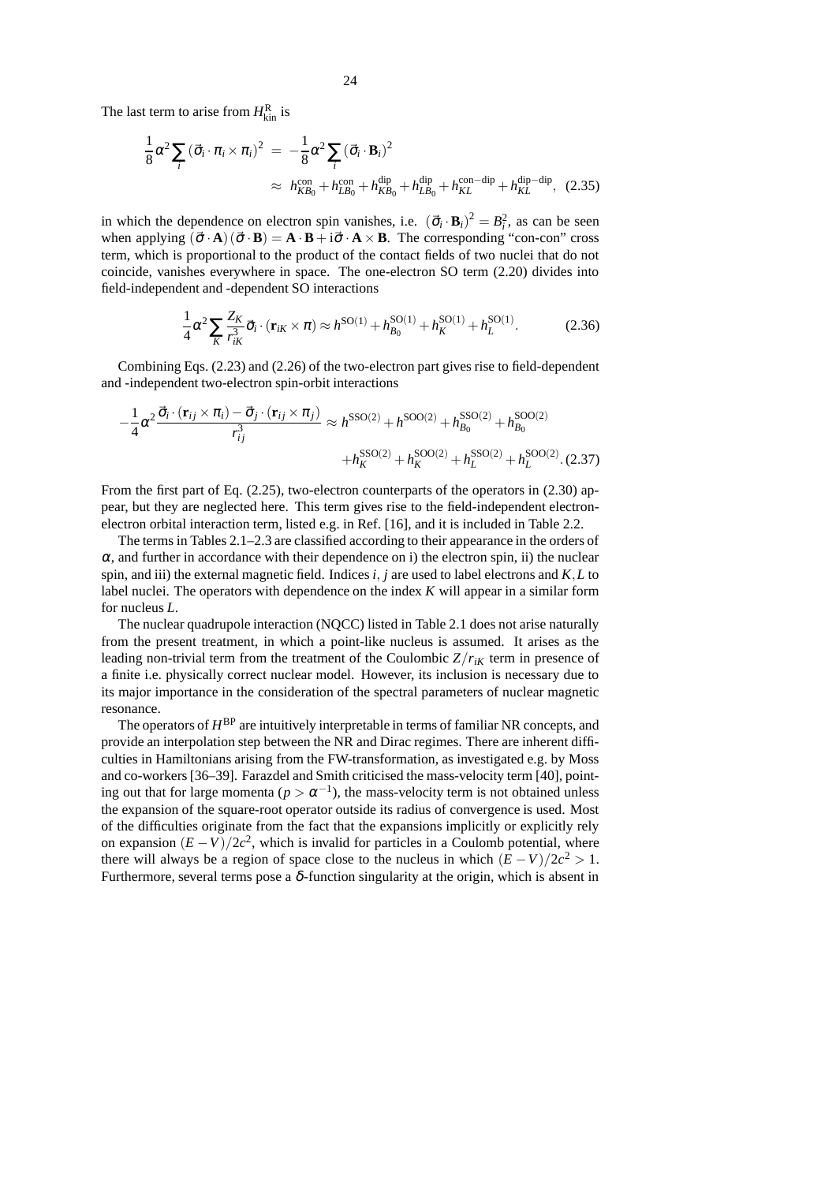The last term to arise from $H^{\mathrm{R}}_{\mathrm{kin}}$ is

$$\frac{1}{8}\alpha^2 \sum_i \left(\vec{\sigma}_i \cdot \pi_i \times \pi_i\right)^2 = -\frac{1}{8}\alpha^2 \sum_i \left(\vec{\sigma}_i \cdot \mathbf{B}_i\right)^2$$
$$\approx h^{\mathrm{con}}_{KB_0} + h^{\mathrm{con}}_{LB_0} + h^{\mathrm{dip}}_{KB_0} + h^{\mathrm{dip}}_{LB_0} + h^{\mathrm{con-dip}}_{KL} + h^{\mathrm{dip-dip}}_{KL}, \quad (2.35)$$

in which the dependence on electron spin vanishes, i.e. $\left(\vec{\sigma}_i \cdot \mathbf{B}_i\right)^2 = B_i^2$, as can be seen when applying $(\vec{\sigma} \cdot \mathbf{A})(\vec{\sigma} \cdot \mathbf{B}) = \mathbf{A} \cdot \mathbf{B} + \mathrm{i}\vec{\sigma} \cdot \mathbf{A} \times \mathbf{B}$. The corresponding "con-con" cross term, which is proportional to the product of the contact fields of two nuclei that do not coincide, vanishes everywhere in space. The one-electron SO term (2.20) divides into field-independent and -dependent SO interactions

$$\frac{1}{4}\alpha^2 \sum_K \frac{Z_K}{r^3_{iK}} \vec{\sigma}_i \cdot (\mathbf{r}_{iK} \times \pi) \approx h^{\mathrm{SO}(1)} + h^{\mathrm{SO}(1)}_{B_0} + h^{\mathrm{SO}(1)}_K + h^{\mathrm{SO}(1)}_L. \quad (2.36)$$

Combining Eqs. (2.23) and (2.26) of the two-electron part gives rise to field-dependent and -independent two-electron spin-orbit interactions

$$-\frac{1}{4}\alpha^2 \frac{\vec{\sigma}_i \cdot (\mathbf{r}_{ij} \times \pi_i) - \vec{\sigma}_j \cdot (\mathbf{r}_{ij} \times \pi_j)}{r^3_{ij}} \approx h^{\mathrm{SSO}(2)} + h^{\mathrm{SOO}(2)} + h^{\mathrm{SSO}(2)}_{B_0} + h^{\mathrm{SOO}(2)}_{B_0}$$
$$+ h^{\mathrm{SSO}(2)}_K + h^{\mathrm{SOO}(2)}_K + h^{\mathrm{SSO}(2)}_L + h^{\mathrm{SOO}(2)}_L. \quad (2.37)$$

From the first part of Eq. (2.25), two-electron counterparts of the operators in (2.30) appear, but they are neglected here. This term gives rise to the field-independent electron-electron orbital interaction term, listed e.g. in Ref. [16], and it is included in Table 2.2.

The terms in Tables 2.1–2.3 are classified according to their appearance in the orders of $\alpha$, and further in accordance with their dependence on i) the electron spin, ii) the nuclear spin, and iii) the external magnetic field. Indices $i, j$ are used to label electrons and $K, L$ to label nuclei. The operators with dependence on the index $K$ will appear in a similar form for nucleus $L$.

The nuclear quadrupole interaction (NQCC) listed in Table 2.1 does not arise naturally from the present treatment, in which a point-like nucleus is assumed. It arises as the leading non-trivial term from the treatment of the Coulombic $Z/r_{iK}$ term in presence of a finite i.e. physically correct nuclear model. However, its inclusion is necessary due to its major importance in the consideration of the spectral parameters of nuclear magnetic resonance.

The operators of $H^{\mathrm{BP}}$ are intuitively interpretable in terms of familiar NR concepts, and provide an interpolation step between the NR and Dirac regimes. There are inherent difficulties in Hamiltonians arising from the FW-transformation, as investigated e.g. by Moss and co-workers [36–39]. Farazdel and Smith criticised the mass-velocity term [40], pointing out that for large momenta ($p > \alpha^{-1}$), the mass-velocity term is not obtained unless the expansion of the square-root operator outside its radius of convergence is used. Most of the difficulties originate from the fact that the expansions implicitly or explicitly rely on expansion $(E - V)/2c^2$, which is invalid for particles in a Coulomb potential, where there will always be a region of space close to the nucleus in which $(E - V)/2c^2 > 1$. Furthermore, several terms pose a $\delta$-function singularity at the origin, which is absent in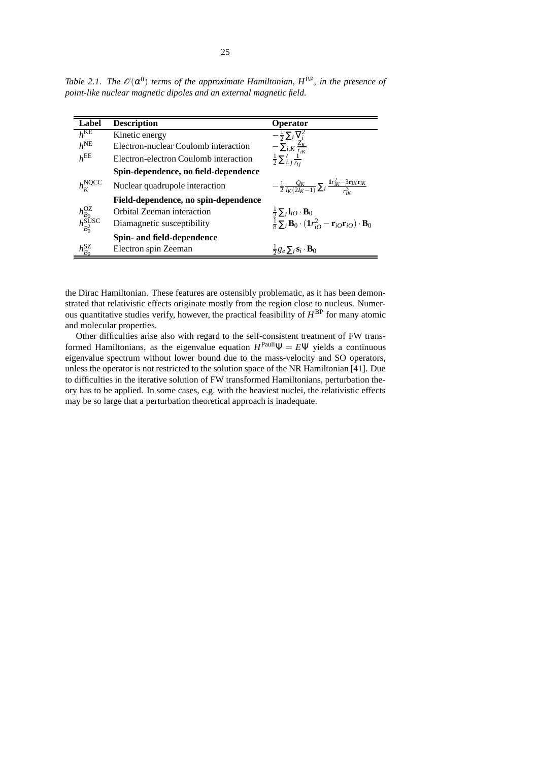*Table 2.1. The $\mathcal{O}(\alpha^0)$ terms of the approximate Hamiltonian, $H^{\mathrm{BP}}$, in the presence of point-like nuclear magnetic dipoles and an external magnetic field.*

| Label | Description | Operator |
|---|---|---|
| $h^{\mathrm{KE}}$ | Kinetic energy | $-\frac{1}{2}\sum_i \nabla_i^2$ |
| $h^{\mathrm{NE}}$ | Electron-nuclear Coulomb interaction | $-\sum_{i,K} \frac{Z_K}{r_{iK}}$ |
| $h^{\mathrm{EE}}$ | Electron-electron Coulomb interaction | $\frac{1}{2}\sum_{i,j}' \frac{1}{r_{ij}}$ |
| | **Spin-dependence, no field-dependence** | |
| $h_K^{\mathrm{NQCC}}$ | Nuclear quadrupole interaction | $-\frac{1}{2}\frac{Q_K}{I_K(2I_K-1)}\sum_i \frac{\mathbf{1}r_{iK}^2 - 3\mathbf{r}_{iK}\mathbf{r}_{iK}}{r_{iK}^3}$ |
| | **Field-dependence, no spin-dependence** | |
| $h_{B_0}^{\mathrm{OZ}}$ | Orbital Zeeman interaction | $\frac{1}{2}\sum_i \mathbf{l}_{iO}\cdot\mathbf{B}_0$ |
| $h_{B_0^2}^{\mathrm{SUSC}}$ | Diamagnetic susceptibility | $\frac{1}{8}\sum_i \mathbf{B}_0\cdot(\mathbf{1}r_{iO}^2 - \mathbf{r}_{iO}\mathbf{r}_{iO})\cdot\mathbf{B}_0$ |
| | **Spin- and field-dependence** | |
| $h_{B_0}^{\mathrm{SZ}}$ | Electron spin Zeeman | $\frac{1}{2}g_e\sum_i \mathbf{s}_i\cdot\mathbf{B}_0$ |

the Dirac Hamiltonian. These features are ostensibly problematic, as it has been demonstrated that relativistic effects originate mostly from the region close to nucleus. Numerous quantitative studies verify, however, the practical feasibility of $H^{\mathrm{BP}}$ for many atomic and molecular properties.

Other difficulties arise also with regard to the self-consistent treatment of FW transformed Hamiltonians, as the eigenvalue equation $H^{\mathrm{Pauli}}\Psi = E\Psi$ yields a continuous eigenvalue spectrum without lower bound due to the mass-velocity and SO operators, unless the operator is not restricted to the solution space of the NR Hamiltonian [41]. Due to difficulties in the iterative solution of FW transformed Hamiltonians, perturbation theory has to be applied. In some cases, e.g. with the heaviest nuclei, the relativistic effects may be so large that a perturbation theoretical approach is inadequate.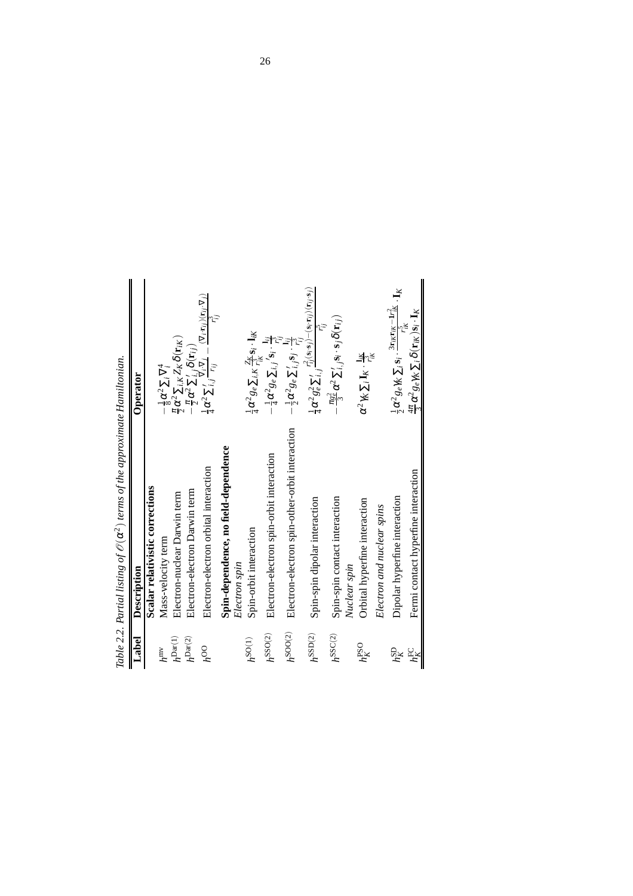*Table 2.2. Partial listing of $\mathcal{O}(\alpha^2)$ terms of the approximate Hamiltonian.*

| Label | Description | Operator |
|---|---|---|
| | **Scalar relativistic corrections** | |
| $h^{\mathrm{mv}}$ | Mass-velocity term | $-\frac{1}{8}\alpha^2 \sum_i \nabla_i^4$ |
| $h^{\mathrm{Dar(1)}}$ | Electron-nuclear Darwin term | $\frac{\pi}{2}\alpha^2 \sum_{i,K} Z_K \delta(\mathbf{r}_{iK})$ |
| $h^{\mathrm{Dar(2)}}$ | Electron-electron Darwin term | $-\frac{\pi}{2}\alpha^2 \sum_{i,j}' \delta(\mathbf{r}_{ij})$ |
| $h^{\mathrm{OO}}$ | Electron-electron orbital interaction | $\frac{1}{4}\alpha^2 \sum_{i,j}' \frac{\nabla_i \cdot \nabla_j}{r_{ij}} - \frac{(\nabla_i \cdot \mathbf{r}_{ij})(\mathbf{r}_{ij} \cdot \nabla_j)}{r_{ij}^3}$ |
| | **Spin-dependence, no field-dependence** | |
| | *Electron spin* | |
| $h^{\mathrm{SO(1)}}$ | Spin-orbit interaction | $\frac{1}{4}\alpha^2 g_e \sum_{i,K} \frac{Z_K}{r_{iK}^3} \mathbf{s}_i \cdot \mathbf{l}_{iK}$ |
| $h^{\mathrm{SSO(2)}}$ | Electron-electron spin-orbit interaction | $-\frac{1}{4}\alpha^2 g_e \sum_{i,j}' \mathbf{s}_i \cdot \frac{\mathbf{l}_{ij}}{r_{ij}^3}$ |
| $h^{\mathrm{SOO(2)}}$ | Electron-electron spin-other-orbit interaction | $-\frac{1}{2}\alpha^2 g_e \sum_{i,j}' \mathbf{s}_j \cdot \frac{\mathbf{l}_{ij}}{r_{ij}^3}$ |
| $h^{\mathrm{SSD(2)}}$ | Spin-spin dipolar interaction | $\frac{1}{4}\alpha^2 g_e^2 \sum_{i,j}' \frac{r_{ij}^2(\mathbf{s}_i \cdot \mathbf{s}_j) - (\mathbf{s}_i \cdot \mathbf{r}_{ij})(\mathbf{r}_{ij} \cdot \mathbf{s}_j)}{r_{ij}^5}$ |
| $h^{\mathrm{SSC(2)}}$ | Spin-spin contact interaction | $-\frac{\pi g_e^2}{3}\alpha^2 \sum_{i,j}' \mathbf{s}_i \cdot \mathbf{s}_j \delta(\mathbf{r}_{ij})$ |
| | *Nuclear spin* | |
| $h_K^{\mathrm{PSO}}$ | Orbital hyperfine interaction | $\alpha^2 \gamma_K \sum_i \mathbf{I}_K \cdot \frac{\mathbf{l}_{iK}}{r_{iK}^3}$ |
| | *Electron and nuclear spins* | |
| $h_K^{\mathrm{SD}}$ | Dipolar hyperfine interaction | $\frac{1}{2}\alpha^2 g_e \gamma_K \sum_i \mathbf{s}_i \cdot \frac{3\mathbf{r}_{iK}\mathbf{r}_{iK} - \mathbf{1}r_{iK}^2}{r_{iK}^5} \cdot \mathbf{I}_K$ |
| $h_K^{\mathrm{FC}}$ | Fermi contact hyperfine interaction | $\frac{4\pi}{3}\alpha^2 g_e \gamma_K \sum_i \delta(\mathbf{r}_{iK}) \mathbf{s}_i \cdot \mathbf{I}_K$ |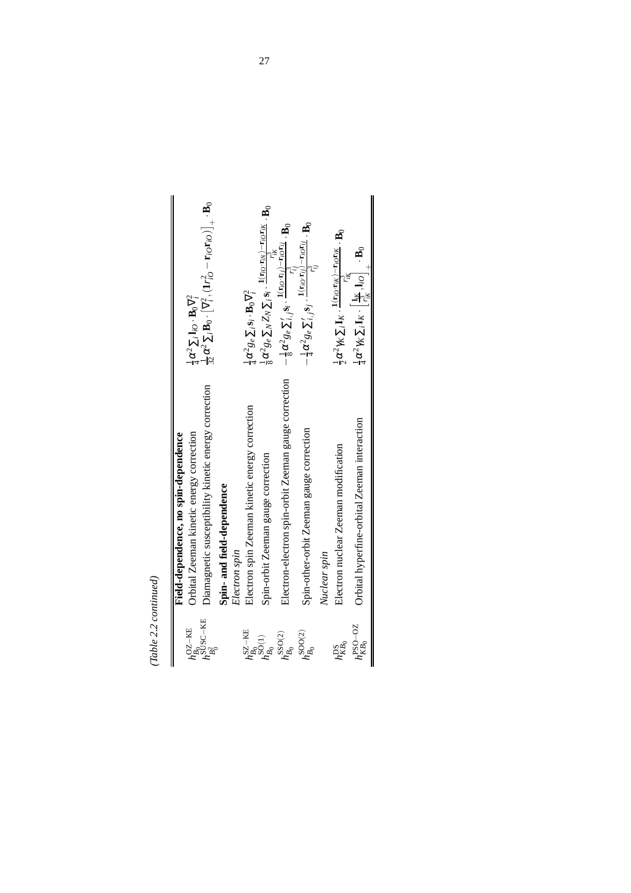*(Table 2.2 continued)*

| | | |
|---|---|---|
| | **Field-dependence, no spin-dependence** | |
| $h^{\text{OZ-KE}}_{B_0}$ | Orbital Zeeman kinetic energy correction | $\frac{1}{4}\alpha^2 \sum_i \mathbf{l}_{iO} \cdot \mathbf{B}_0 \nabla_i^2$ |
| $h^{\text{SUSC-KE}}_{B_0^2}$ | Diamagnetic susceptibility kinetic energy correction | $\frac{1}{32}\alpha^2 \sum_i \mathbf{B}_0 \cdot \left[\nabla_i^2, (\mathbf{1}r_{iO}^2 - \mathbf{r}_{iO}\mathbf{r}_{iO})\right]_+ \cdot \mathbf{B}_0$ |
| | **Spin- and field-dependence** | |
| | *Electron spin* | |
| $h^{\text{SZ-KE}}_{B_0}$ | Electron spin Zeeman kinetic energy correction | $\frac{1}{4}\alpha^2 g_e \sum_i \mathbf{s}_i \cdot \mathbf{B}_0 \nabla_i^2$ |
| $h^{\text{SO(1)}}_{B_0}$ | Spin-orbit Zeeman gauge correction | $\frac{1}{8}\alpha^2 g_e \sum_N Z_N \sum_i \mathbf{s}_i \cdot \frac{\mathbf{1}(\mathbf{r}_{iO}\cdot\mathbf{r}_{iN}) - \mathbf{r}_{iO}\mathbf{r}_{iK}}{r_{iK}^3} \cdot \mathbf{B}_0$ |
| $h^{\text{SSO(2)}}_{B_0}$ | Electron-electron spin-orbit Zeeman gauge correction | $-\frac{1}{8}\alpha^2 g_e \sum_{i,j}' \mathbf{s}_i \cdot \frac{\mathbf{1}(\mathbf{r}_{iO}\cdot\mathbf{r}_{ij}) - \mathbf{r}_{iO}\mathbf{r}_{ij}}{r_{ij}^3} \cdot \mathbf{B}_0$ |
| $h^{\text{SOO(2)}}_{B_0}$ | Spin-other-orbit Zeeman gauge correction | $-\frac{1}{4}\alpha^2 g_e \sum_{i,j}' \mathbf{s}_j \cdot \frac{\mathbf{1}(\mathbf{r}_{iO}\cdot\mathbf{r}_{ij}) - \mathbf{r}_{iO}\mathbf{r}_{ij}}{r_{ij}^3} \cdot \mathbf{B}_0$ |
| | *Nuclear spin* | |
| $h^{\text{DS}}_{KB_0}$ | Electron nuclear Zeeman modification | $\frac{1}{2}\alpha^2 \gamma_K \sum_i \mathbf{I}_K \cdot \frac{\mathbf{1}(\mathbf{r}_{iO}\cdot\mathbf{r}_{iK}) - \mathbf{r}_{iO}\mathbf{r}_{iK}}{r_{iK}^3} \cdot \mathbf{B}_0$ |
| $h^{\text{PSO-OZ}}_{KB_0}$ | Orbital hyperfine-orbital Zeeman interaction | $\frac{1}{4}\alpha^2 \gamma_K \sum_i \mathbf{I}_K \cdot \left[\frac{\mathbf{l}_{iK}}{r_{iK}^3}, \mathbf{l}_{iO}\right]_+ \cdot \mathbf{B}_0$ |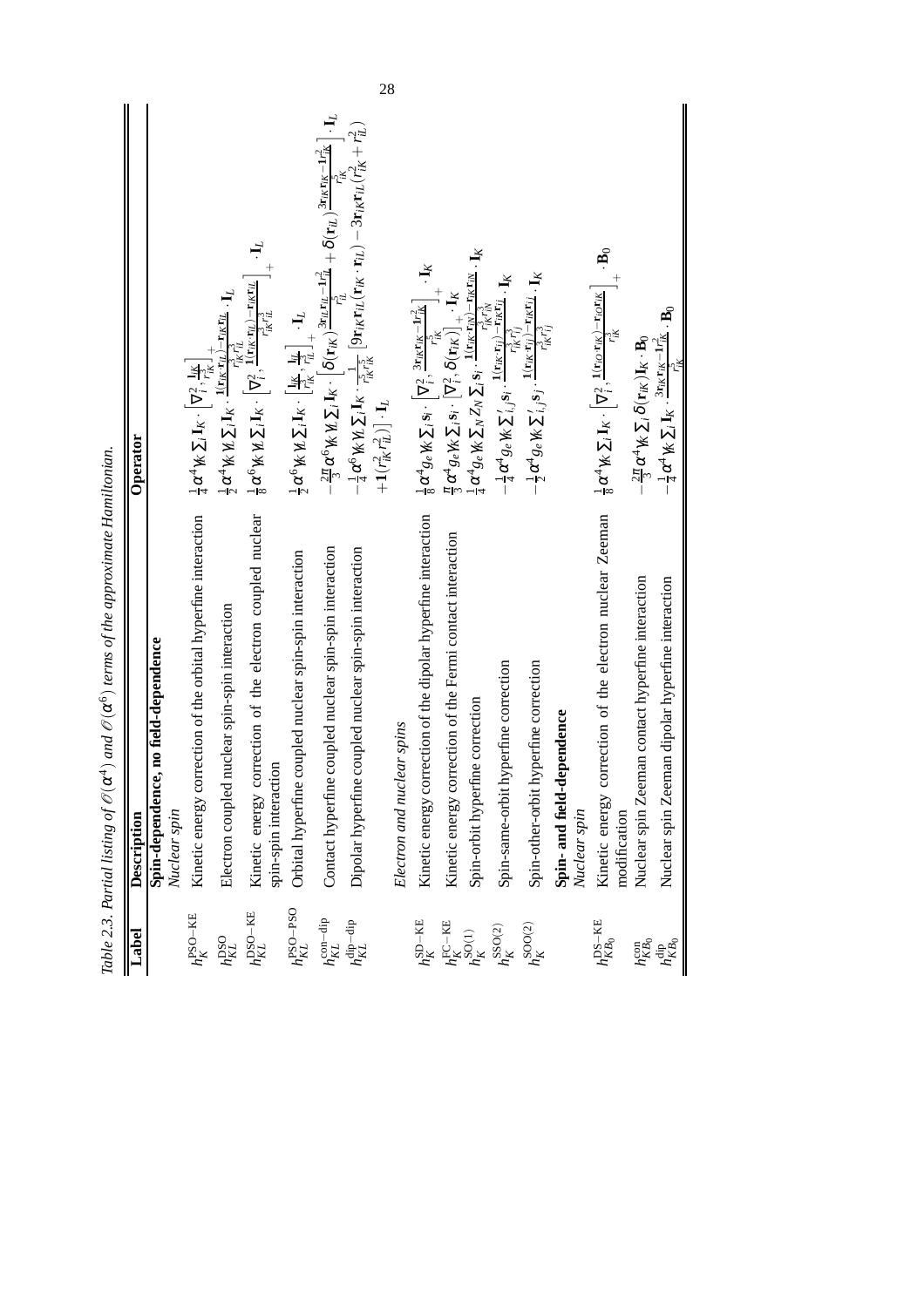Table 2.3. Partial listing of $\mathcal{O}(\alpha^4)$ and $\mathcal{O}(\alpha^6)$ terms of the approximate Hamiltonian.

| Label | Description | Operator |
|---|---|---|
| | **Spin-dependence, no field-dependence** | |
| | *Nuclear spin* | |
| $h_K^{\mathrm{PSO-KE}}$ | Kinetic energy correction of the orbital hyperfine interaction | $\frac{1}{4}\alpha^4\gamma_K\sum_i \mathbf{I}_K\cdot\left[\nabla_i^2,\frac{\mathbf{l}_{iK}}{r_{iK}^3}\right]_+$ |
| $h_{KL}^{\mathrm{DSO}}$ | Electron coupled nuclear spin-spin interaction | $\frac{1}{2}\alpha^4\gamma_K\gamma_L\sum_i \mathbf{I}_K\cdot\frac{\mathbf{1}(\mathbf{r}_{iK}\cdot\mathbf{r}_{iL})-\mathbf{r}_{iK}\mathbf{r}_{iL}}{r_{iK}^3 r_{iL}^3}\cdot\mathbf{I}_L$ |
| $h_{KL}^{\mathrm{DSO-KE}}$ | Kinetic energy correction of the electron coupled nuclear spin-spin interaction | $\frac{1}{8}\alpha^6\gamma_K\gamma_L\sum_i \mathbf{I}_K\cdot\left[\nabla_i^2,\frac{\mathbf{1}(\mathbf{r}_{iK}\cdot\mathbf{r}_{iL})-\mathbf{r}_{iK}\mathbf{r}_{iL}}{r_{iK}^3 r_{iL}^3}\right]_+\cdot\mathbf{I}_L$ |
| $h_{KL}^{\mathrm{PSO-PSO}}$ | Orbital hyperfine coupled nuclear spin-spin interaction | $\frac{1}{2}\alpha^6\gamma_K\gamma_L\sum_i \mathbf{I}_K\cdot\left[\frac{\mathbf{l}_{iK}}{r_{iK}^3},\frac{\mathbf{l}_{iL}}{r_{iL}^3}\right]_+\cdot\mathbf{I}_L$ |
| $h_{KL}^{\mathrm{con-dip}}$ | Contact hyperfine coupled nuclear spin-spin interaction | $-\frac{2\pi}{3}\alpha^6\gamma_K\gamma_L\sum_i \mathbf{I}_K\cdot\left[\delta(\mathbf{r}_{iK})\frac{3\mathbf{r}_{iL}\mathbf{r}_{iL}-\mathbf{1}r_{iL}^2}{r_{iL}^5}+\delta(\mathbf{r}_{iL})\frac{3\mathbf{r}_{iK}\mathbf{r}_{iK}-\mathbf{1}r_{iK}^2}{r_{iK}^5}\right]\cdot\mathbf{I}_L$ |
| $h_{KL}^{\mathrm{dip-dip}}$ | Dipolar hyperfine coupled nuclear spin-spin interaction | $-\frac{1}{4}\alpha^6\gamma_K\gamma_L\sum_i \mathbf{I}_K\cdot\frac{1}{r_{iK}^5 r_{iL}^5}\left[9\mathbf{r}_{iK}\mathbf{r}_{iL}(\mathbf{r}_{iK}\cdot\mathbf{r}_{iL})-3\mathbf{r}_{iK}\mathbf{r}_{iL}(r_{iK}^2+r_{iL}^2)+\mathbf{1}(r_{iK}^2 r_{iL}^2)\right]\cdot\mathbf{I}_L$ |
| | *Electron and nuclear spins* | |
| $h_K^{\mathrm{SD-KE}}$ | Kinetic energy correction of the dipolar hyperfine interaction | $\frac{1}{8}\alpha^4 g_e\gamma_K\sum_i \mathbf{s}_i\cdot\left[\nabla_i^2,\frac{3\mathbf{r}_{iK}\mathbf{r}_{iK}-\mathbf{1}r_{iK}^2}{r_{iK}^5}\right]_+\cdot\mathbf{I}_K$ |
| $h_K^{\mathrm{FC-KE}}$ | Kinetic energy correction of the Fermi contact interaction | $\frac{\pi}{3}\alpha^4 g_e\gamma_K\sum_i \mathbf{s}_i\cdot\left[\nabla_i^2,\delta(\mathbf{r}_{iK})\right]_+\cdot\mathbf{I}_K$ |
| $h_K^{\mathrm{SO(1)}}$ | Spin-orbit hyperfine correction | $\frac{1}{4}\alpha^4 g_e\gamma_K\sum_N Z_N\sum_i \mathbf{s}_i\cdot\frac{\mathbf{1}(\mathbf{r}_{iK}\cdot\mathbf{r}_{iN})-\mathbf{r}_{iK}\mathbf{r}_{iN}}{r_{iK}^3 r_{iN}^3}\cdot\mathbf{I}_K$ |
| $h_K^{\mathrm{SSO(2)}}$ | Spin-same-orbit hyperfine correction | $-\frac{1}{4}\alpha^4 g_e\gamma_K\sum_{i,j}{}' \mathbf{s}_i\cdot\frac{\mathbf{1}(\mathbf{r}_{iK}\cdot\mathbf{r}_{ij})-\mathbf{r}_{iK}\mathbf{r}_{ij}}{r_{iK}^3 r_{ij}^3}\cdot\mathbf{I}_K$ |
| $h_K^{\mathrm{SOO(2)}}$ | Spin-other-orbit hyperfine correction | $-\frac{1}{2}\alpha^4 g_e\gamma_K\sum_{i,j}{}' \mathbf{s}_j\cdot\frac{\mathbf{1}(\mathbf{r}_{iK}\cdot\mathbf{r}_{ij})-\mathbf{r}_{iK}\mathbf{r}_{ij}}{r_{iK}^3 r_{ij}^3}\cdot\mathbf{I}_K$ |
| | **Spin- and field-dependence** | |
| | *Nuclear spin* | |
| $h_{KB_0}^{\mathrm{DS-KE}}$ | Kinetic energy correction of the electron nuclear Zeeman modification | $\frac{1}{8}\alpha^4\gamma_K\sum_i \mathbf{I}_K\cdot\left[\nabla_i^2,\frac{\mathbf{1}(\mathbf{r}_{iO}\cdot\mathbf{r}_{iK})-\mathbf{r}_{iO}\mathbf{r}_{iK}}{r_{iK}^3}\right]_+\cdot\mathbf{B}_0$ |
| $h_{KB_0}^{\mathrm{con}}$ | Nuclear spin Zeeman contact hyperfine interaction | $-\frac{2\pi}{3}\alpha^4\gamma_K\sum_i \delta(\mathbf{r}_{iK})\mathbf{I}_K\cdot\mathbf{B}_0$ |
| $h_{KB_0}^{\mathrm{dip}}$ | Nuclear spin Zeeman dipolar hyperfine interaction | $-\frac{1}{4}\alpha^4\gamma_K\sum_i \mathbf{I}_K\cdot\frac{3\mathbf{r}_{iK}\mathbf{r}_{iK}-\mathbf{1}r_{iK}^2}{r_{iK}^5}\cdot\mathbf{B}_0$ |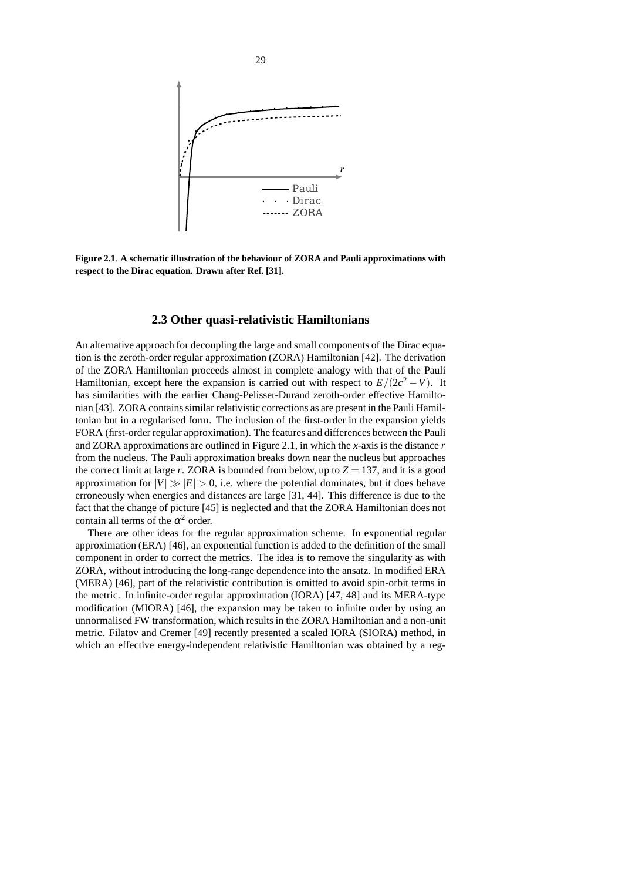**Figure 2.1**. **A schematic illustration of the behaviour of ZORA and Pauli approximations with respect to the Dirac equation. Drawn after Ref. [31].**

## 2.3 Other quasi-relativistic Hamiltonians

An alternative approach for decoupling the large and small components of the Dirac equation is the zeroth-order regular approximation (ZORA) Hamiltonian [42]. The derivation of the ZORA Hamiltonian proceeds almost in complete analogy with that of the Pauli Hamiltonian, except here the expansion is carried out with respect to $E/(2c^2 - V)$. It has similarities with the earlier Chang-Pelisser-Durand zeroth-order effective Hamiltonian [43]. ZORA contains similar relativistic corrections as are present in the Pauli Hamiltonian but in a regularised form. The inclusion of the first-order in the expansion yields FORA (first-order regular approximation). The features and differences between the Pauli and ZORA approximations are outlined in Figure 2.1, in which the *x*-axis is the distance *r* from the nucleus. The Pauli approximation breaks down near the nucleus but approaches the correct limit at large *r*. ZORA is bounded from below, up to $Z = 137$, and it is a good approximation for $|V| \gg |E| > 0$, i.e. where the potential dominates, but it does behave erroneously when energies and distances are large [31, 44]. This difference is due to the fact that the change of picture [45] is neglected and that the ZORA Hamiltonian does not contain all terms of the $\alpha^2$ order.

There are other ideas for the regular approximation scheme. In exponential regular approximation (ERA) [46], an exponential function is added to the definition of the small component in order to correct the metrics. The idea is to remove the singularity as with ZORA, without introducing the long-range dependence into the ansatz. In modified ERA (MERA) [46], part of the relativistic contribution is omitted to avoid spin-orbit terms in the metric. In infinite-order regular approximation (IORA) [47, 48] and its MERA-type modification (MIORA) [46], the expansion may be taken to infinite order by using an unnormalised FW transformation, which results in the ZORA Hamiltonian and a non-unit metric. Filatov and Cremer [49] recently presented a scaled IORA (SIORA) method, in which an effective energy-independent relativistic Hamiltonian was obtained by a reg-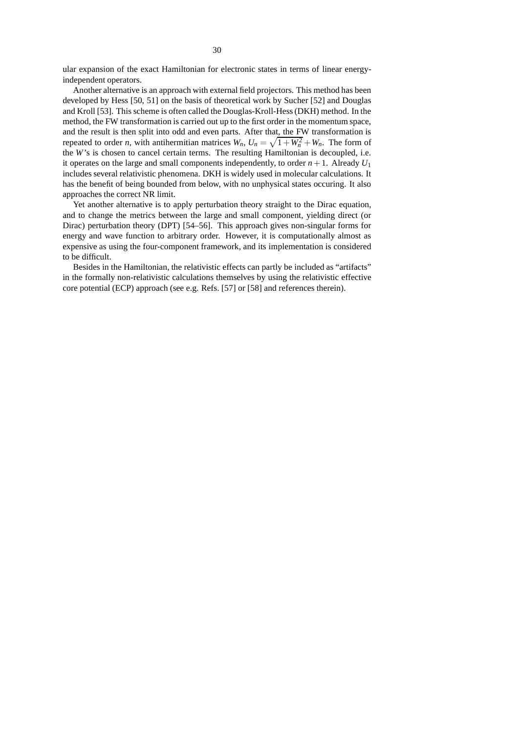ular expansion of the exact Hamiltonian for electronic states in terms of linear energy-independent operators.

Another alternative is an approach with external field projectors. This method has been developed by Hess [50, 51] on the basis of theoretical work by Sucher [52] and Douglas and Kroll [53]. This scheme is often called the Douglas-Kroll-Hess (DKH) method. In the method, the FW transformation is carried out up to the first order in the momentum space, and the result is then split into odd and even parts. After that, the FW transformation is repeated to order $n$, with antihermitian matrices $W_n$, $U_n = \sqrt{1+W_n^2} + W_n$. The form of the $W$'s is chosen to cancel certain terms. The resulting Hamiltonian is decoupled, i.e. it operates on the large and small components independently, to order $n+1$. Already $U_1$ includes several relativistic phenomena. DKH is widely used in molecular calculations. It has the benefit of being bounded from below, with no unphysical states occuring. It also approaches the correct NR limit.

Yet another alternative is to apply perturbation theory straight to the Dirac equation, and to change the metrics between the large and small component, yielding direct (or Dirac) perturbation theory (DPT) [54–56]. This approach gives non-singular forms for energy and wave function to arbitrary order. However, it is computationally almost as expensive as using the four-component framework, and its implementation is considered to be difficult.

Besides in the Hamiltonian, the relativistic effects can partly be included as "artifacts" in the formally non-relativistic calculations themselves by using the relativistic effective core potential (ECP) approach (see e.g. Refs. [57] or [58] and references therein).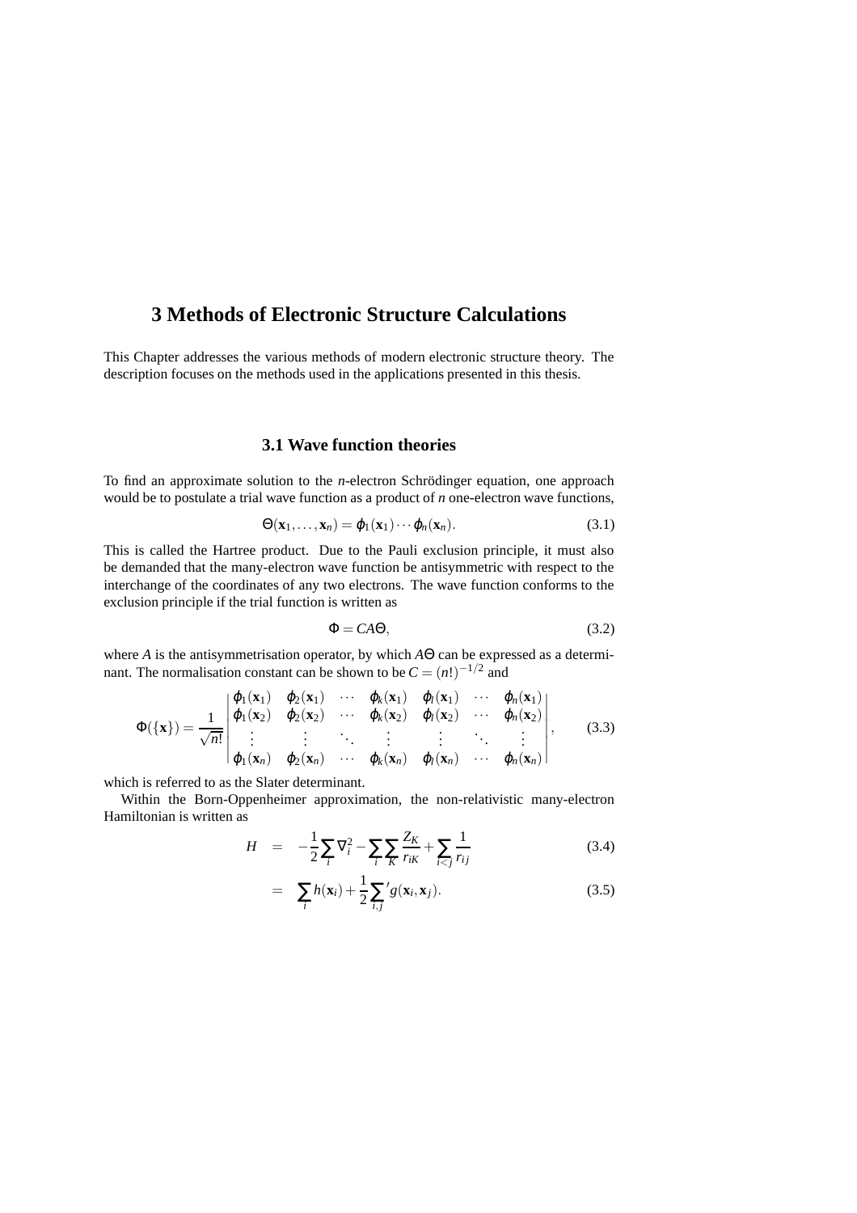# 3 Methods of Electronic Structure Calculations

This Chapter addresses the various methods of modern electronic structure theory. The description focuses on the methods used in the applications presented in this thesis.

## 3.1 Wave function theories

To find an approximate solution to the $n$-electron Schrödinger equation, one approach would be to postulate a trial wave function as a product of $n$ one-electron wave functions,

$$\Theta(\mathbf{x}_1, \ldots, \mathbf{x}_n) = \varphi_1(\mathbf{x}_1) \cdots \varphi_n(\mathbf{x}_n). \tag{3.1}$$

This is called the Hartree product. Due to the Pauli exclusion principle, it must also be demanded that the many-electron wave function be antisymmetric with respect to the interchange of the coordinates of any two electrons. The wave function conforms to the exclusion principle if the trial function is written as

$$\Phi = CA\Theta, \tag{3.2}$$

where $A$ is the antisymmetrisation operator, by which $A\Theta$ can be expressed as a determinant. The normalisation constant can be shown to be $C = (n!)^{-1/2}$ and

$$\Phi(\{\mathbf{x}\}) = \frac{1}{\sqrt{n!}} \begin{vmatrix} \varphi_1(\mathbf{x}_1) & \varphi_2(\mathbf{x}_1) & \cdots & \varphi_k(\mathbf{x}_1) & \varphi_l(\mathbf{x}_1) & \cdots & \varphi_n(\mathbf{x}_1) \\ \varphi_1(\mathbf{x}_2) & \varphi_2(\mathbf{x}_2) & \cdots & \varphi_k(\mathbf{x}_2) & \varphi_l(\mathbf{x}_2) & \cdots & \varphi_n(\mathbf{x}_2) \\ \vdots & \vdots & \ddots & \vdots & \vdots & \ddots & \vdots \\ \varphi_1(\mathbf{x}_n) & \varphi_2(\mathbf{x}_n) & \cdots & \varphi_k(\mathbf{x}_n) & \varphi_l(\mathbf{x}_n) & \cdots & \varphi_n(\mathbf{x}_n) \end{vmatrix}, \tag{3.3}$$

which is referred to as the Slater determinant.

Within the Born-Oppenheimer approximation, the non-relativistic many-electron Hamiltonian is written as

$$H = -\frac{1}{2}\sum_i \nabla_i^2 - \sum_i \sum_K \frac{Z_K}{r_{iK}} + \sum_{i<j} \frac{1}{r_{ij}} \tag{3.4}$$

$$= \sum_i h(\mathbf{x}_i) + \frac{1}{2}\sum_{i,j}{}' g(\mathbf{x}_i, \mathbf{x}_j). \tag{3.5}$$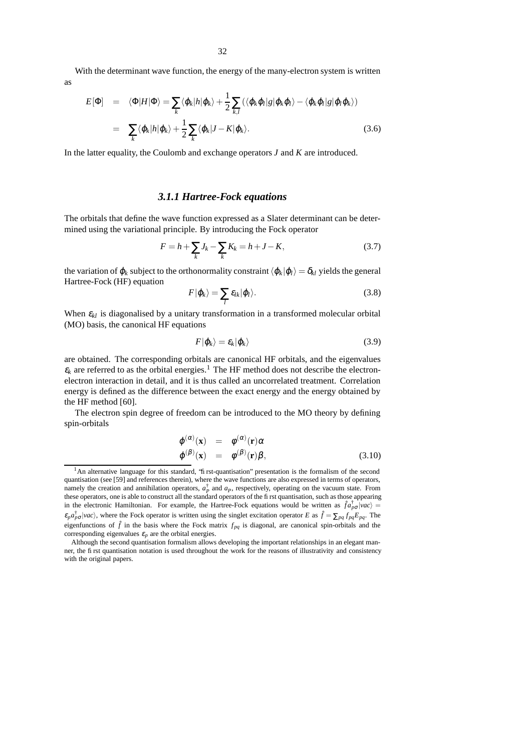With the determinant wave function, the energy of the many-electron system is written as

$$
\begin{aligned}
E[\Phi] &= \langle\Phi|H|\Phi\rangle = \sum_k \langle\phi_k|h|\phi_k\rangle + \frac{1}{2}\sum_{k,l}\left(\langle\phi_k\phi_l|g|\phi_k\phi_l\rangle - \langle\phi_k\phi_l|g|\phi_l\phi_k\rangle\right) \\
&= \sum_k \langle\phi_k|h|\phi_k\rangle + \frac{1}{2}\sum_k \langle\phi_k|J-K|\phi_k\rangle. \qquad (3.6)
\end{aligned}
$$

In the latter equality, the Coulomb and exchange operators $J$ and $K$ are introduced.

### *3.1.1 Hartree-Fock equations*

The orbitals that define the wave function expressed as a Slater determinant can be determined using the variational principle. By introducing the Fock operator

$$
F = h + \sum_k J_k - \sum_k K_k = h + J - K, \qquad (3.7)
$$

the variation of $\phi_k$ subject to the orthonormality constraint $\langle\phi_k|\phi_l\rangle = \delta_{kl}$ yields the general Hartree-Fock (HF) equation

$$
F|\phi_k\rangle = \sum_l \varepsilon_{lk}|\phi_l\rangle. \qquad (3.8)
$$

When $\varepsilon_{kl}$ is diagonalised by a unitary transformation in a transformed molecular orbital (MO) basis, the canonical HF equations

$$
F|\phi_k\rangle = \varepsilon_k|\phi_k\rangle \qquad (3.9)
$$

are obtained. The corresponding orbitals are canonical HF orbitals, and the eigenvalues $\varepsilon_k$ are referred to as the orbital energies.[1] The HF method does not describe the electron-electron interaction in detail, and it is thus called an uncorrelated treatment. Correlation energy is defined as the difference between the exact energy and the energy obtained by the HF method [60].

The electron spin degree of freedom can be introduced to the MO theory by defining spin-orbitals

$$
\begin{aligned}
\phi^{(\alpha)}(\mathbf{x}) &= \varphi^{(\alpha)}(\mathbf{r})\alpha \\
\phi^{(\beta)}(\mathbf{x}) &= \varphi^{(\beta)}(\mathbf{r})\beta, \qquad (3.10)
\end{aligned}
$$

---

[1] An alternative language for this standard, "first-quantisation" presentation is the formalism of the second quantisation (see [59] and references therein), where the wave functions are also expressed in terms of operators, namely the creation and annihilation operators, $a_p^\dagger$ and $a_p$, respectively, operating on the vacuum state. From these operators, one is able to construct all the standard operators of the first quantisation, such as those appearing in the electronic Hamiltonian. For example, the Hartree-Fock equations would be written as $\hat{f}a_{p\sigma}^\dagger|vac\rangle = \varepsilon_p a_{p\sigma}^\dagger|vac\rangle$, where the Fock operator is written using the singlet excitation operator $E$ as $\hat{f} = \sum_{pq} f_{pq}E_{pq}$. The eigenfunctions of $\hat{f}$ in the basis where the Fock matrix $f_{pq}$ is diagonal, are canonical spin-orbitals and the corresponding eigenvalues $\varepsilon_p$ are the orbital energies.

Although the second quantisation formalism allows developing the important relationships in an elegant manner, the first quantisation notation is used throughout the work for the reasons of illustrativity and consistency with the original papers.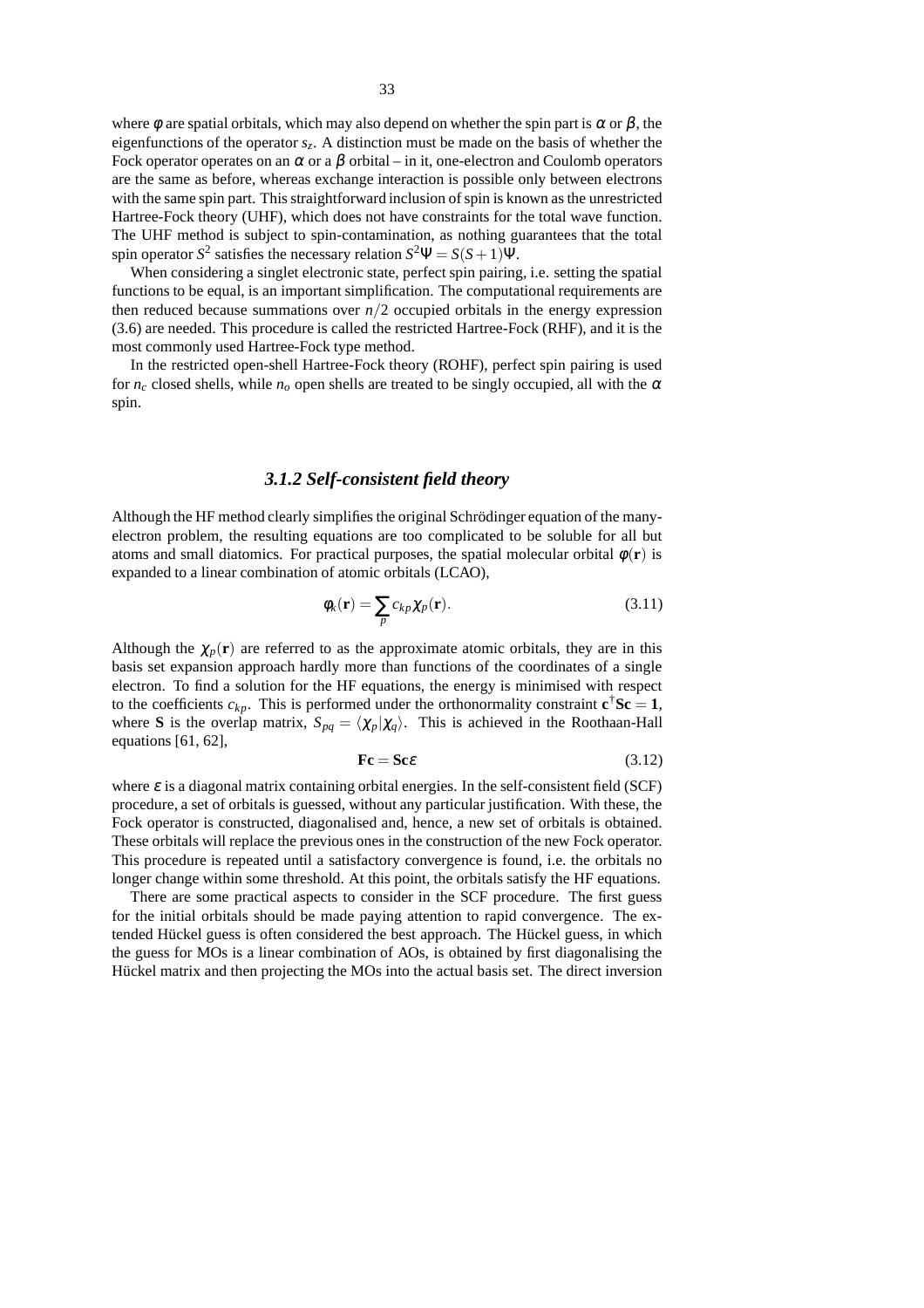where $\phi$ are spatial orbitals, which may also depend on whether the spin part is $\alpha$ or $\beta$, the eigenfunctions of the operator $s_z$. A distinction must be made on the basis of whether the Fock operator operates on an $\alpha$ or a $\beta$ orbital – in it, one-electron and Coulomb operators are the same as before, whereas exchange interaction is possible only between electrons with the same spin part. This straightforward inclusion of spin is known as the unrestricted Hartree-Fock theory (UHF), which does not have constraints for the total wave function. The UHF method is subject to spin-contamination, as nothing guarantees that the total spin operator $S^2$ satisfies the necessary relation $S^2\Psi = S(S+1)\Psi$.

When considering a singlet electronic state, perfect spin pairing, i.e. setting the spatial functions to be equal, is an important simplification. The computational requirements are then reduced because summations over $n/2$ occupied orbitals in the energy expression (3.6) are needed. This procedure is called the restricted Hartree-Fock (RHF), and it is the most commonly used Hartree-Fock type method.

In the restricted open-shell Hartree-Fock theory (ROHF), perfect spin pairing is used for $n_c$ closed shells, while $n_o$ open shells are treated to be singly occupied, all with the $\alpha$ spin.

### *3.1.2 Self-consistent field theory*

Although the HF method clearly simplifies the original Schrödinger equation of the many-electron problem, the resulting equations are too complicated to be soluble for all but atoms and small diatomics. For practical purposes, the spatial molecular orbital $\phi(\mathbf{r})$ is expanded to a linear combination of atomic orbitals (LCAO),

$$\phi_k(\mathbf{r}) = \sum_p c_{kp}\chi_p(\mathbf{r}). \tag{3.11}$$

Although the $\chi_p(\mathbf{r})$ are referred to as the approximate atomic orbitals, they are in this basis set expansion approach hardly more than functions of the coordinates of a single electron. To find a solution for the HF equations, the energy is minimised with respect to the coefficients $c_{kp}$. This is performed under the orthonormality constraint $\mathbf{c}^\dagger\mathbf{S}\mathbf{c} = \mathbf{1}$, where $\mathbf{S}$ is the overlap matrix, $S_{pq} = \langle\chi_p|\chi_q\rangle$. This is achieved in the Roothaan-Hall equations [61, 62],

$$\mathbf{F}\mathbf{c} = \mathbf{S}\mathbf{c}\varepsilon \tag{3.12}$$

where $\varepsilon$ is a diagonal matrix containing orbital energies. In the self-consistent field (SCF) procedure, a set of orbitals is guessed, without any particular justification. With these, the Fock operator is constructed, diagonalised and, hence, a new set of orbitals is obtained. These orbitals will replace the previous ones in the construction of the new Fock operator. This procedure is repeated until a satisfactory convergence is found, i.e. the orbitals no longer change within some threshold. At this point, the orbitals satisfy the HF equations.

There are some practical aspects to consider in the SCF procedure. The first guess for the initial orbitals should be made paying attention to rapid convergence. The extended Hückel guess is often considered the best approach. The Hückel guess, in which the guess for MOs is a linear combination of AOs, is obtained by first diagonalising the Hückel matrix and then projecting the MOs into the actual basis set. The direct inversion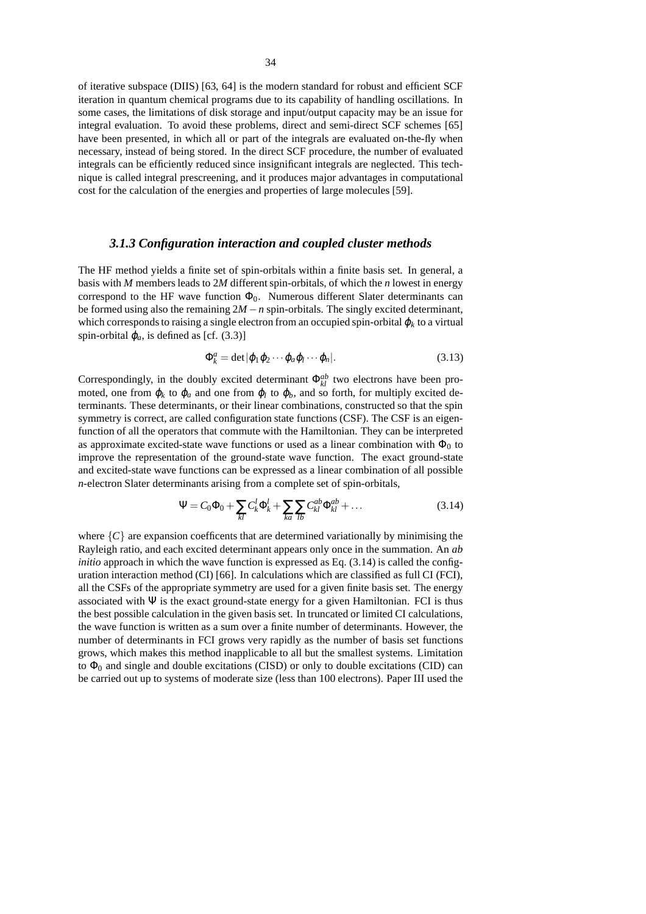of iterative subspace (DIIS) [63, 64] is the modern standard for robust and efficient SCF iteration in quantum chemical programs due to its capability of handling oscillations. In some cases, the limitations of disk storage and input/output capacity may be an issue for integral evaluation. To avoid these problems, direct and semi-direct SCF schemes [65] have been presented, in which all or part of the integrals are evaluated on-the-fly when necessary, instead of being stored. In the direct SCF procedure, the number of evaluated integrals can be efficiently reduced since insignificant integrals are neglected. This technique is called integral prescreening, and it produces major advantages in computational cost for the calculation of the energies and properties of large molecules [59].

### *3.1.3 Configuration interaction and coupled cluster methods*

The HF method yields a finite set of spin-orbitals within a finite basis set. In general, a basis with $M$ members leads to $2M$ different spin-orbitals, of which the $n$ lowest in energy correspond to the HF wave function $\Phi_0$. Numerous different Slater determinants can be formed using also the remaining $2M - n$ spin-orbitals. The singly excited determinant, which corresponds to raising a single electron from an occupied spin-orbital $\varphi_k$ to a virtual spin-orbital $\varphi_a$, is defined as [cf. (3.3)]

$$\Phi_k^a = \det|\varphi_1\varphi_2\cdots\varphi_a\varphi_l\cdots\varphi_n|. \tag{3.13}$$

Correspondingly, in the doubly excited determinant $\Phi_{kl}^{ab}$ two electrons have been promoted, one from $\varphi_k$ to $\varphi_a$ and one from $\varphi_l$ to $\varphi_b$, and so forth, for multiply excited determinants. These determinants, or their linear combinations, constructed so that the spin symmetry is correct, are called configuration state functions (CSF). The CSF is an eigenfunction of all the operators that commute with the Hamiltonian. They can be interpreted as approximate excited-state wave functions or used as a linear combination with $\Phi_0$ to improve the representation of the ground-state wave function. The exact ground-state and excited-state wave functions can be expressed as a linear combination of all possible $n$-electron Slater determinants arising from a complete set of spin-orbitals,

$$\Psi = C_0\Phi_0 + \sum_{kl} C_k^l \Phi_k^l + \sum_{ka}\sum_{lb} C_{kl}^{ab}\Phi_{kl}^{ab} + \ldots \tag{3.14}$$

where $\{C\}$ are expansion coefficents that are determined variationally by minimising the Rayleigh ratio, and each excited determinant appears only once in the summation. An *ab initio* approach in which the wave function is expressed as Eq. (3.14) is called the configuration interaction method (CI) [66]. In calculations which are classified as full CI (FCI), all the CSFs of the appropriate symmetry are used for a given finite basis set. The energy associated with $\Psi$ is the exact ground-state energy for a given Hamiltonian. FCI is thus the best possible calculation in the given basis set. In truncated or limited CI calculations, the wave function is written as a sum over a finite number of determinants. However, the number of determinants in FCI grows very rapidly as the number of basis set functions grows, which makes this method inapplicable to all but the smallest systems. Limitation to $\Phi_0$ and single and double excitations (CISD) or only to double excitations (CID) can be carried out up to systems of moderate size (less than 100 electrons). Paper III used the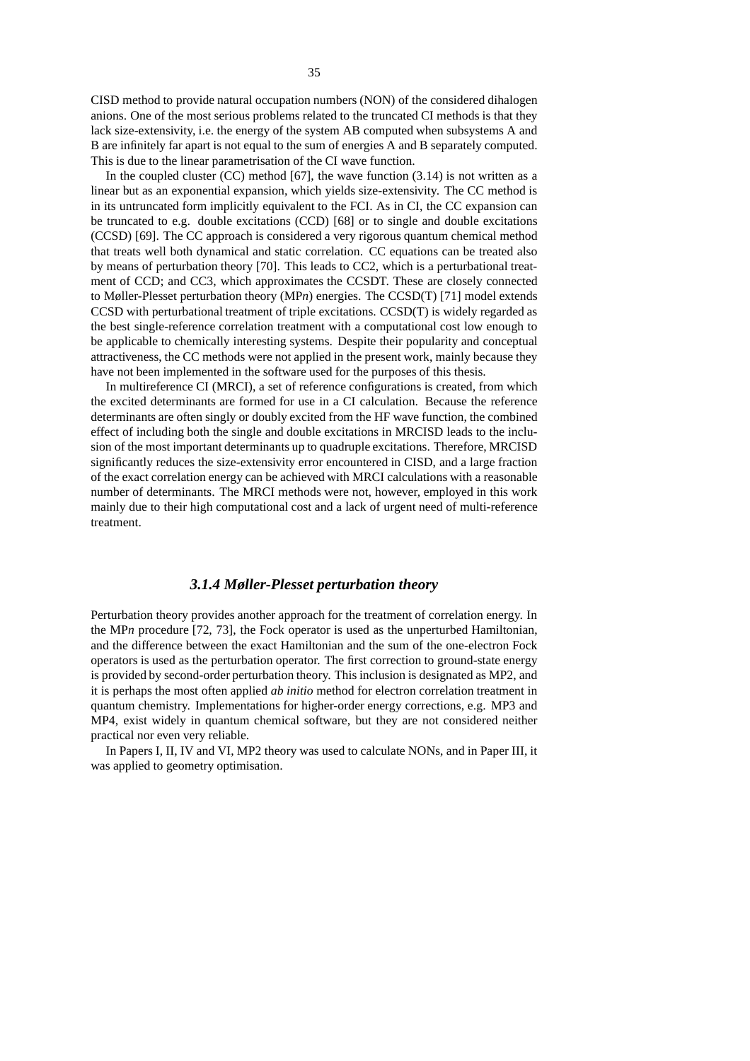CISD method to provide natural occupation numbers (NON) of the considered dihalogen anions. One of the most serious problems related to the truncated CI methods is that they lack size-extensivity, i.e. the energy of the system AB computed when subsystems A and B are infinitely far apart is not equal to the sum of energies A and B separately computed. This is due to the linear parametrisation of the CI wave function.

In the coupled cluster (CC) method [67], the wave function (3.14) is not written as a linear but as an exponential expansion, which yields size-extensivity. The CC method is in its untruncated form implicitly equivalent to the FCI. As in CI, the CC expansion can be truncated to e.g. double excitations (CCD) [68] or to single and double excitations (CCSD) [69]. The CC approach is considered a very rigorous quantum chemical method that treats well both dynamical and static correlation. CC equations can be treated also by means of perturbation theory [70]. This leads to CC2, which is a perturbational treatment of CCD; and CC3, which approximates the CCSDT. These are closely connected to Møller-Plesset perturbation theory (MP*n*) energies. The CCSD(T) [71] model extends CCSD with perturbational treatment of triple excitations. CCSD(T) is widely regarded as the best single-reference correlation treatment with a computational cost low enough to be applicable to chemically interesting systems. Despite their popularity and conceptual attractiveness, the CC methods were not applied in the present work, mainly because they have not been implemented in the software used for the purposes of this thesis.

In multireference CI (MRCI), a set of reference configurations is created, from which the excited determinants are formed for use in a CI calculation. Because the reference determinants are often singly or doubly excited from the HF wave function, the combined effect of including both the single and double excitations in MRCISD leads to the inclusion of the most important determinants up to quadruple excitations. Therefore, MRCISD significantly reduces the size-extensivity error encountered in CISD, and a large fraction of the exact correlation energy can be achieved with MRCI calculations with a reasonable number of determinants. The MRCI methods were not, however, employed in this work mainly due to their high computational cost and a lack of urgent need of multi-reference treatment.

### *3.1.4 Møller-Plesset perturbation theory*

Perturbation theory provides another approach for the treatment of correlation energy. In the MP*n* procedure [72, 73], the Fock operator is used as the unperturbed Hamiltonian, and the difference between the exact Hamiltonian and the sum of the one-electron Fock operators is used as the perturbation operator. The first correction to ground-state energy is provided by second-order perturbation theory. This inclusion is designated as MP2, and it is perhaps the most often applied *ab initio* method for electron correlation treatment in quantum chemistry. Implementations for higher-order energy corrections, e.g. MP3 and MP4, exist widely in quantum chemical software, but they are not considered neither practical nor even very reliable.

In Papers I, II, IV and VI, MP2 theory was used to calculate NONs, and in Paper III, it was applied to geometry optimisation.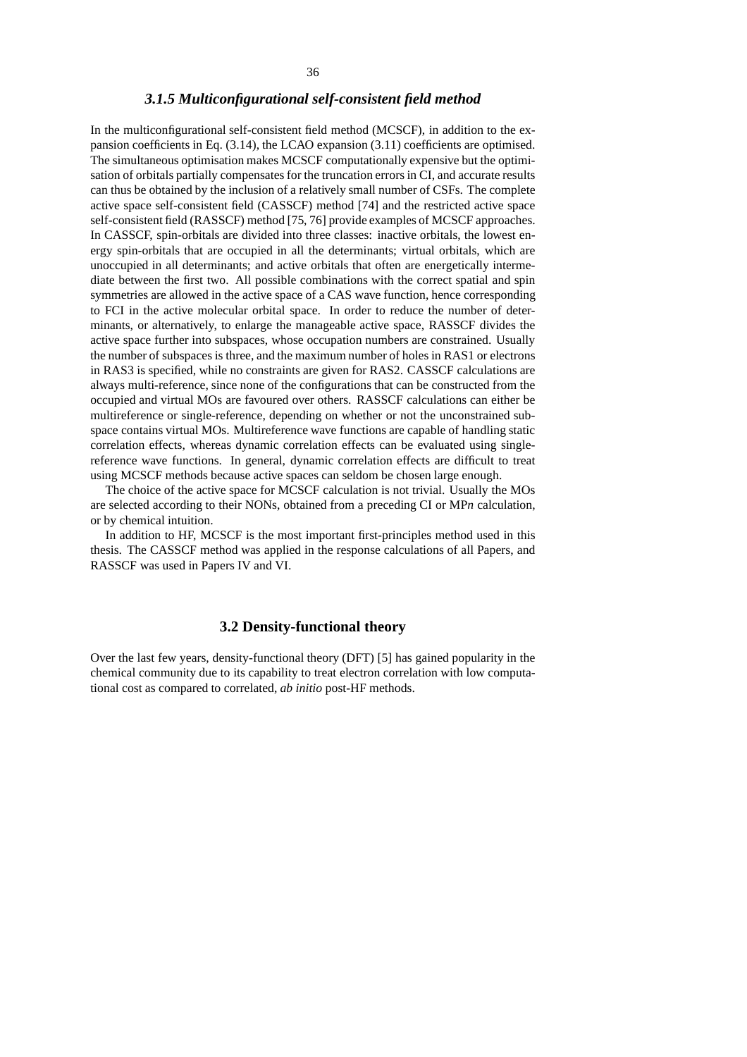### *3.1.5 Multiconfigurational self-consistent field method*

In the multiconfigurational self-consistent field method (MCSCF), in addition to the expansion coefficients in Eq. (3.14), the LCAO expansion (3.11) coefficients are optimised. The simultaneous optimisation makes MCSCF computationally expensive but the optimisation of orbitals partially compensates for the truncation errors in CI, and accurate results can thus be obtained by the inclusion of a relatively small number of CSFs. The complete active space self-consistent field (CASSCF) method [74] and the restricted active space self-consistent field (RASSCF) method [75, 76] provide examples of MCSCF approaches. In CASSCF, spin-orbitals are divided into three classes: inactive orbitals, the lowest energy spin-orbitals that are occupied in all the determinants; virtual orbitals, which are unoccupied in all determinants; and active orbitals that often are energetically intermediate between the first two. All possible combinations with the correct spatial and spin symmetries are allowed in the active space of a CAS wave function, hence corresponding to FCI in the active molecular orbital space. In order to reduce the number of determinants, or alternatively, to enlarge the manageable active space, RASSCF divides the active space further into subspaces, whose occupation numbers are constrained. Usually the number of subspaces is three, and the maximum number of holes in RAS1 or electrons in RAS3 is specified, while no constraints are given for RAS2. CASSCF calculations are always multi-reference, since none of the configurations that can be constructed from the occupied and virtual MOs are favoured over others. RASSCF calculations can either be multireference or single-reference, depending on whether or not the unconstrained subspace contains virtual MOs. Multireference wave functions are capable of handling static correlation effects, whereas dynamic correlation effects can be evaluated using single-reference wave functions. In general, dynamic correlation effects are difficult to treat using MCSCF methods because active spaces can seldom be chosen large enough.

The choice of the active space for MCSCF calculation is not trivial. Usually the MOs are selected according to their NONs, obtained from a preceding CI or MP*n* calculation, or by chemical intuition.

In addition to HF, MCSCF is the most important first-principles method used in this thesis. The CASSCF method was applied in the response calculations of all Papers, and RASSCF was used in Papers IV and VI.

## 3.2 Density-functional theory

Over the last few years, density-functional theory (DFT) [5] has gained popularity in the chemical community due to its capability to treat electron correlation with low computational cost as compared to correlated, *ab initio* post-HF methods.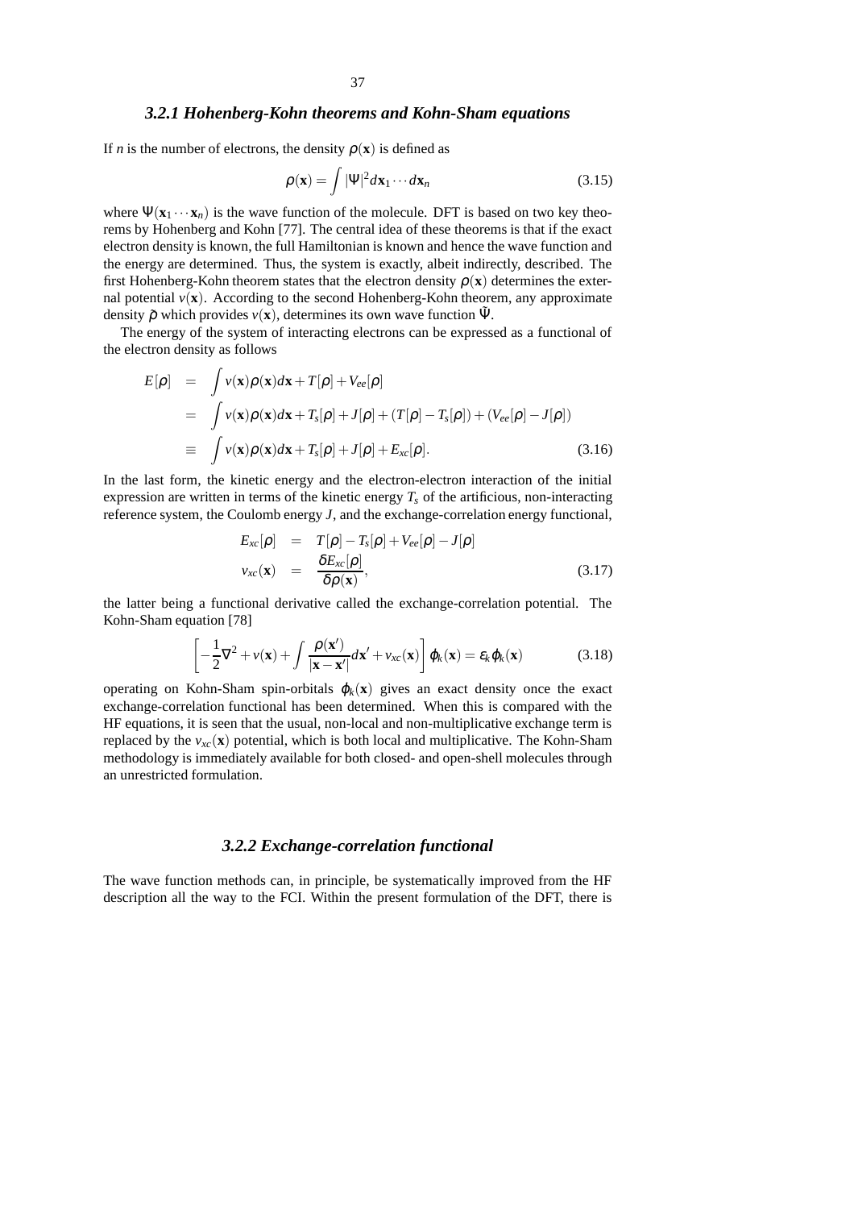### *3.2.1 Hohenberg-Kohn theorems and Kohn-Sham equations*

If $n$ is the number of electrons, the density $\rho(\mathbf{x})$ is defined as

$$\rho(\mathbf{x}) = \int |\Psi|^2 d\mathbf{x}_1 \cdots d\mathbf{x}_n \tag{3.15}$$

where $\Psi(\mathbf{x}_1 \cdots \mathbf{x}_n)$ is the wave function of the molecule. DFT is based on two key theorems by Hohenberg and Kohn [77]. The central idea of these theorems is that if the exact electron density is known, the full Hamiltonian is known and hence the wave function and the energy are determined. Thus, the system is exactly, albeit indirectly, described. The first Hohenberg-Kohn theorem states that the electron density $\rho(\mathbf{x})$ determines the external potential $v(\mathbf{x})$. According to the second Hohenberg-Kohn theorem, any approximate density $\tilde{\rho}$ which provides $v(\mathbf{x})$, determines its own wave function $\tilde{\Psi}$.

The energy of the system of interacting electrons can be expressed as a functional of the electron density as follows

$$\begin{aligned}
E[\rho] &= \int v(\mathbf{x})\rho(\mathbf{x})d\mathbf{x} + T[\rho] + V_{ee}[\rho] \\
&= \int v(\mathbf{x})\rho(\mathbf{x})d\mathbf{x} + T_s[\rho] + J[\rho] + (T[\rho] - T_s[\rho]) + (V_{ee}[\rho] - J[\rho]) \\
&\equiv \int v(\mathbf{x})\rho(\mathbf{x})d\mathbf{x} + T_s[\rho] + J[\rho] + E_{xc}[\rho].
\end{aligned} \tag{3.16}$$

In the last form, the kinetic energy and the electron-electron interaction of the initial expression are written in terms of the kinetic energy $T_s$ of the artificious, non-interacting reference system, the Coulomb energy $J$, and the exchange-correlation energy functional,

$$\begin{aligned}
E_{xc}[\rho] &= T[\rho] - T_s[\rho] + V_{ee}[\rho] - J[\rho] \\
v_{xc}(\mathbf{x}) &= \frac{\delta E_{xc}[\rho]}{\delta \rho(\mathbf{x})},
\end{aligned} \tag{3.17}$$

the latter being a functional derivative called the exchange-correlation potential. The Kohn-Sham equation [78]

$$\left[ -\frac{1}{2}\nabla^2 + v(\mathbf{x}) + \int \frac{\rho(\mathbf{x}')}{|\mathbf{x} - \mathbf{x}'|} d\mathbf{x}' + v_{xc}(\mathbf{x}) \right] \varphi_k(\mathbf{x}) = \varepsilon_k \varphi_k(\mathbf{x}) \tag{3.18}$$

operating on Kohn-Sham spin-orbitals $\varphi_k(\mathbf{x})$ gives an exact density once the exact exchange-correlation functional has been determined. When this is compared with the HF equations, it is seen that the usual, non-local and non-multiplicative exchange term is replaced by the $v_{xc}(\mathbf{x})$ potential, which is both local and multiplicative. The Kohn-Sham methodology is immediately available for both closed- and open-shell molecules through an unrestricted formulation.

### *3.2.2 Exchange-correlation functional*

The wave function methods can, in principle, be systematically improved from the HF description all the way to the FCI. Within the present formulation of the DFT, there is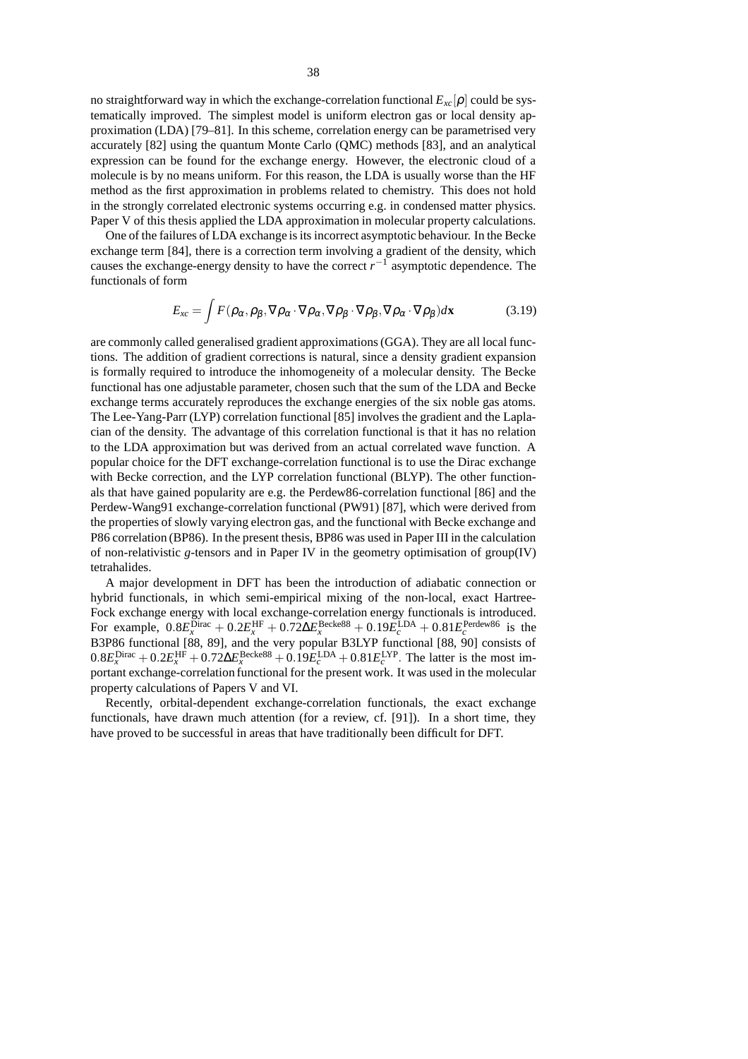no straightforward way in which the exchange-correlation functional $E_{xc}[\rho]$ could be systematically improved. The simplest model is uniform electron gas or local density approximation (LDA) [79–81]. In this scheme, correlation energy can be parametrised very accurately [82] using the quantum Monte Carlo (QMC) methods [83], and an analytical expression can be found for the exchange energy. However, the electronic cloud of a molecule is by no means uniform. For this reason, the LDA is usually worse than the HF method as the first approximation in problems related to chemistry. This does not hold in the strongly correlated electronic systems occurring e.g. in condensed matter physics. Paper V of this thesis applied the LDA approximation in molecular property calculations.

One of the failures of LDA exchange is its incorrect asymptotic behaviour. In the Becke exchange term [84], there is a correction term involving a gradient of the density, which causes the exchange-energy density to have the correct $r^{-1}$ asymptotic dependence. The functionals of form

$$E_{xc} = \int F(\rho_\alpha, \rho_\beta, \nabla\rho_\alpha \cdot \nabla\rho_\alpha, \nabla\rho_\beta \cdot \nabla\rho_\beta, \nabla\rho_\alpha \cdot \nabla\rho_\beta) d\mathbf{x} \tag{3.19}$$

are commonly called generalised gradient approximations (GGA). They are all local functions. The addition of gradient corrections is natural, since a density gradient expansion is formally required to introduce the inhomogeneity of a molecular density. The Becke functional has one adjustable parameter, chosen such that the sum of the LDA and Becke exchange terms accurately reproduces the exchange energies of the six noble gas atoms. The Lee-Yang-Parr (LYP) correlation functional [85] involves the gradient and the Laplacian of the density. The advantage of this correlation functional is that it has no relation to the LDA approximation but was derived from an actual correlated wave function. A popular choice for the DFT exchange-correlation functional is to use the Dirac exchange with Becke correction, and the LYP correlation functional (BLYP). The other functionals that have gained popularity are e.g. the Perdew86-correlation functional [86] and the Perdew-Wang91 exchange-correlation functional (PW91) [87], which were derived from the properties of slowly varying electron gas, and the functional with Becke exchange and P86 correlation (BP86). In the present thesis, BP86 was used in Paper III in the calculation of non-relativistic $g$-tensors and in Paper IV in the geometry optimisation of group(IV) tetrahalides.

A major development in DFT has been the introduction of adiabatic connection or hybrid functionals, in which semi-empirical mixing of the non-local, exact Hartree-Fock exchange energy with local exchange-correlation energy functionals is introduced. For example, $0.8E_x^{\text{Dirac}} + 0.2E_x^{\text{HF}} + 0.72\Delta E_x^{\text{Becke88}} + 0.19E_c^{\text{LDA}} + 0.81E_c^{\text{Perdew86}}$ is the B3P86 functional [88, 89], and the very popular B3LYP functional [88, 90] consists of $0.8E_x^{\text{Dirac}} + 0.2E_x^{\text{HF}} + 0.72\Delta E_x^{\text{Becke88}} + 0.19E_c^{\text{LDA}} + 0.81E_c^{\text{LYP}}$. The latter is the most important exchange-correlation functional for the present work. It was used in the molecular property calculations of Papers V and VI.

Recently, orbital-dependent exchange-correlation functionals, the exact exchange functionals, have drawn much attention (for a review, cf. [91]). In a short time, they have proved to be successful in areas that have traditionally been difficult for DFT.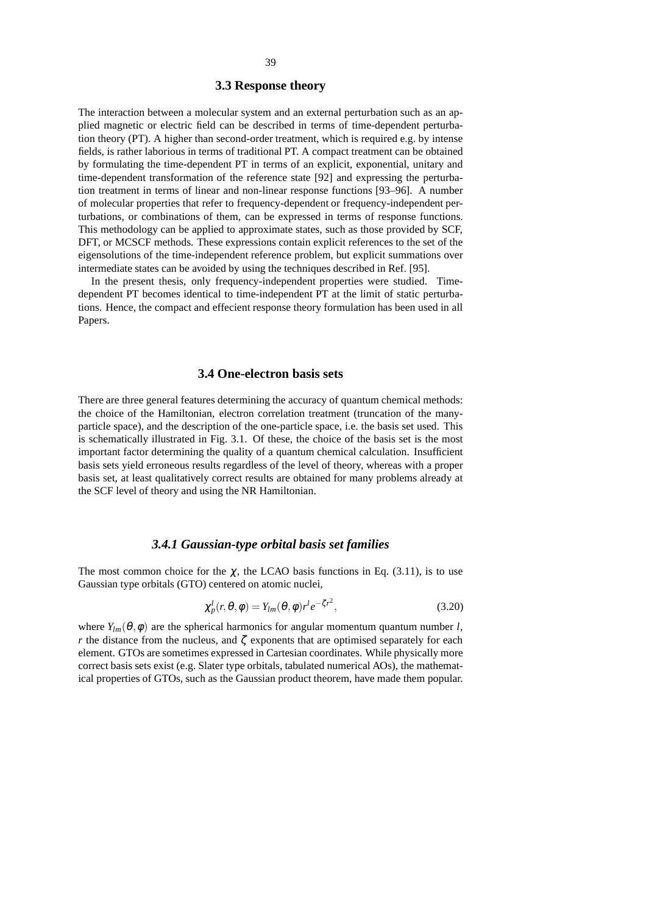## 3.3 Response theory

The interaction between a molecular system and an external perturbation such as an applied magnetic or electric field can be described in terms of time-dependent perturbation theory (PT). A higher than second-order treatment, which is required e.g. by intense fields, is rather laborious in terms of traditional PT. A compact treatment can be obtained by formulating the time-dependent PT in terms of an explicit, exponential, unitary and time-dependent transformation of the reference state [92] and expressing the perturbation treatment in terms of linear and non-linear response functions [93–96]. A number of molecular properties that refer to frequency-dependent or frequency-independent perturbations, or combinations of them, can be expressed in terms of response functions. This methodology can be applied to approximate states, such as those provided by SCF, DFT, or MCSCF methods. These expressions contain explicit references to the set of the eigensolutions of the time-independent reference problem, but explicit summations over intermediate states can be avoided by using the techniques described in Ref. [95].

In the present thesis, only frequency-independent properties were studied. Time-dependent PT becomes identical to time-independent PT at the limit of static perturbations. Hence, the compact and effecient response theory formulation has been used in all Papers.

## 3.4 One-electron basis sets

There are three general features determining the accuracy of quantum chemical methods: the choice of the Hamiltonian, electron correlation treatment (truncation of the many-particle space), and the description of the one-particle space, i.e. the basis set used. This is schematically illustrated in Fig. 3.1. Of these, the choice of the basis set is the most important factor determining the quality of a quantum chemical calculation. Insufficient basis sets yield erroneous results regardless of the level of theory, whereas with a proper basis set, at least qualitatively correct results are obtained for many problems already at the SCF level of theory and using the NR Hamiltonian.

### *3.4.1 Gaussian-type orbital basis set families*

The most common choice for the $\chi$, the LCAO basis functions in Eq. (3.11), is to use Gaussian type orbitals (GTO) centered on atomic nuclei,

$$\chi_p^l(r,\theta,\phi) = Y_{lm}(\theta,\phi) r^l e^{-\zeta r^2}, \tag{3.20}$$

where $Y_{lm}(\theta,\phi)$ are the spherical harmonics for angular momentum quantum number $l$, $r$ the distance from the nucleus, and $\zeta$ exponents that are optimised separately for each element. GTOs are sometimes expressed in Cartesian coordinates. While physically more correct basis sets exist (e.g. Slater type orbitals, tabulated numerical AOs), the mathematical properties of GTOs, such as the Gaussian product theorem, have made them popular.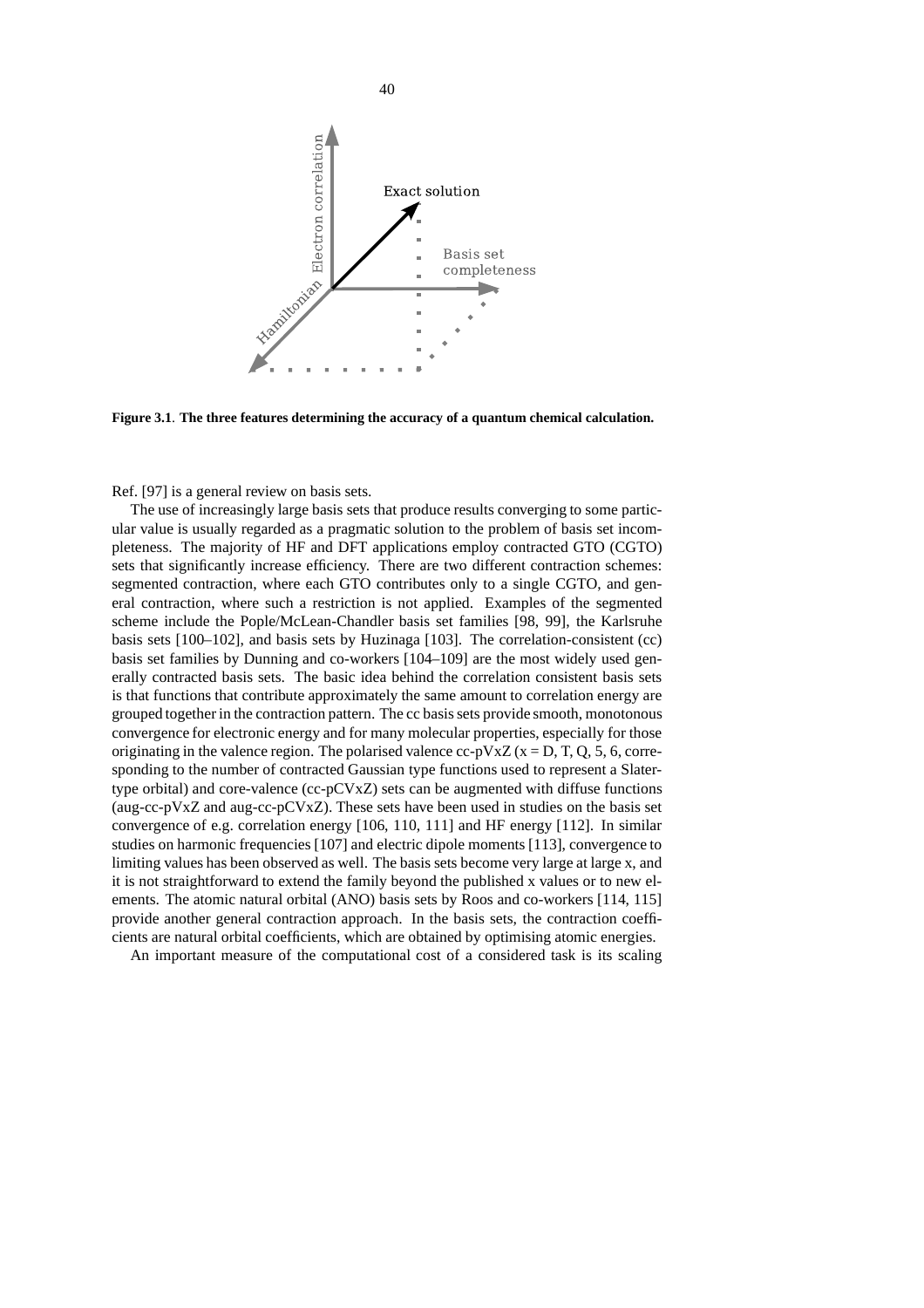**Figure 3.1**. **The three features determining the accuracy of a quantum chemical calculation.**

Ref. [97] is a general review on basis sets.

The use of increasingly large basis sets that produce results converging to some particular value is usually regarded as a pragmatic solution to the problem of basis set incompleteness. The majority of HF and DFT applications employ contracted GTO (CGTO) sets that significantly increase efficiency. There are two different contraction schemes: segmented contraction, where each GTO contributes only to a single CGTO, and general contraction, where such a restriction is not applied. Examples of the segmented scheme include the Pople/McLean-Chandler basis set families [98, 99], the Karlsruhe basis sets [100–102], and basis sets by Huzinaga [103]. The correlation-consistent (cc) basis set families by Dunning and co-workers [104–109] are the most widely used generally contracted basis sets. The basic idea behind the correlation consistent basis sets is that functions that contribute approximately the same amount to correlation energy are grouped together in the contraction pattern. The cc basis sets provide smooth, monotonous convergence for electronic energy and for many molecular properties, especially for those originating in the valence region. The polarised valence cc-pVxZ (x = D, T, Q, 5, 6, corresponding to the number of contracted Gaussian type functions used to represent a Slater-type orbital) and core-valence (cc-pCVxZ) sets can be augmented with diffuse functions (aug-cc-pVxZ and aug-cc-pCVxZ). These sets have been used in studies on the basis set convergence of e.g. correlation energy [106, 110, 111] and HF energy [112]. In similar studies on harmonic frequencies [107] and electric dipole moments [113], convergence to limiting values has been observed as well. The basis sets become very large at large x, and it is not straightforward to extend the family beyond the published x values or to new elements. The atomic natural orbital (ANO) basis sets by Roos and co-workers [114, 115] provide another general contraction approach. In the basis sets, the contraction coefficients are natural orbital coefficients, which are obtained by optimising atomic energies.

An important measure of the computational cost of a considered task is its scaling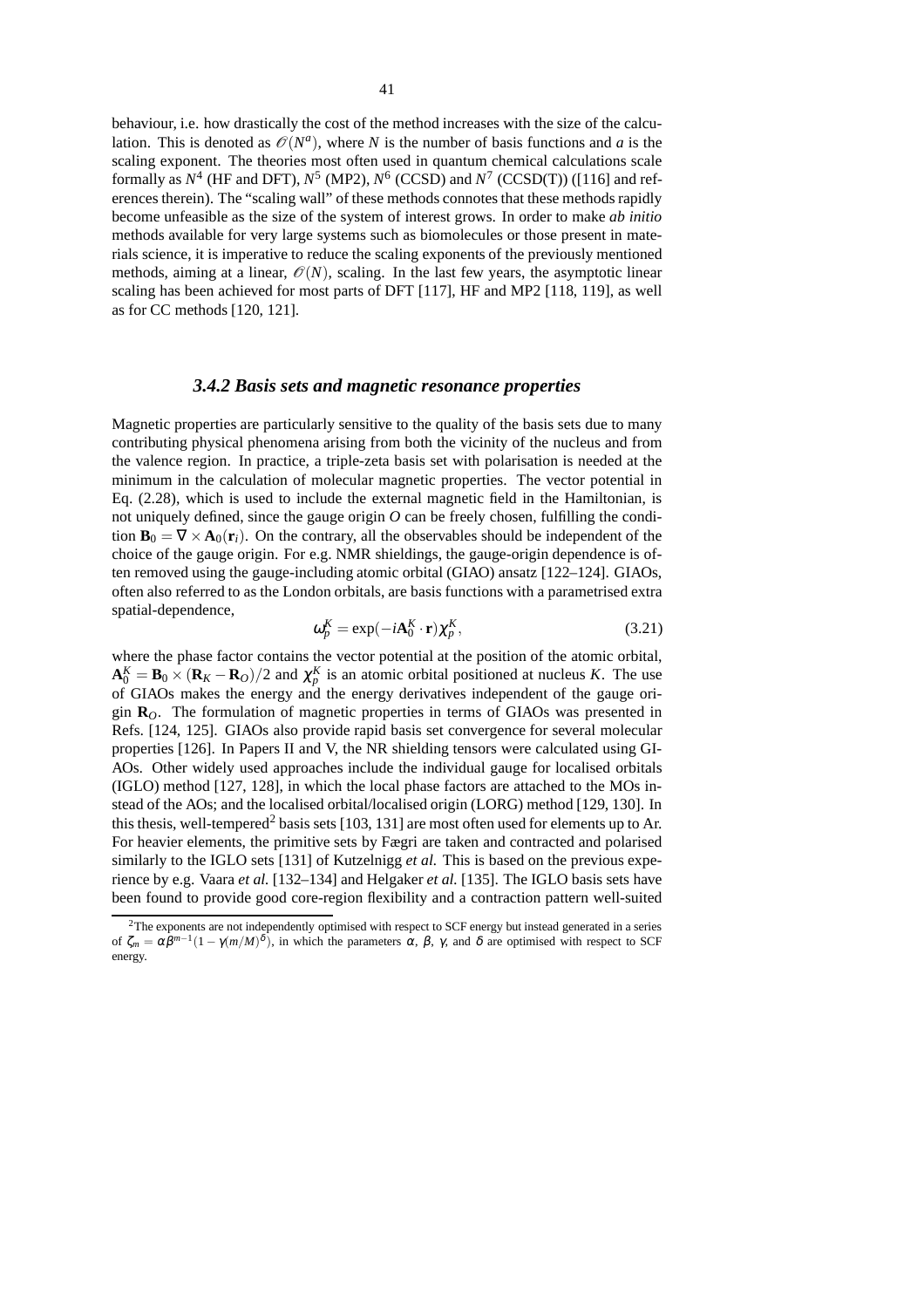behaviour, i.e. how drastically the cost of the method increases with the size of the calculation. This is denoted as $\mathscr{O}(N^a)$, where $N$ is the number of basis functions and $a$ is the scaling exponent. The theories most often used in quantum chemical calculations scale formally as $N^4$ (HF and DFT), $N^5$ (MP2), $N^6$ (CCSD) and $N^7$ (CCSD(T)) ([116] and references therein). The "scaling wall" of these methods connotes that these methods rapidly become unfeasible as the size of the system of interest grows. In order to make *ab initio* methods available for very large systems such as biomolecules or those present in materials science, it is imperative to reduce the scaling exponents of the previously mentioned methods, aiming at a linear, $\mathscr{O}(N)$, scaling. In the last few years, the asymptotic linear scaling has been achieved for most parts of DFT [117], HF and MP2 [118, 119], as well as for CC methods [120, 121].

### *3.4.2 Basis sets and magnetic resonance properties*

Magnetic properties are particularly sensitive to the quality of the basis sets due to many contributing physical phenomena arising from both the vicinity of the nucleus and from the valence region. In practice, a triple-zeta basis set with polarisation is needed at the minimum in the calculation of molecular magnetic properties. The vector potential in Eq. (2.28), which is used to include the external magnetic field in the Hamiltonian, is not uniquely defined, since the gauge origin $O$ can be freely chosen, fulfilling the condition $\mathbf{B}_0 = \nabla \times \mathbf{A}_0(\mathbf{r}_i)$. On the contrary, all the observables should be independent of the choice of the gauge origin. For e.g. NMR shieldings, the gauge-origin dependence is often removed using the gauge-including atomic orbital (GIAO) ansatz [122–124]. GIAOs, often also referred to as the London orbitals, are basis functions with a parametrised extra spatial-dependence,

$$\omega_p^K = \exp(-i\mathbf{A}_0^K \cdot \mathbf{r})\chi_p^K, \tag{3.21}$$

where the phase factor contains the vector potential at the position of the atomic orbital, $\mathbf{A}_0^K = \mathbf{B}_0 \times (\mathbf{R}_K - \mathbf{R}_O)/2$ and $\chi_p^K$ is an atomic orbital positioned at nucleus $K$. The use of GIAOs makes the energy and the energy derivatives independent of the gauge origin $\mathbf{R}_O$. The formulation of magnetic properties in terms of GIAOs was presented in Refs. [124, 125]. GIAOs also provide rapid basis set convergence for several molecular properties [126]. In Papers II and V, the NR shielding tensors were calculated using GIAOs. Other widely used approaches include the individual gauge for localised orbitals (IGLO) method [127, 128], in which the local phase factors are attached to the MOs instead of the AOs; and the localised orbital/localised origin (LORG) method [129, 130]. In this thesis, well-tempered[2] basis sets [103, 131] are most often used for elements up to Ar. For heavier elements, the primitive sets by Fægri are taken and contracted and polarised similarly to the IGLO sets [131] of Kutzelnigg *et al.* This is based on the previous experience by e.g. Vaara *et al.* [132–134] and Helgaker *et al.* [135]. The IGLO basis sets have been found to provide good core-region flexibility and a contraction pattern well-suited

---

[2] The exponents are not independently optimised with respect to SCF energy but instead generated in a series of $\zeta_m = \alpha\beta^{m-1}(1-\gamma(m/M)^\delta)$, in which the parameters $\alpha$, $\beta$, $\gamma$, and $\delta$ are optimised with respect to SCF energy.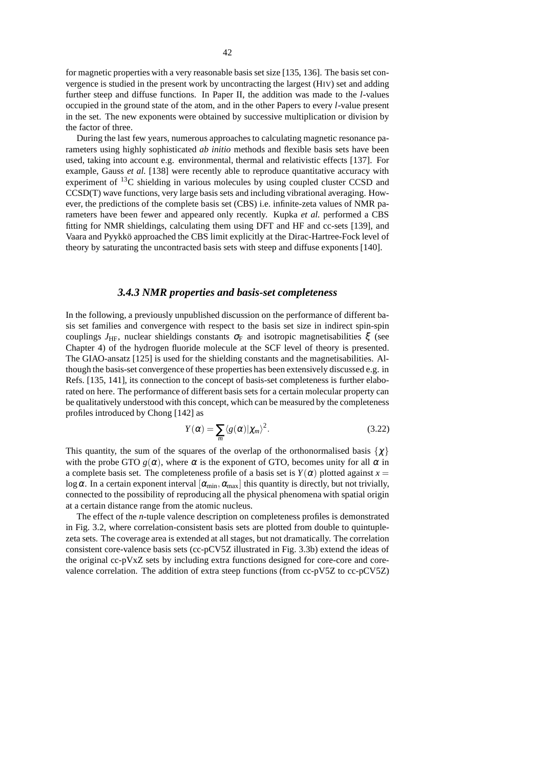for magnetic properties with a very reasonable basis set size [135, 136]. The basis set convergence is studied in the present work by uncontracting the largest (HIV) set and adding further steep and diffuse functions. In Paper II, the addition was made to the *l*-values occupied in the ground state of the atom, and in the other Papers to every *l*-value present in the set. The new exponents were obtained by successive multiplication or division by the factor of three.

During the last few years, numerous approaches to calculating magnetic resonance parameters using highly sophisticated *ab initio* methods and flexible basis sets have been used, taking into account e.g. environmental, thermal and relativistic effects [137]. For example, Gauss *et al.* [138] were recently able to reproduce quantitative accuracy with experiment of $^{13}$C shielding in various molecules by using coupled cluster CCSD and CCSD(T) wave functions, very large basis sets and including vibrational averaging. However, the predictions of the complete basis set (CBS) i.e. infinite-zeta values of NMR parameters have been fewer and appeared only recently. Kupka *et al.* performed a CBS fitting for NMR shieldings, calculating them using DFT and HF and cc-sets [139], and Vaara and Pyykkö approached the CBS limit explicitly at the Dirac-Hartree-Fock level of theory by saturating the uncontracted basis sets with steep and diffuse exponents [140].

### *3.4.3 NMR properties and basis-set completeness*

In the following, a previously unpublished discussion on the performance of different basis set families and convergence with respect to the basis set size in indirect spin-spin couplings $J_{\mathrm{HF}}$, nuclear shieldings constants $\sigma_{\mathrm{F}}$ and isotropic magnetisabilities $\xi$ (see Chapter 4) of the hydrogen fluoride molecule at the SCF level of theory is presented. The GIAO-ansatz [125] is used for the shielding constants and the magnetisabilities. Although the basis-set convergence of these properties has been extensively discussed e.g. in Refs. [135, 141], its connection to the concept of basis-set completeness is further elaborated on here. The performance of different basis sets for a certain molecular property can be qualitatively understood with this concept, which can be measured by the completeness profiles introduced by Chong [142] as

$$Y(\alpha) = \sum_m \langle g(\alpha)|\chi_m\rangle^2. \tag{3.22}$$

This quantity, the sum of the squares of the overlap of the orthonormalised basis $\{\chi\}$ with the probe GTO $g(\alpha)$, where $\alpha$ is the exponent of GTO, becomes unity for all $\alpha$ in a complete basis set. The completeness profile of a basis set is $Y(\alpha)$ plotted against $x = \log\alpha$. In a certain exponent interval $[\alpha_{\mathrm{min}}, \alpha_{\mathrm{max}}]$ this quantity is directly, but not trivially, connected to the possibility of reproducing all the physical phenomena with spatial origin at a certain distance range from the atomic nucleus.

The effect of the *n*-tuple valence description on completeness profiles is demonstrated in Fig. 3.2, where correlation-consistent basis sets are plotted from double to quintuple-zeta sets. The coverage area is extended at all stages, but not dramatically. The correlation consistent core-valence basis sets (cc-pCV5Z illustrated in Fig. 3.3b) extend the ideas of the original cc-pVxZ sets by including extra functions designed for core-core and core-valence correlation. The addition of extra steep functions (from cc-pV5Z to cc-pCV5Z)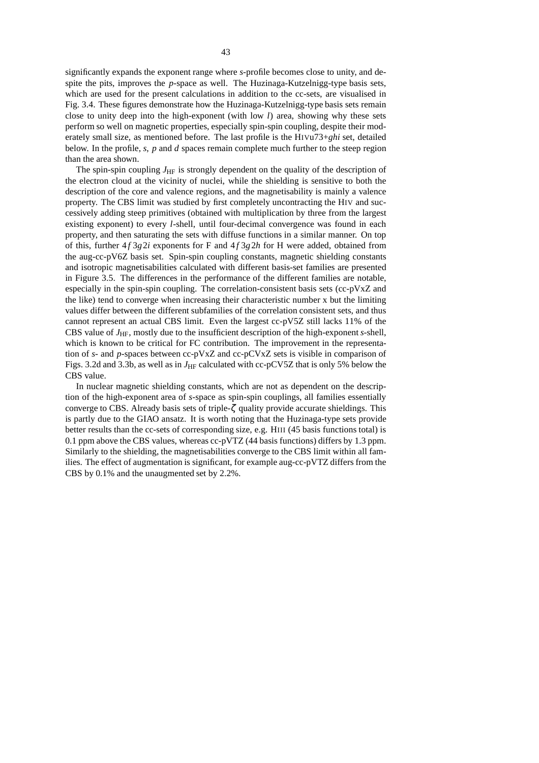significantly expands the exponent range where *s*-profile becomes close to unity, and despite the pits, improves the *p*-space as well. The Huzinaga-Kutzelnigg-type basis sets, which are used for the present calculations in addition to the cc-sets, are visualised in Fig. 3.4. These figures demonstrate how the Huzinaga-Kutzelnigg-type basis sets remain close to unity deep into the high-exponent (with low *l*) area, showing why these sets perform so well on magnetic properties, especially spin-spin coupling, despite their moderately small size, as mentioned before. The last profile is the HIVu73+*ghi* set, detailed below. In the profile, *s*, *p* and *d* spaces remain complete much further to the steep region than the area shown.

The spin-spin coupling $J_{\mathrm{HF}}$ is strongly dependent on the quality of the description of the electron cloud at the vicinity of nuclei, while the shielding is sensitive to both the description of the core and valence regions, and the magnetisability is mainly a valence property. The CBS limit was studied by first completely uncontracting the HIV and successively adding steep primitives (obtained with multiplication by three from the largest existing exponent) to every *l*-shell, until four-decimal convergence was found in each property, and then saturating the sets with diffuse functions in a similar manner. On top of this, further $4f\,3g\,2i$ exponents for F and $4f\,3g\,2h$ for H were added, obtained from the aug-cc-pV6Z basis set. Spin-spin coupling constants, magnetic shielding constants and isotropic magnetisabilities calculated with different basis-set families are presented in Figure 3.5. The differences in the performance of the different families are notable, especially in the spin-spin coupling. The correlation-consistent basis sets (cc-pVxZ and the like) tend to converge when increasing their characteristic number x but the limiting values differ between the different subfamilies of the correlation consistent sets, and thus cannot represent an actual CBS limit. Even the largest cc-pV5Z still lacks 11% of the CBS value of $J_{\mathrm{HF}}$, mostly due to the insufficient description of the high-exponent *s*-shell, which is known to be critical for FC contribution. The improvement in the representation of *s*- and *p*-spaces between cc-pVxZ and cc-pCVxZ sets is visible in comparison of Figs. 3.2d and 3.3b, as well as in $J_{\mathrm{HF}}$ calculated with cc-pCV5Z that is only 5% below the CBS value.

In nuclear magnetic shielding constants, which are not as dependent on the description of the high-exponent area of *s*-space as spin-spin couplings, all families essentially converge to CBS. Already basis sets of triple-$\zeta$ quality provide accurate shieldings. This is partly due to the GIAO ansatz. It is worth noting that the Huzinaga-type sets provide better results than the cc-sets of corresponding size, e.g. HIII (45 basis functions total) is 0.1 ppm above the CBS values, whereas cc-pVTZ (44 basis functions) differs by 1.3 ppm. Similarly to the shielding, the magnetisabilities converge to the CBS limit within all families. The effect of augmentation is significant, for example aug-cc-pVTZ differs from the CBS by 0.1% and the unaugmented set by 2.2%.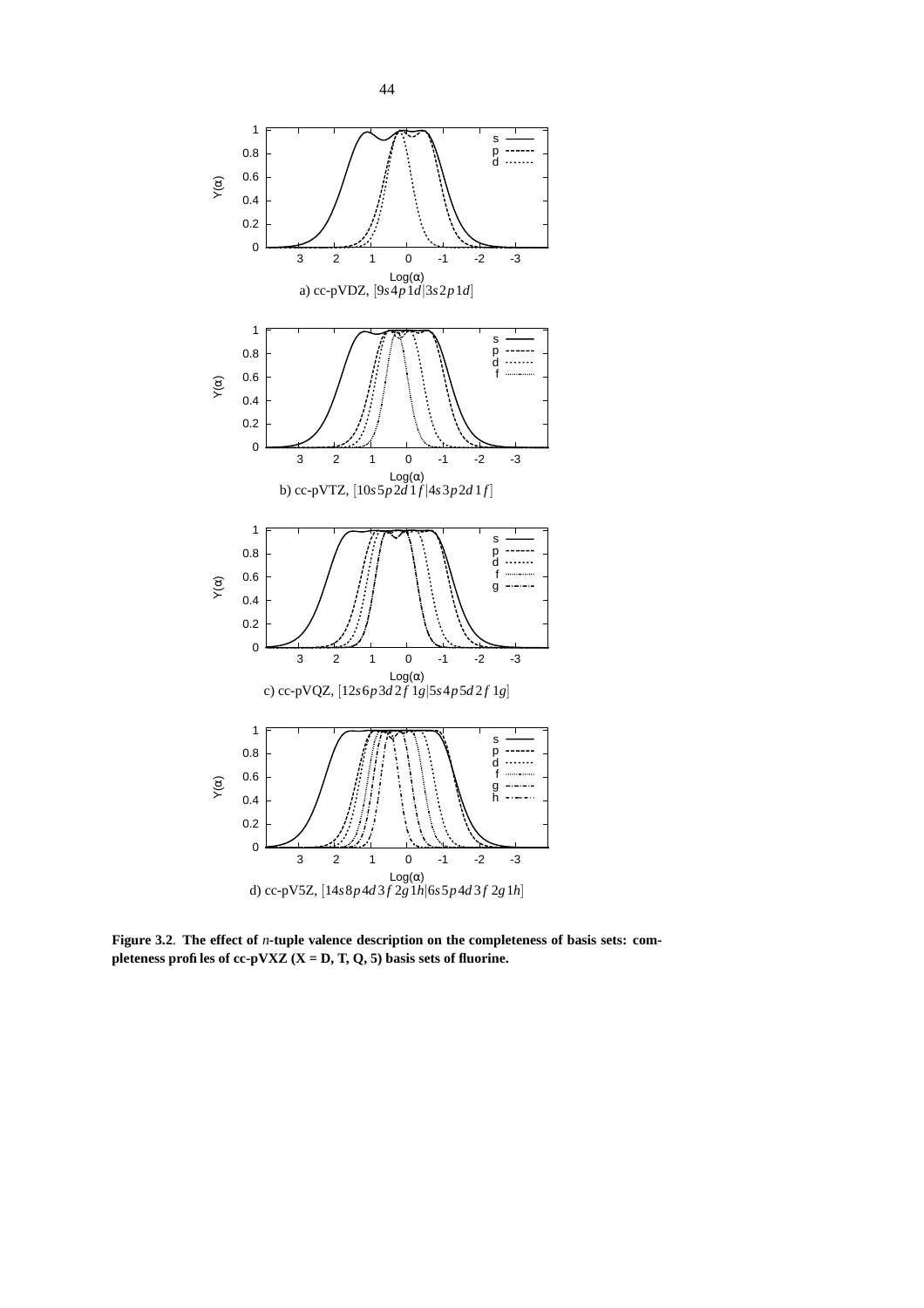a) cc-pVDZ, $[9s4p1d|3s2p1d]$

b) cc-pVTZ, $[10s5p2d1f|4s3p2d1f]$

c) cc-pVQZ, $[12s6p3d2f1g|5s4p5d2f1g]$

d) cc-pV5Z, $[14s8p4d3f2g1h|6s5p4d3f2g1h]$

**Figure 3.2. The effect of *n*-tuple valence description on the completeness of basis sets: completeness profiles of cc-pVXZ (X = D, T, Q, 5) basis sets of fluorine.**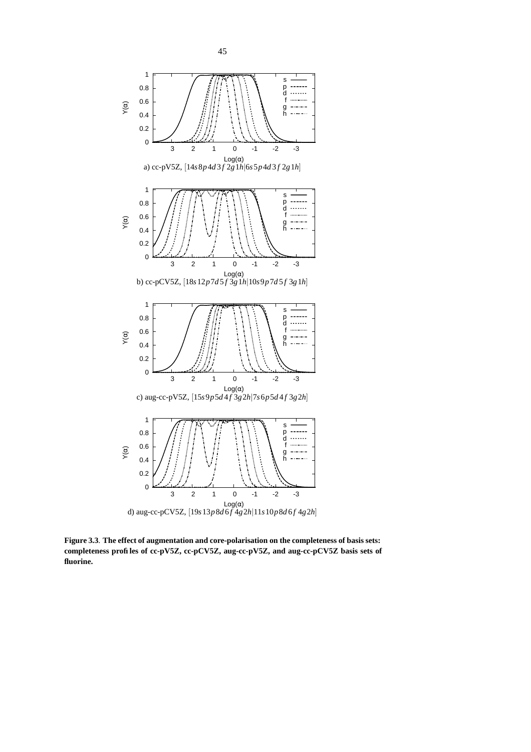a) cc-pV5Z, $[14s\,8p\,4d\,3f\,2g\,1h|6s\,5p\,4d\,3f\,2g\,1h]$

b) cc-pCV5Z, $[18s\,12p\,7d\,5f\,3g\,1h|10s\,9p\,7d\,5f\,3g\,1h]$

c) aug-cc-pV5Z, $[15s\,9p\,5d\,4f\,3g\,2h|7s\,6p\,5d\,4f\,3g\,2h]$

d) aug-cc-pCV5Z, $[19s\,13p\,8d\,6f\,4g\,2h|11s\,10p\,8d\,6f\,4g\,2h]$

**Figure 3.3**. **The effect of augmentation and core-polarisation on the completeness of basis sets: completeness profiles of cc-pV5Z, cc-pCV5Z, aug-cc-pV5Z, and aug-cc-pCV5Z basis sets of fluorine.**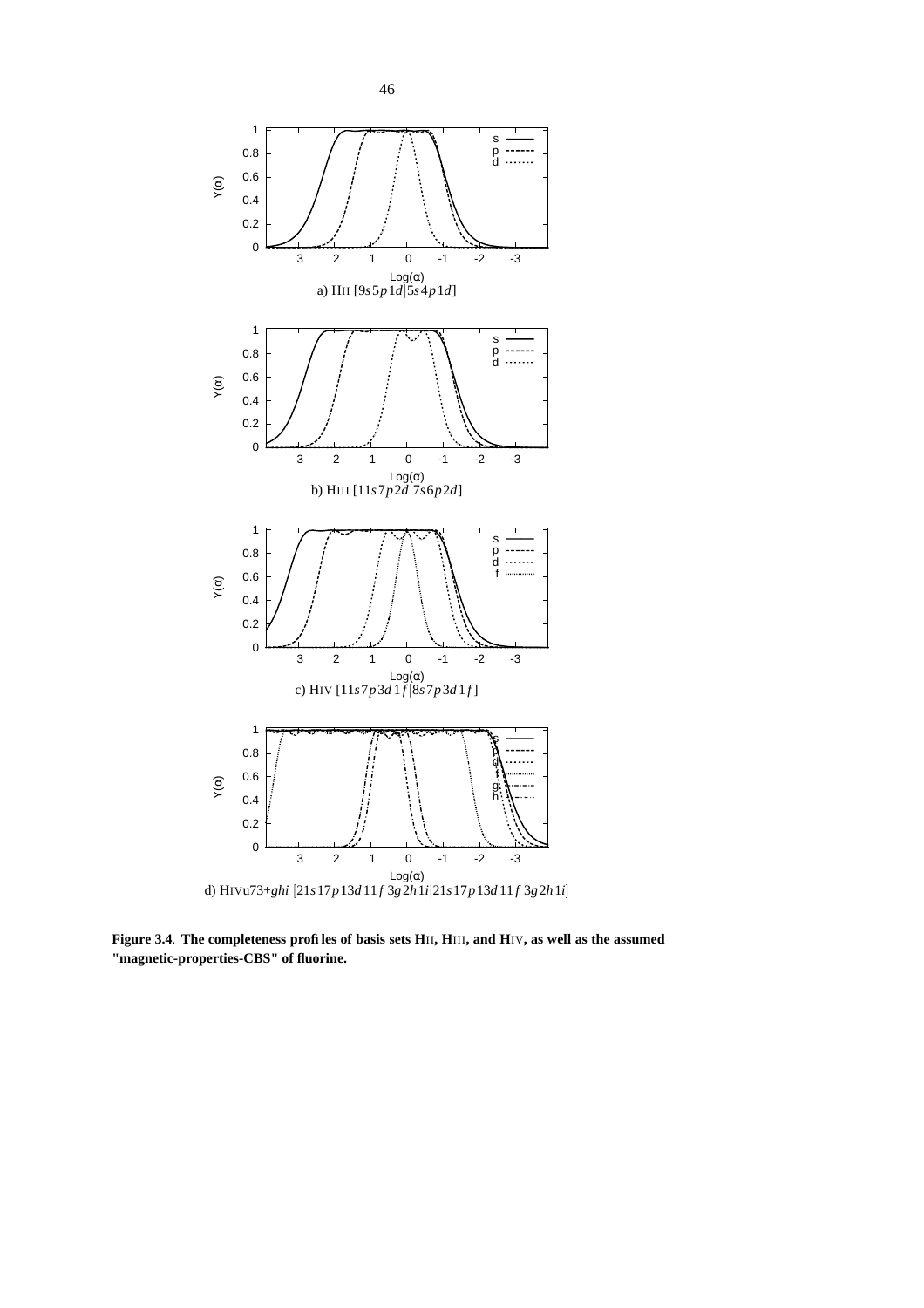a) HII [$9s5p1d|5s4p1d$]

b) HIII [$11s7p2d|7s6p2d$]

c) HIV [$11s7p3d1f|8s7p3d1f$]

d) HIVu73+*ghi* [$21s17p13d11f3g2h1i|21s17p13d11f3g2h1i$]

**Figure 3.4. The completeness profiles of basis sets HII, HIII, and HIV, as well as the assumed "magnetic-properties-CBS" of fluorine.**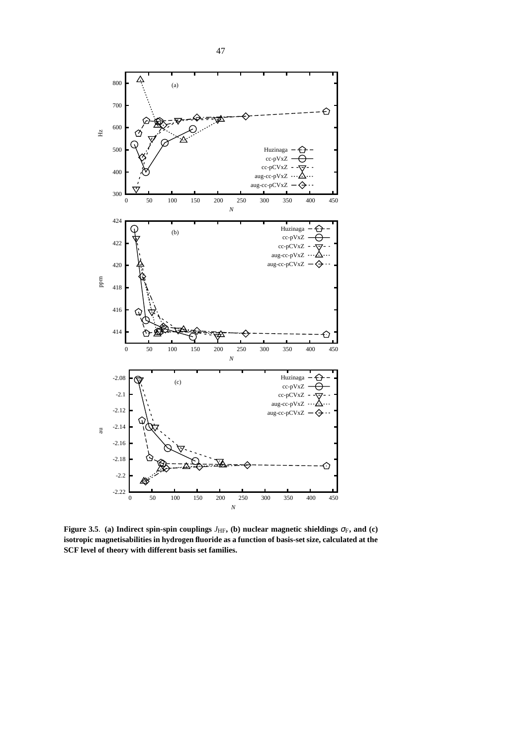**Figure 3.5**. **(a) Indirect spin-spin couplings $J_{\mathrm{HF}}$, (b) nuclear magnetic shieldings $\sigma_{\mathrm{F}}$, and (c) isotropic magnetisabilities in hydrogen fluoride as a function of basis-set size, calculated at the SCF level of theory with different basis set families.**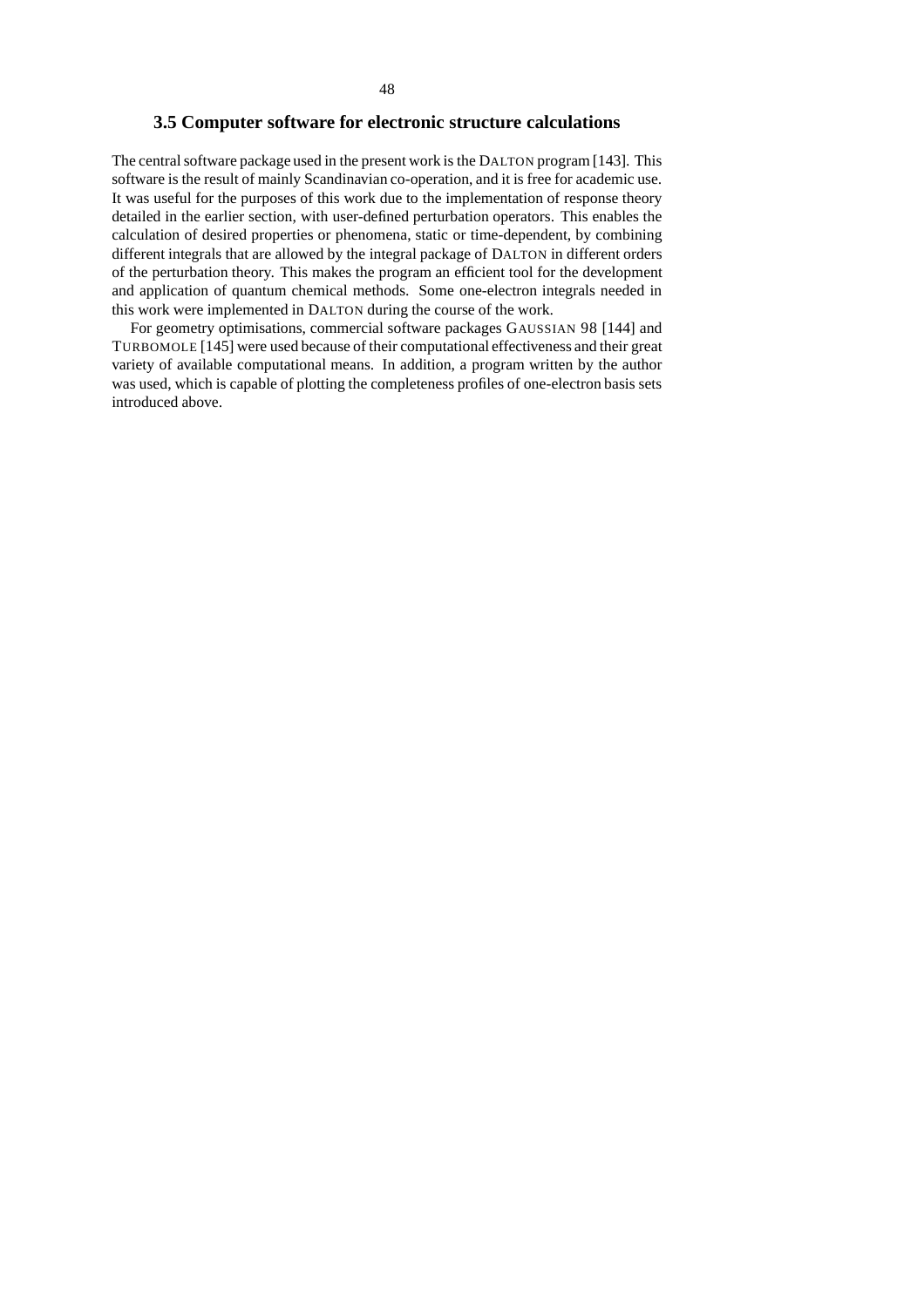## 3.5 Computer software for electronic structure calculations

The central software package used in the present work is the DALTON program [143]. This software is the result of mainly Scandinavian co-operation, and it is free for academic use. It was useful for the purposes of this work due to the implementation of response theory detailed in the earlier section, with user-defined perturbation operators. This enables the calculation of desired properties or phenomena, static or time-dependent, by combining different integrals that are allowed by the integral package of DALTON in different orders of the perturbation theory. This makes the program an efficient tool for the development and application of quantum chemical methods. Some one-electron integrals needed in this work were implemented in DALTON during the course of the work.

For geometry optimisations, commercial software packages GAUSSIAN 98 [144] and TURBOMOLE [145] were used because of their computational effectiveness and their great variety of available computational means. In addition, a program written by the author was used, which is capable of plotting the completeness profiles of one-electron basis sets introduced above.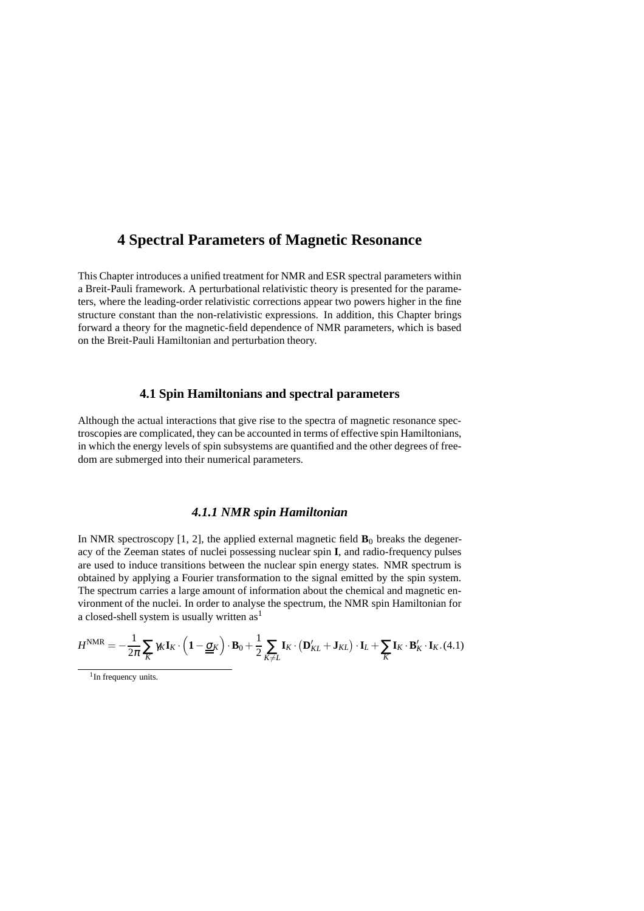# 4 Spectral Parameters of Magnetic Resonance

This Chapter introduces a unified treatment for NMR and ESR spectral parameters within a Breit-Pauli framework. A perturbational relativistic theory is presented for the parameters, where the leading-order relativistic corrections appear two powers higher in the fine structure constant than the non-relativistic expressions. In addition, this Chapter brings forward a theory for the magnetic-field dependence of NMR parameters, which is based on the Breit-Pauli Hamiltonian and perturbation theory.

## 4.1 Spin Hamiltonians and spectral parameters

Although the actual interactions that give rise to the spectra of magnetic resonance spectroscopies are complicated, they can be accounted in terms of effective spin Hamiltonians, in which the energy levels of spin subsystems are quantified and the other degrees of freedom are submerged into their numerical parameters.

### *4.1.1 NMR spin Hamiltonian*

In NMR spectroscopy [1, 2], the applied external magnetic field $\mathbf{B}_0$ breaks the degeneracy of the Zeeman states of nuclei possessing nuclear spin $\mathbf{I}$, and radio-frequency pulses are used to induce transitions between the nuclear spin energy states. NMR spectrum is obtained by applying a Fourier transformation to the signal emitted by the spin system. The spectrum carries a large amount of information about the chemical and magnetic environment of the nuclei. In order to analyse the spectrum, the NMR spin Hamiltonian for a closed-shell system is usually written as[1]

$$H^{\mathrm{NMR}} = -\frac{1}{2\pi}\sum_{K}\gamma_K \mathbf{I}_K \cdot \left(\mathbf{1} - \underline{\underline{\sigma}}_K\right)\cdot \mathbf{B}_0 + \frac{1}{2}\sum_{K\neq L}\mathbf{I}_K \cdot \left(\mathbf{D}'_{KL} + \mathbf{J}_{KL}\right)\cdot \mathbf{I}_L + \sum_{K}\mathbf{I}_K \cdot \mathbf{B}'_K \cdot \mathbf{I}_K. \quad (4.1)$$

[1] In frequency units.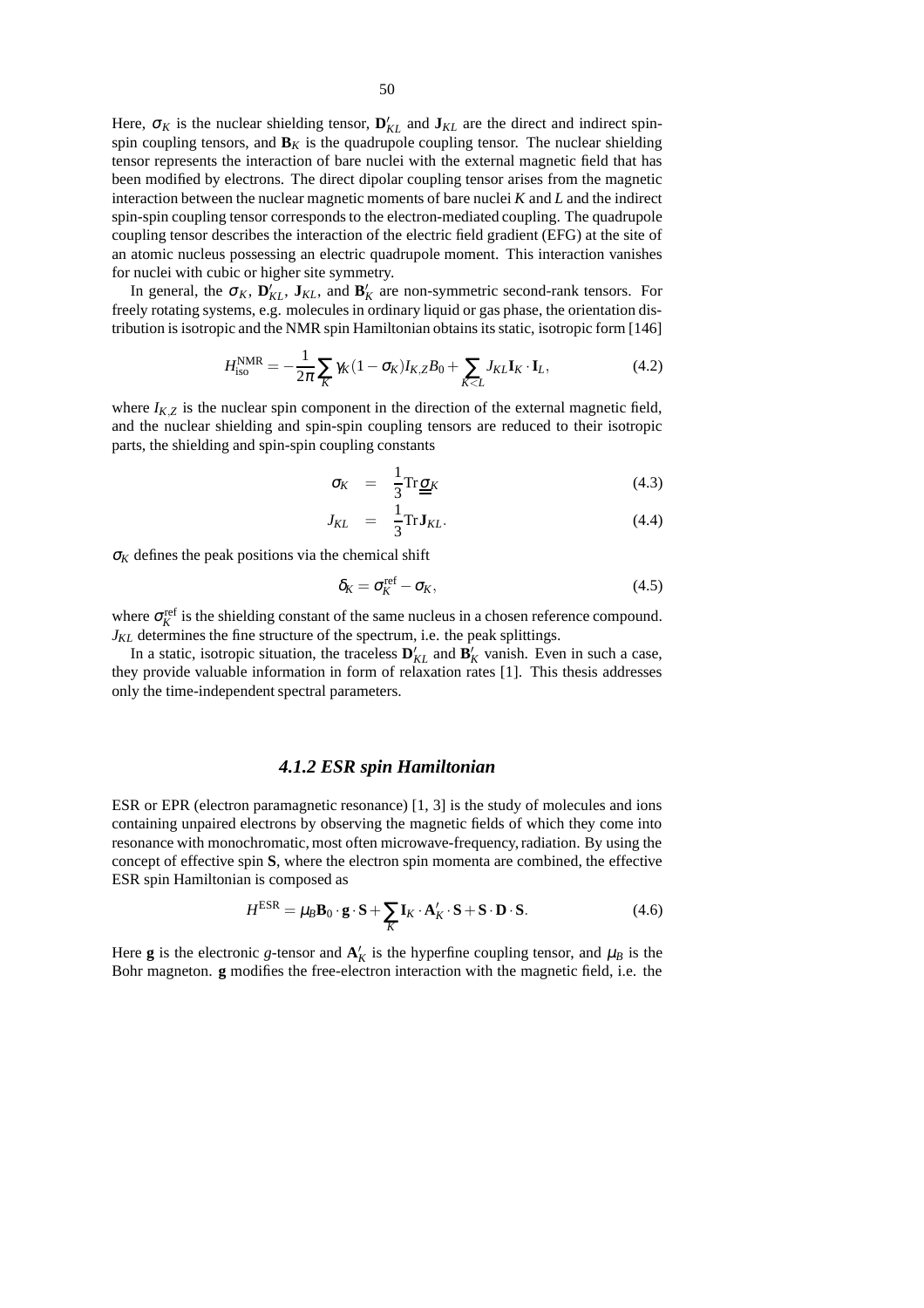Here, $\sigma_K$ is the nuclear shielding tensor, $\mathbf{D}'_{KL}$ and $\mathbf{J}_{KL}$ are the direct and indirect spin-spin coupling tensors, and $\mathbf{B}_K$ is the quadrupole coupling tensor. The nuclear shielding tensor represents the interaction of bare nuclei with the external magnetic field that has been modified by electrons. The direct dipolar coupling tensor arises from the magnetic interaction between the nuclear magnetic moments of bare nuclei $K$ and $L$ and the indirect spin-spin coupling tensor corresponds to the electron-mediated coupling. The quadrupole coupling tensor describes the interaction of the electric field gradient (EFG) at the site of an atomic nucleus possessing an electric quadrupole moment. This interaction vanishes for nuclei with cubic or higher site symmetry.

In general, the $\sigma_K$, $\mathbf{D}'_{KL}$, $\mathbf{J}_{KL}$, and $\mathbf{B}'_K$ are non-symmetric second-rank tensors. For freely rotating systems, e.g. molecules in ordinary liquid or gas phase, the orientation distribution is isotropic and the NMR spin Hamiltonian obtains its static, isotropic form [146]

$$H^{\mathrm{NMR}}_{\mathrm{iso}} = -\frac{1}{2\pi}\sum_K \gamma_K(1-\sigma_K)I_{K,Z}B_0 + \sum_{K<L} J_{KL}\mathbf{I}_K \cdot \mathbf{I}_L, \tag{4.2}$$

where $I_{K,Z}$ is the nuclear spin component in the direction of the external magnetic field, and the nuclear shielding and spin-spin coupling tensors are reduced to their isotropic parts, the shielding and spin-spin coupling constants

$$\sigma_K = \frac{1}{3}\mathrm{Tr}\,\underline{\underline{\sigma}}_K \tag{4.3}$$

$$J_{KL} = \frac{1}{3}\mathrm{Tr}\,\mathbf{J}_{KL}. \tag{4.4}$$

$\sigma_K$ defines the peak positions via the chemical shift

$$\delta_K = \sigma_K^{\mathrm{ref}} - \sigma_K, \tag{4.5}$$

where $\sigma_K^{\mathrm{ref}}$ is the shielding constant of the same nucleus in a chosen reference compound. $J_{KL}$ determines the fine structure of the spectrum, i.e. the peak splittings.

In a static, isotropic situation, the traceless $\mathbf{D}'_{KL}$ and $\mathbf{B}'_K$ vanish. Even in such a case, they provide valuable information in form of relaxation rates [1]. This thesis addresses only the time-independent spectral parameters.

### *4.1.2 ESR spin Hamiltonian*

ESR or EPR (electron paramagnetic resonance) [1, 3] is the study of molecules and ions containing unpaired electrons by observing the magnetic fields of which they come into resonance with monochromatic, most often microwave-frequency, radiation. By using the concept of effective spin $\mathbf{S}$, where the electron spin momenta are combined, the effective ESR spin Hamiltonian is composed as

$$H^{\mathrm{ESR}} = \mu_B \mathbf{B}_0 \cdot \mathbf{g} \cdot \mathbf{S} + \sum_K \mathbf{I}_K \cdot \mathbf{A}'_K \cdot \mathbf{S} + \mathbf{S} \cdot \mathbf{D} \cdot \mathbf{S}. \tag{4.6}$$

Here $\mathbf{g}$ is the electronic $g$-tensor and $\mathbf{A}'_K$ is the hyperfine coupling tensor, and $\mu_B$ is the Bohr magneton. $\mathbf{g}$ modifies the free-electron interaction with the magnetic field, i.e. the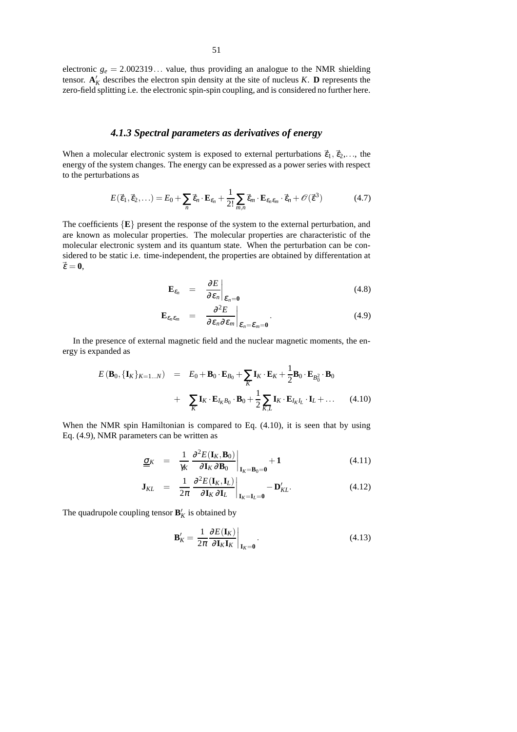electronic $g_e = 2.002319\ldots$ value, thus providing an analogue to the NMR shielding tensor. $\mathbf{A}'_K$ describes the electron spin density at the site of nucleus $K$. $\mathbf{D}$ represents the zero-field splitting i.e. the electronic spin-spin coupling, and is considered no further here.

### *4.1.3 Spectral parameters as derivatives of energy*

When a molecular electronic system is exposed to external perturbations $\vec{\varepsilon}_1$, $\vec{\varepsilon}_2,\ldots$, the energy of the system changes. The energy can be expressed as a power series with respect to the perturbations as

$$E(\vec{\varepsilon}_1, \vec{\varepsilon}_2, \ldots) = E_0 + \sum_n \vec{\varepsilon}_n \cdot \mathbf{E}_{\varepsilon_n} + \frac{1}{2!}\sum_{m,n} \vec{\varepsilon}_m \cdot \mathbf{E}_{\varepsilon_n \varepsilon_m} \cdot \vec{\varepsilon}_n + \mathscr{O}(\vec{\varepsilon}^3) \tag{4.7}$$

The coefficients $\{\mathbf{E}\}$ present the response of the system to the external perturbation, and are known as molecular properties. The molecular properties are characteristic of the molecular electronic system and its quantum state. When the perturbation can be considered to be static i.e. time-independent, the properties are obtained by differentation at $\vec{\varepsilon} = \mathbf{0}$,

$$\mathbf{E}_{\varepsilon_n} = \left.\frac{\partial E}{\partial \varepsilon_n}\right|_{\varepsilon_n = \mathbf{0}} \tag{4.8}$$

$$\mathbf{E}_{\varepsilon_n \varepsilon_m} = \left.\frac{\partial^2 E}{\partial \varepsilon_n \partial \varepsilon_m}\right|_{\varepsilon_n = \varepsilon_m = \mathbf{0}}. \tag{4.9}$$

In the presence of external magnetic field and the nuclear magnetic moments, the energy is expanded as

$$\begin{aligned} E\left(\mathbf{B}_0, \{\mathbf{I}_K\}_{K=1\ldots N}\right) &= E_0 + \mathbf{B}_0 \cdot \mathbf{E}_{B_0} + \sum_K \mathbf{I}_K \cdot \mathbf{E}_K + \frac{1}{2}\mathbf{B}_0 \cdot \mathbf{E}_{B_0^2} \cdot \mathbf{B}_0 \\ &+ \sum_K \mathbf{I}_K \cdot \mathbf{E}_{I_K B_0} \cdot \mathbf{B}_0 + \frac{1}{2}\sum_{K,L} \mathbf{I}_K \cdot \mathbf{E}_{I_K I_L} \cdot \mathbf{I}_L + \ldots \end{aligned} \tag{4.10}$$

When the NMR spin Hamiltonian is compared to Eq. (4.10), it is seen that by using Eq. (4.9), NMR parameters can be written as

$$\underline{\underline{\sigma}}_K = \frac{1}{\gamma_K} \left.\frac{\partial^2 E(\mathbf{I}_K, \mathbf{B}_0)}{\partial \mathbf{I}_K\, \partial \mathbf{B}_0}\right|_{\mathbf{I}_K = \mathbf{B}_0 = \mathbf{0}} + \mathbf{1} \tag{4.11}$$

$$\mathbf{J}_{KL} = \frac{1}{2\pi} \left.\frac{\partial^2 E(\mathbf{I}_K, \mathbf{I}_L)}{\partial \mathbf{I}_K\, \partial \mathbf{I}_L}\right|_{\mathbf{I}_K = \mathbf{I}_L = \mathbf{0}} - \mathbf{D}'_{KL}. \tag{4.12}$$

The quadrupole coupling tensor $\mathbf{B}'_K$ is obtained by

$$\mathbf{B}'_K = \frac{1}{2\pi} \left.\frac{\partial E(\mathbf{I}_K)}{\partial \mathbf{I}_K \mathbf{I}_K}\right|_{\mathbf{I}_K = \mathbf{0}}. \tag{4.13}$$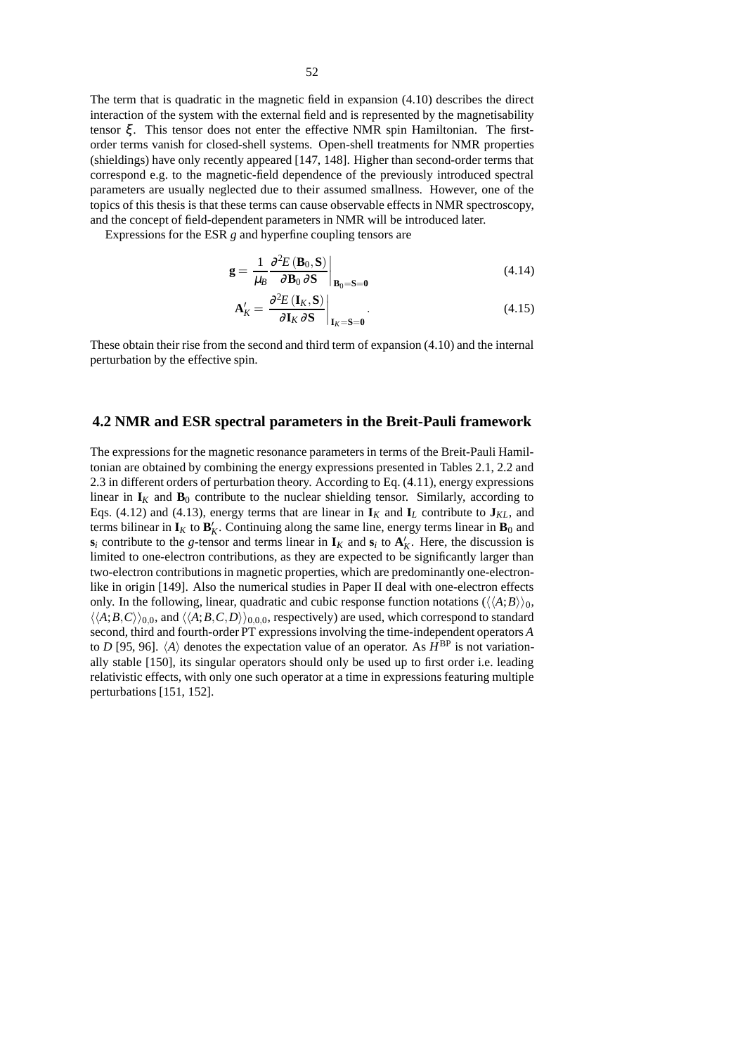The term that is quadratic in the magnetic field in expansion (4.10) describes the direct interaction of the system with the external field and is represented by the magnetisability tensor $\xi$. This tensor does not enter the effective NMR spin Hamiltonian. The first-order terms vanish for closed-shell systems. Open-shell treatments for NMR properties (shieldings) have only recently appeared [147, 148]. Higher than second-order terms that correspond e.g. to the magnetic-field dependence of the previously introduced spectral parameters are usually neglected due to their assumed smallness. However, one of the topics of this thesis is that these terms can cause observable effects in NMR spectroscopy, and the concept of field-dependent parameters in NMR will be introduced later.

Expressions for the ESR $g$ and hyperfine coupling tensors are

$$\mathbf{g} = \frac{1}{\mu_B} \frac{\partial^2 E\left(\mathbf{B}_0, \mathbf{S}\right)}{\partial \mathbf{B}_0 \, \partial \mathbf{S}} \bigg|_{\mathbf{B}_0 = \mathbf{S} = \mathbf{0}} \tag{4.14}$$

$$\mathbf{A}'_K = \frac{\partial^2 E\left(\mathbf{I}_K, \mathbf{S}\right)}{\partial \mathbf{I}_K \, \partial \mathbf{S}} \bigg|_{\mathbf{I}_K = \mathbf{S} = \mathbf{0}} . \tag{4.15}$$

These obtain their rise from the second and third term of expansion (4.10) and the internal perturbation by the effective spin.

## 4.2 NMR and ESR spectral parameters in the Breit-Pauli framework

The expressions for the magnetic resonance parameters in terms of the Breit-Pauli Hamiltonian are obtained by combining the energy expressions presented in Tables 2.1, 2.2 and 2.3 in different orders of perturbation theory. According to Eq. (4.11), energy expressions linear in $\mathbf{I}_K$ and $\mathbf{B}_0$ contribute to the nuclear shielding tensor. Similarly, according to Eqs. (4.12) and (4.13), energy terms that are linear in $\mathbf{I}_K$ and $\mathbf{I}_L$ contribute to $\mathbf{J}_{KL}$, and terms bilinear in $\mathbf{I}_K$ to $\mathbf{B}'_K$. Continuing along the same line, energy terms linear in $\mathbf{B}_0$ and $\mathbf{s}_i$ contribute to the $g$-tensor and terms linear in $\mathbf{I}_K$ and $\mathbf{s}_i$ to $\mathbf{A}'_K$. Here, the discussion is limited to one-electron contributions, as they are expected to be significantly larger than two-electron contributions in magnetic properties, which are predominantly one-electron-like in origin [149]. Also the numerical studies in Paper II deal with one-electron effects only. In the following, linear, quadratic and cubic response function notations ($\langle\langle A; B\rangle\rangle_0$, $\langle\langle A; B, C\rangle\rangle_{0,0}$, and $\langle\langle A; B, C, D\rangle\rangle_{0,0,0}$, respectively) are used, which correspond to standard second, third and fourth-order PT expressions involving the time-independent operators $A$ to $D$ [95, 96]. $\langle A\rangle$ denotes the expectation value of an operator. As $H^{\mathrm{BP}}$ is not variationally stable [150], its singular operators should only be used up to first order i.e. leading relativistic effects, with only one such operator at a time in expressions featuring multiple perturbations [151, 152].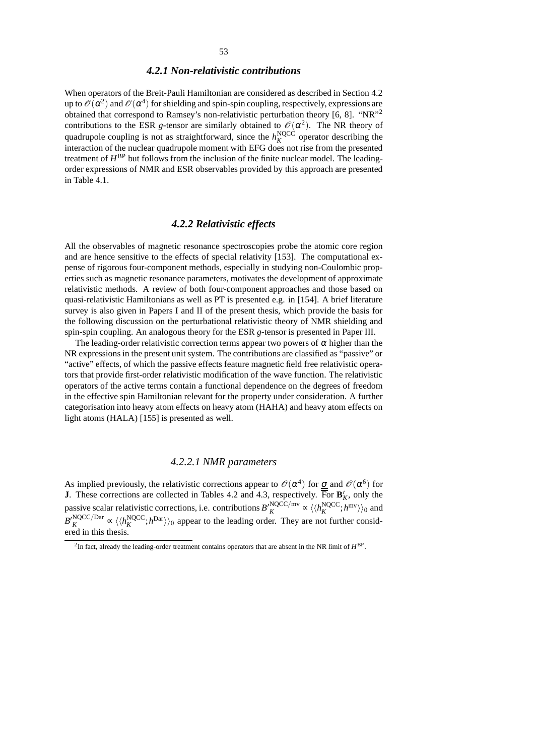### 4.2.1 Non-relativistic contributions

When operators of the Breit-Pauli Hamiltonian are considered as described in Section 4.2 up to $\mathscr{O}(\alpha^2)$ and $\mathscr{O}(\alpha^4)$ for shielding and spin-spin coupling, respectively, expressions are obtained that correspond to Ramsey's non-relativistic perturbation theory [6, 8]. "NR"[2] contributions to the ESR *g*-tensor are similarly obtained to $\mathscr{O}(\alpha^2)$. The NR theory of quadrupole coupling is not as straightforward, since the $h_K^{\mathrm{NQCC}}$ operator describing the interaction of the nuclear quadrupole moment with EFG does not rise from the presented treatment of $H^{\mathrm{BP}}$ but follows from the inclusion of the finite nuclear model. The leading-order expressions of NMR and ESR observables provided by this approach are presented in Table 4.1.

### 4.2.2 Relativistic effects

All the observables of magnetic resonance spectroscopies probe the atomic core region and are hence sensitive to the effects of special relativity [153]. The computational expense of rigorous four-component methods, especially in studying non-Coulombic properties such as magnetic resonance parameters, motivates the development of approximate relativistic methods. A review of both four-component approaches and those based on quasi-relativistic Hamiltonians as well as PT is presented e.g. in [154]. A brief literature survey is also given in Papers I and II of the present thesis, which provide the basis for the following discussion on the perturbational relativistic theory of NMR shielding and spin-spin coupling. An analogous theory for the ESR *g*-tensor is presented in Paper III.

The leading-order relativistic correction terms appear two powers of $\alpha$ higher than the NR expressions in the present unit system. The contributions are classified as "passive" or "active" effects, of which the passive effects feature magnetic field free relativistic operators that provide first-order relativistic modification of the wave function. The relativistic operators of the active terms contain a functional dependence on the degrees of freedom in the effective spin Hamiltonian relevant for the property under consideration. A further categorisation into heavy atom effects on heavy atom (HAHA) and heavy atom effects on light atoms (HALA) [155] is presented as well.

#### 4.2.2.1 NMR parameters

As implied previously, the relativistic corrections appear to $\mathscr{O}(\alpha^4)$ for $\underline{\underline{\sigma}}$ and $\mathscr{O}(\alpha^6)$ for $\mathbf{J}$. These corrections are collected in Tables 4.2 and 4.3, respectively. For $\mathbf{B}'_K$, only the passive scalar relativistic corrections, i.e. contributions $B'^{\mathrm{NQCC/mv}}_K \propto \langle\langle h_K^{\mathrm{NQCC}}; h^{\mathrm{mv}}\rangle\rangle_0$ and $B'^{\mathrm{NQCC/Dar}}_K \propto \langle\langle h_K^{\mathrm{NQCC}}; h^{\mathrm{Dar}}\rangle\rangle_0$ appear to the leading order. They are not further considered in this thesis.

[2] In fact, already the leading-order treatment contains operators that are absent in the NR limit of $H^{\mathrm{BP}}$.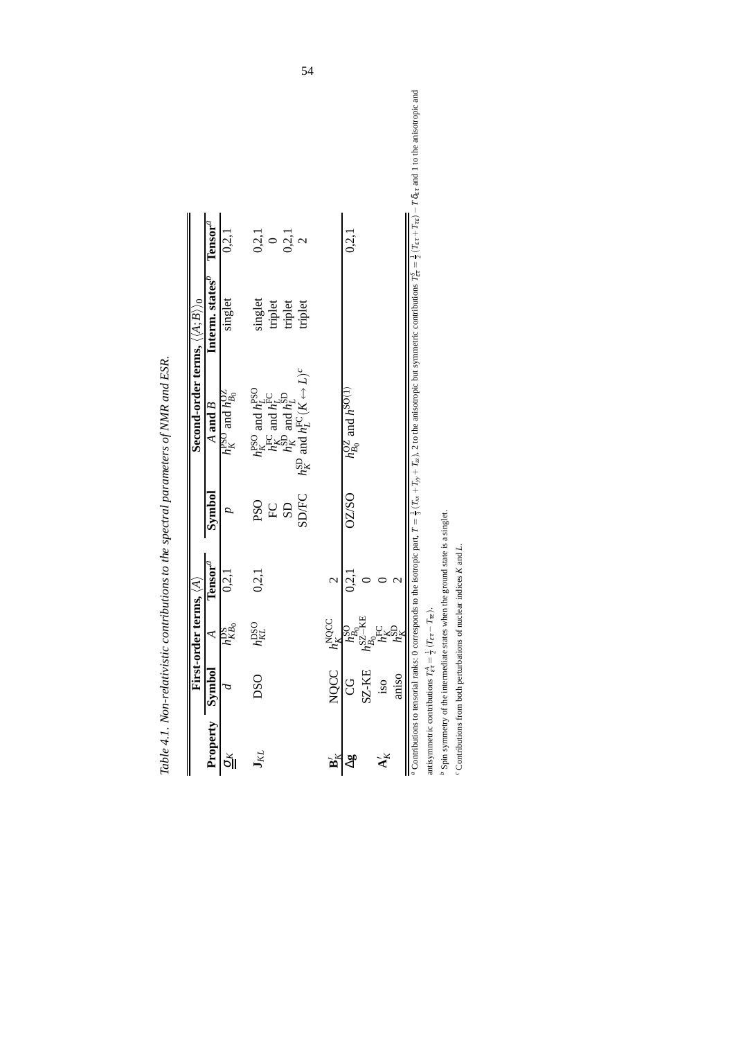*Table 4.1. Non-relativistic contributions to the spectral parameters of NMR and ESR.*

| Property | First-order terms, $\langle A\rangle$ | | | Second-order terms, $\langle\langle A;B\rangle\rangle_0$ | | | |
|---|---|---|---|---|---|---|---|
| | **Symbol** | $A$ | **Tensor**[a] | **Symbol** | $A$ **and** $B$ | **Interm. states**[b] | **Tensor**[a] |
| $\underline{\underline{\sigma}}_K$ | $d$ | $h^{\mathrm{DS}}_{KB_0}$ | 0,2,1 | $p$ | $h^{\mathrm{PSO}}_K$ and $h^{\mathrm{OZ}}_{B_0}$ | singlet | 0,2,1 |
| $\mathbf{J}_{KL}$ | DSO | $h^{\mathrm{DSO}}_{KL}$ | 0,2,1 | PSO | $h^{\mathrm{PSO}}_K$ and $h^{\mathrm{PSO}}_L$ | singlet | 0,2,1 |
| | | | | FC | $h^{\mathrm{FC}}_K$ and $h^{\mathrm{FC}}_L$ | triplet | 0 |
| | | | | SD | $h^{\mathrm{SD}}_K$ and $h^{\mathrm{SD}}_L$ | triplet | 0,2,1 |
| | | | | SD/FC | $h^{\mathrm{SD}}_K$ and $h^{\mathrm{FC}}_L$ $(K \leftrightarrow L)$[c] | triplet | 2 |
| $\mathbf{B}'_K$ | NQCC | $h^{\mathrm{NQCC}}_K$ | 2 | | | | |
| $\Delta\mathbf{g}$ | CG | $h^{\mathrm{SO}}_{B_0}$ | 0,2,1 | OZ/SO | $h^{\mathrm{OZ}}_{B_0}$ and $h^{\mathrm{SO}(1)}$ | | 0,2,1 |
| | SZ-KE | $h^{\mathrm{SZ-KE}}_{B_0}$ | 0 | | | | |
| $\mathbf{A}'_K$ | iso | $h^{\mathrm{FC}}_K$ | 0 | | | | |
| | aniso | $h^{\mathrm{SD}}_K$ | 2 | | | | |

[a] Contributions to tensorial ranks: 0 corresponds to the isotropic part, $T=\frac{1}{3}(T_{xx}+T_{yy}+T_{zz})$, 2 to the anisotropic but symmetric contributions $T^{\mathrm{S}}_{\varepsilon\tau}=\frac{1}{2}(T_{\varepsilon\tau}+T_{\tau\varepsilon})-T\,\delta_{\varepsilon\tau}$ and 1 to the anisotropic and antisymmetric contributions $T^{\mathrm{A}}_{\varepsilon\tau}=\frac{1}{2}(T_{\varepsilon\tau}-T_{\tau\varepsilon})$.

[b] Spin symmetry of the intermediate states when the ground state is a singlet.

[c] Contributions from both perturbations of nuclear indices $K$ and $L$.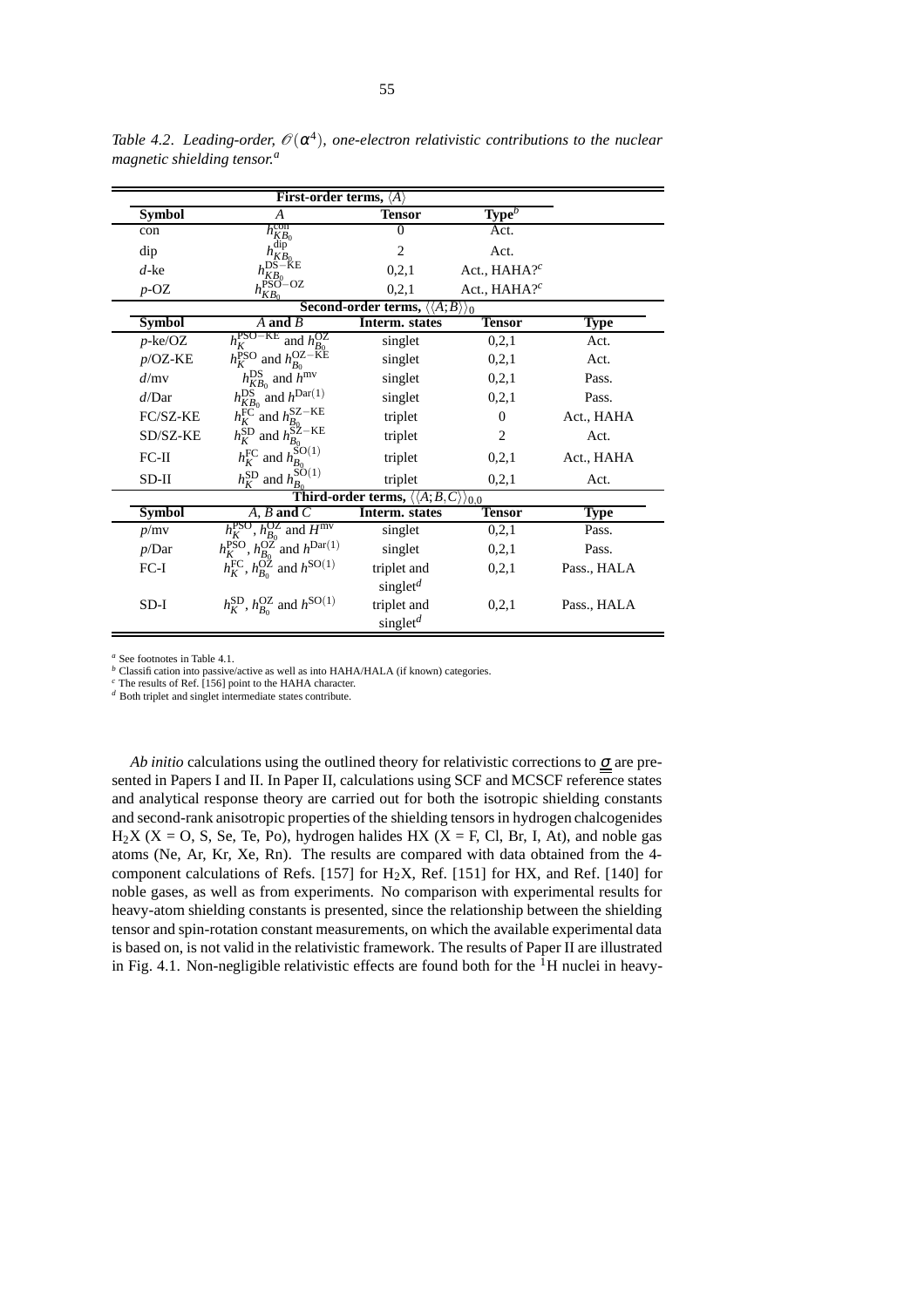*Table 4.2. Leading-order, $\mathcal{O}(\alpha^4)$, one-electron relativistic contributions to the nuclear magnetic shielding tensor.[a]*

| **First-order terms, $\langle A \rangle$** | | | | |
|---|---|---|---|---|
| **Symbol** | $A$ | **Tensor** | **Type**[b] | |
| con | $h_{KB_0}^{\mathrm{con}}$ | 0 | Act. | |
| dip | $h_{KB_0}^{\mathrm{dip}}$ | 2 | Act. | |
| $d$-ke | $h_{KB_0}^{\mathrm{DS-KE}}$ | 0,2,1 | Act., HAHA?[c] | |
| $p$-OZ | $h_{KB_0}^{\mathrm{PSO-OZ}}$ | 0,2,1 | Act., HAHA?[c] | |
| **Second-order terms, $\langle\langle A;B \rangle\rangle_0$** | | | | |
| **Symbol** | $A$ **and** $B$ | **Interm. states** | **Tensor** | **Type** |
| $p$-ke/OZ | $h_K^{\mathrm{PSO-KE}}$ and $h_{B_0}^{\mathrm{OZ}}$ | singlet | 0,2,1 | Act. |
| $p$/OZ-KE | $h_K^{\mathrm{PSO}}$ and $h_{B_0}^{\mathrm{OZ-KE}}$ | singlet | 0,2,1 | Act. |
| $d$/mv | $h_{KB_0}^{\mathrm{DS}}$ and $h^{\mathrm{mv}}$ | singlet | 0,2,1 | Pass. |
| $d$/Dar | $h_{KB_0}^{\mathrm{DS}}$ and $h^{\mathrm{Dar(1)}}$ | singlet | 0,2,1 | Pass. |
| FC/SZ-KE | $h_K^{\mathrm{FC}}$ and $h_{B_0}^{\mathrm{SZ-KE}}$ | triplet | 0 | Act., HAHA |
| SD/SZ-KE | $h_K^{\mathrm{SD}}$ and $h_{B_0}^{\mathrm{SZ-KE}}$ | triplet | 2 | Act. |
| FC-II | $h_K^{\mathrm{FC}}$ and $h_{B_0}^{\mathrm{SO(1)}}$ | triplet | 0,2,1 | Act., HAHA |
| SD-II | $h_K^{\mathrm{SD}}$ and $h_{B_0}^{\mathrm{SO(1)}}$ | triplet | 0,2,1 | Act. |
| **Third-order terms, $\langle\langle A;B,C \rangle\rangle_{0,0}$** | | | | |
| **Symbol** | $A$, $B$ **and** $C$ | **Interm. states** | **Tensor** | **Type** |
| $p$/mv | $h_K^{\mathrm{PSO}}$, $h_{B_0}^{\mathrm{OZ}}$ and $H^{\mathrm{mv}}$ | singlet | 0,2,1 | Pass. |
| $p$/Dar | $h_K^{\mathrm{PSO}}$, $h_{B_0}^{\mathrm{OZ}}$ and $h^{\mathrm{Dar(1)}}$ | singlet | 0,2,1 | Pass. |
| FC-I | $h_K^{\mathrm{FC}}$, $h_{B_0}^{\mathrm{OZ}}$ and $h^{\mathrm{SO(1)}}$ | triplet and singlet[d] | 0,2,1 | Pass., HALA |
| SD-I | $h_K^{\mathrm{SD}}$, $h_{B_0}^{\mathrm{OZ}}$ and $h^{\mathrm{SO(1)}}$ | triplet and singlet[d] | 0,2,1 | Pass., HALA |

[a] See footnotes in Table 4.1.
[b] Classification into passive/active as well as into HAHA/HALA (if known) categories.
[c] The results of Ref. [156] point to the HAHA character.
[d] Both triplet and singlet intermediate states contribute.

*Ab initio* calculations using the outlined theory for relativistic corrections to $\underline{\underline{\sigma}}$ are presented in Papers I and II. In Paper II, calculations using SCF and MCSCF reference states and analytical response theory are carried out for both the isotropic shielding constants and second-rank anisotropic properties of the shielding tensors in hydrogen chalcogenides $H_2X$ (X = O, S, Se, Te, Po), hydrogen halides HX (X = F, Cl, Br, I, At), and noble gas atoms (Ne, Ar, Kr, Xe, Rn). The results are compared with data obtained from the 4-component calculations of Refs. [157] for $H_2X$, Ref. [151] for HX, and Ref. [140] for noble gases, as well as from experiments. No comparison with experimental results for heavy-atom shielding constants is presented, since the relationship between the shielding tensor and spin-rotation constant measurements, on which the available experimental data is based on, is not valid in the relativistic framework. The results of Paper II are illustrated in Fig. 4.1. Non-negligible relativistic effects are found both for the $^1$H nuclei in heavy-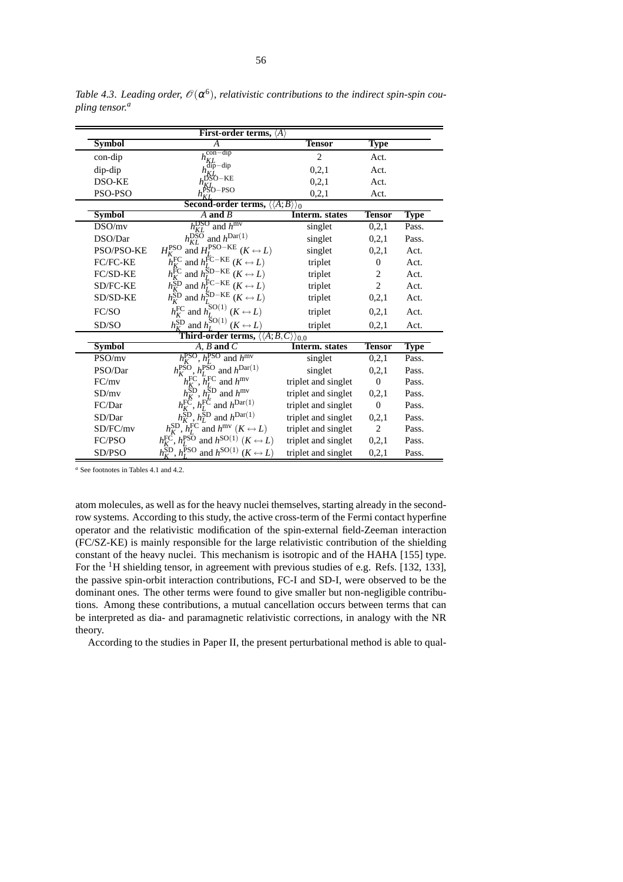*Table 4.3. Leading order, $\mathscr{O}(\alpha^6)$, relativistic contributions to the indirect spin-spin coupling tensor.*[a]

| First-order terms, $\langle A \rangle$ | | | | |
|---|---|---|---|---|
| **Symbol** | $A$ | **Tensor** | **Type** | |
| con-dip | $h_{KL}^{\text{con-dip}}$ | 2 | Act. | |
| dip-dip | $h_{KL}^{\text{dip-dip}}$ | 0,2,1 | Act. | |
| DSO-KE | $h_{KL}^{\text{DSO-KE}}$ | 0,2,1 | Act. | |
| PSO-PSO | $h_{KL}^{\text{PSO-PSO}}$ | 0,2,1 | Act. | |
| **Second-order terms, $\langle\langle A;B \rangle\rangle_0$** | | | | |
| **Symbol** | **$A$ and $B$** | **Interm. states** | **Tensor** | **Type** |
| DSO/mv | $h_{KL}^{\text{DSO}}$ and $h^{\text{mv}}$ | singlet | 0,2,1 | Pass. |
| DSO/Dar | $h_{KL}^{\text{DSO}}$ and $h^{\text{Dar(1)}}$ | singlet | 0,2,1 | Pass. |
| PSO/PSO-KE | $H_K^{\text{PSO}}$ and $H_L^{\text{PSO-KE}}$ $(K \leftrightarrow L)$ | singlet | 0,2,1 | Act. |
| FC/FC-KE | $h_K^{\text{FC}}$ and $h_L^{\text{FC-KE}}$ $(K \leftrightarrow L)$ | triplet | 0 | Act. |
| FC/SD-KE | $h_K^{\text{FC}}$ and $h_L^{\text{SD-KE}}$ $(K \leftrightarrow L)$ | triplet | 2 | Act. |
| SD/FC-KE | $h_K^{\text{SD}}$ and $h_L^{\text{FC-KE}}$ $(K \leftrightarrow L)$ | triplet | 2 | Act. |
| SD/SD-KE | $h_K^{\text{SD}}$ and $h_L^{\text{SD-KE}}$ $(K \leftrightarrow L)$ | triplet | 0,2,1 | Act. |
| FC/SO | $h_K^{\text{FC}}$ and $h_L^{\text{SO(1)}}$ $(K \leftrightarrow L)$ | triplet | 0,2,1 | Act. |
| SD/SO | $h_K^{\text{SD}}$ and $h_L^{\text{SO(1)}}$ $(K \leftrightarrow L)$ | triplet | 0,2,1 | Act. |
| **Third-order terms, $\langle\langle A;B,C \rangle\rangle_{0,0}$** | | | | |
| **Symbol** | **$A$, $B$ and $C$** | **Interm. states** | **Tensor** | **Type** |
| PSO/mv | $h_K^{\text{PSO}}$, $h_L^{\text{PSO}}$ and $h^{\text{mv}}$ | singlet | 0,2,1 | Pass. |
| PSO/Dar | $h_K^{\text{PSO}}$, $h_L^{\text{PSO}}$ and $h^{\text{Dar(1)}}$ | singlet | 0,2,1 | Pass. |
| FC/mv | $h_K^{\text{FC}}$, $h_L^{\text{FC}}$ and $h^{\text{mv}}$ | triplet and singlet | 0 | Pass. |
| SD/mv | $h_K^{\text{SD}}$, $h_L^{\text{SD}}$ and $h^{\text{mv}}$ | triplet and singlet | 0,2,1 | Pass. |
| FC/Dar | $h_K^{\text{FC}}$, $h_L^{\text{FC}}$ and $h^{\text{Dar(1)}}$ | triplet and singlet | 0 | Pass. |
| SD/Dar | $h_K^{\text{SD}}$, $h_L^{\text{SD}}$ and $h^{\text{Dar(1)}}$ | triplet and singlet | 0,2,1 | Pass. |
| SD/FC/mv | $h_K^{\text{SD}}$, $h_L^{\text{FC}}$ and $h^{\text{mv}}$ $(K \leftrightarrow L)$ | triplet and singlet | 2 | Pass. |
| FC/PSO | $h_K^{\text{FC}}$, $h_L^{\text{PSO}}$ and $h^{\text{SO(1)}}$ $(K \leftrightarrow L)$ | triplet and singlet | 0,2,1 | Pass. |
| SD/PSO | $h_K^{\text{SD}}$, $h_L^{\text{PSO}}$ and $h^{\text{SO(1)}}$ $(K \leftrightarrow L)$ | triplet and singlet | 0,2,1 | Pass. |

[a] See footnotes in Tables 4.1 and 4.2.

atom molecules, as well as for the heavy nuclei themselves, starting already in the second-row systems. According to this study, the active cross-term of the Fermi contact hyperfine operator and the relativistic modification of the spin-external field-Zeeman interaction (FC/SZ-KE) is mainly responsible for the large relativistic contribution of the shielding constant of the heavy nuclei. This mechanism is isotropic and of the HAHA [155] type. For the $^1$H shielding tensor, in agreement with previous studies of e.g. Refs. [132, 133], the passive spin-orbit interaction contributions, FC-I and SD-I, were observed to be the dominant ones. The other terms were found to give smaller but non-negligible contributions. Among these contributions, a mutual cancellation occurs between terms that can be interpreted as dia- and paramagnetic relativistic corrections, in analogy with the NR theory.

According to the studies in Paper II, the present perturbational method is able to qual-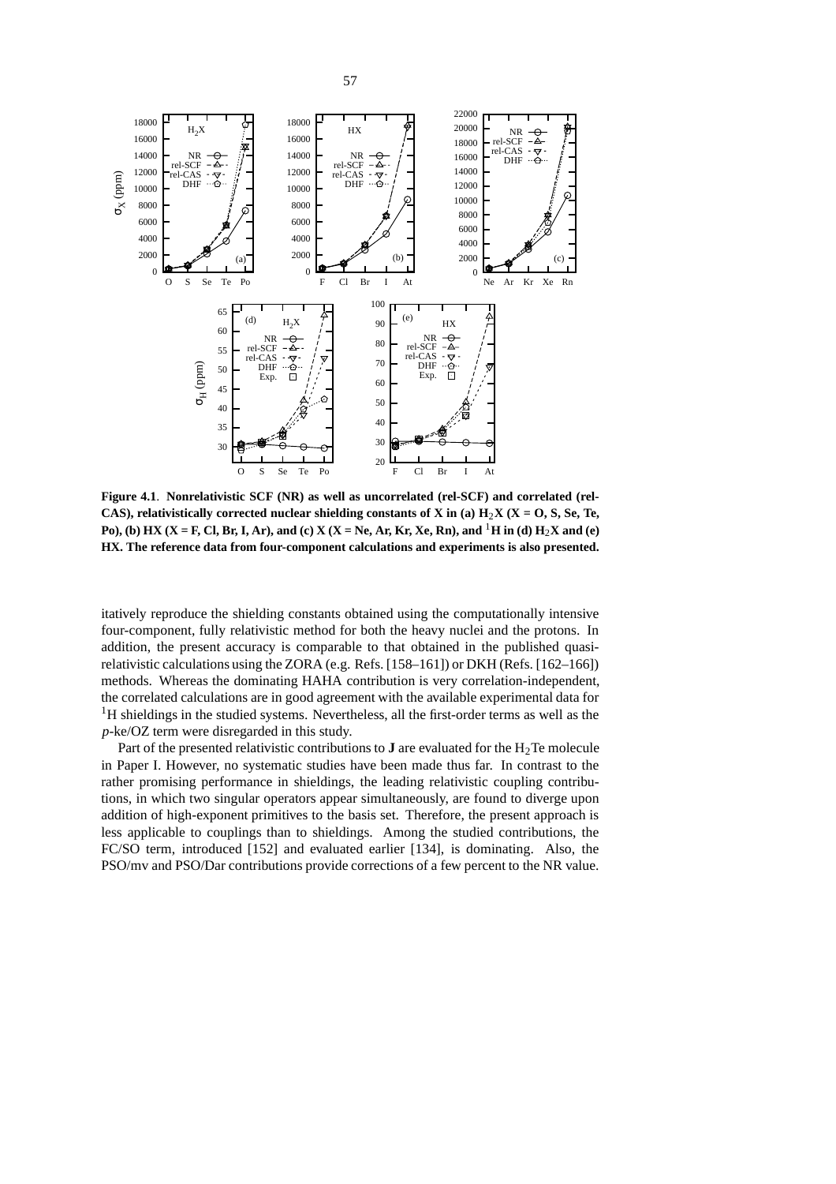**Figure 4.1**. **Nonrelativistic SCF (NR) as well as uncorrelated (rel-SCF) and correlated (rel-CAS), relativistically corrected nuclear shielding constants of X in (a) $H_2X$ (X = O, S, Se, Te, Po), (b) HX (X = F, Cl, Br, I, Ar), and (c) X (X = Ne, Ar, Kr, Xe, Rn), and $^1$H in (d) $H_2X$ and (e) HX. The reference data from four-component calculations and experiments is also presented.**

itatively reproduce the shielding constants obtained using the computationally intensive four-component, fully relativistic method for both the heavy nuclei and the protons. In addition, the present accuracy is comparable to that obtained in the published quasi-relativistic calculations using the ZORA (e.g. Refs. [158–161]) or DKH (Refs. [162–166]) methods. Whereas the dominating HAHA contribution is very correlation-independent, the correlated calculations are in good agreement with the available experimental data for $^1$H shieldings in the studied systems. Nevertheless, all the first-order terms as well as the *p*-ke/OZ term were disregarded in this study.

Part of the presented relativistic contributions to **J** are evaluated for the $H_2Te$ molecule in Paper I. However, no systematic studies have been made thus far. In contrast to the rather promising performance in shieldings, the leading relativistic coupling contributions, in which two singular operators appear simultaneously, are found to diverge upon addition of high-exponent primitives to the basis set. Therefore, the present approach is less applicable to couplings than to shieldings. Among the studied contributions, the FC/SO term, introduced [152] and evaluated earlier [134], is dominating. Also, the PSO/mv and PSO/Dar contributions provide corrections of a few percent to the NR value.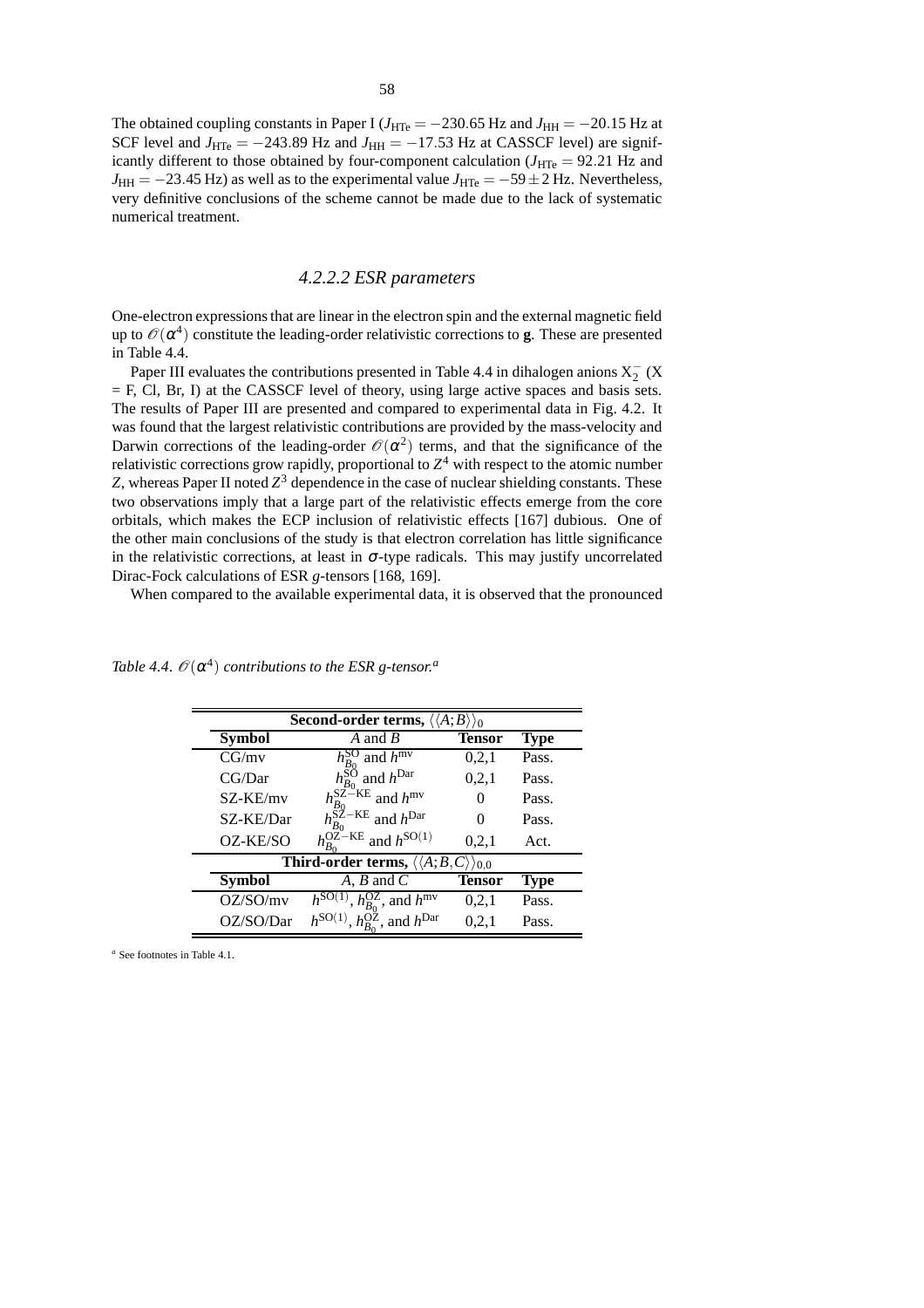The obtained coupling constants in Paper I ($J_{\mathrm{HTe}} = -230.65$ Hz and $J_{\mathrm{HH}} = -20.15$ Hz at SCF level and $J_{\mathrm{HTe}} = -243.89$ Hz and $J_{\mathrm{HH}} = -17.53$ Hz at CASSCF level) are significantly different to those obtained by four-component calculation ($J_{\mathrm{HTe}} = 92.21$ Hz and $J_{\mathrm{HH}} = -23.45$ Hz) as well as to the experimental value $J_{\mathrm{HTe}} = -59 \pm 2$ Hz. Nevertheless, very definitive conclusions of the scheme cannot be made due to the lack of systematic numerical treatment.

### *4.2.2.2 ESR parameters*

One-electron expressions that are linear in the electron spin and the external magnetic field up to $\mathscr{O}(\alpha^4)$ constitute the leading-order relativistic corrections to **g**. These are presented in Table 4.4.

Paper III evaluates the contributions presented in Table 4.4 in dihalogen anions $X_2^-$ (X = F, Cl, Br, I) at the CASSCF level of theory, using large active spaces and basis sets. The results of Paper III are presented and compared to experimental data in Fig. 4.2. It was found that the largest relativistic contributions are provided by the mass-velocity and Darwin corrections of the leading-order $\mathscr{O}(\alpha^2)$ terms, and that the significance of the relativistic corrections grow rapidly, proportional to $Z^4$ with respect to the atomic number $Z$, whereas Paper II noted $Z^3$ dependence in the case of nuclear shielding constants. These two observations imply that a large part of the relativistic effects emerge from the core orbitals, which makes the ECP inclusion of relativistic effects [167] dubious. One of the other main conclusions of the study is that electron correlation has little significance in the relativistic corrections, at least in $\sigma$-type radicals. This may justify uncorrelated Dirac-Fock calculations of ESR $g$-tensors [168, 169].

When compared to the available experimental data, it is observed that the pronounced

*Table 4.4. $\mathscr{O}(\alpha^4)$ contributions to the ESR g-tensor.*[a]

| **Second-order terms, $\langle\langle A;B\rangle\rangle_0$** | | | |
|---|---|---|---|
| **Symbol** | $A$ and $B$ | **Tensor** | **Type** |
| CG/mv | $h_{B_0}^{\mathrm{SO}}$ and $h^{\mathrm{mv}}$ | 0,2,1 | Pass. |
| CG/Dar | $h_{B_0}^{\mathrm{SO}}$ and $h^{\mathrm{Dar}}$ | 0,2,1 | Pass. |
| SZ-KE/mv | $h_{B_0}^{\mathrm{SZ-KE}}$ and $h^{\mathrm{mv}}$ | 0 | Pass. |
| SZ-KE/Dar | $h_{B_0}^{\mathrm{SZ-KE}}$ and $h^{\mathrm{Dar}}$ | 0 | Pass. |
| OZ-KE/SO | $h_{B_0}^{\mathrm{OZ-KE}}$ and $h^{\mathrm{SO(1)}}$ | 0,2,1 | Act. |
| **Third-order terms, $\langle\langle A;B,C\rangle\rangle_{0,0}$** | | | |
| **Symbol** | $A$, $B$ and $C$ | **Tensor** | **Type** |
| OZ/SO/mv | $h^{\mathrm{SO(1)}}$, $h_{B_0}^{\mathrm{OZ}}$, and $h^{\mathrm{mv}}$ | 0,2,1 | Pass. |
| OZ/SO/Dar | $h^{\mathrm{SO(1)}}$, $h_{B_0}^{\mathrm{OZ}}$, and $h^{\mathrm{Dar}}$ | 0,2,1 | Pass. |

[a] See footnotes in Table 4.1.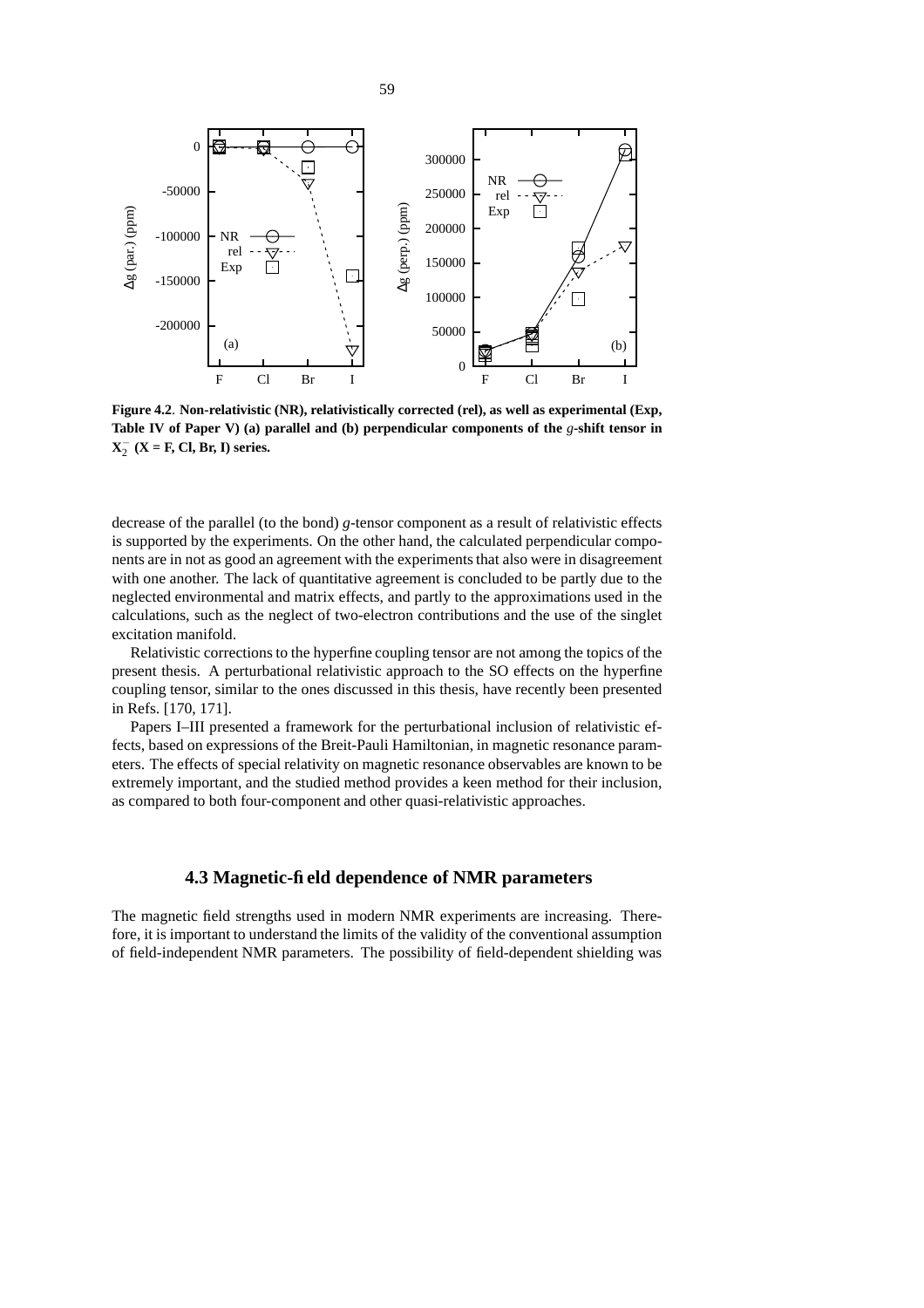**Figure 4.2**. **Non-relativistic (NR), relativistically corrected (rel), as well as experimental (Exp, Table IV of Paper V) (a) parallel and (b) perpendicular components of the** $g$**-shift tensor in** $X_2^-$ **(X = F, Cl, Br, I) series.**

decrease of the parallel (to the bond) $g$-tensor component as a result of relativistic effects is supported by the experiments. On the other hand, the calculated perpendicular components are in not as good an agreement with the experiments that also were in disagreement with one another. The lack of quantitative agreement is concluded to be partly due to the neglected environmental and matrix effects, and partly to the approximations used in the calculations, such as the neglect of two-electron contributions and the use of the singlet excitation manifold.

Relativistic corrections to the hyperfine coupling tensor are not among the topics of the present thesis. A perturbational relativistic approach to the SO effects on the hyperfine coupling tensor, similar to the ones discussed in this thesis, have recently been presented in Refs. [170, 171].

Papers I–III presented a framework for the perturbational inclusion of relativistic effects, based on expressions of the Breit-Pauli Hamiltonian, in magnetic resonance parameters. The effects of special relativity on magnetic resonance observables are known to be extremely important, and the studied method provides a keen method for their inclusion, as compared to both four-component and other quasi-relativistic approaches.

### 4.3 Magnetic-field dependence of NMR parameters

The magnetic field strengths used in modern NMR experiments are increasing. Therefore, it is important to understand the limits of the validity of the conventional assumption of field-independent NMR parameters. The possibility of field-dependent shielding was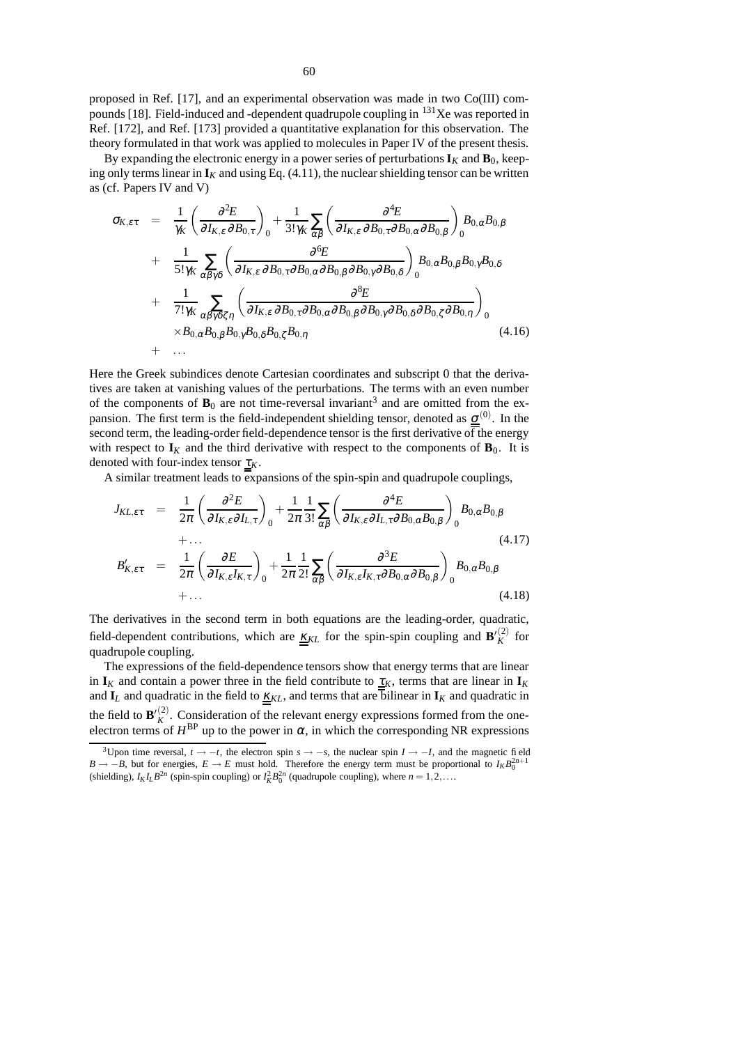proposed in Ref. [17], and an experimental observation was made in two Co(III) compounds [18]. Field-induced and -dependent quadrupole coupling in $^{131}$Xe was reported in Ref. [172], and Ref. [173] provided a quantitative explanation for this observation. The theory formulated in that work was applied to molecules in Paper IV of the present thesis.

By expanding the electronic energy in a power series of perturbations $\mathbf{I}_K$ and $\mathbf{B}_0$, keeping only terms linear in $\mathbf{I}_K$ and using Eq. (4.11), the nuclear shielding tensor can be written as (cf. Papers IV and V)

$$
\begin{aligned}
\sigma_{K,\varepsilon\tau} &= \frac{1}{\gamma_K}\left(\frac{\partial^2 E}{\partial I_{K,\varepsilon}\,\partial B_{0,\tau}}\right)_0 + \frac{1}{3!\gamma_K}\sum_{\alpha\beta}\left(\frac{\partial^4 E}{\partial I_{K,\varepsilon}\,\partial B_{0,\tau}\partial B_{0,\alpha}\partial B_{0,\beta}}\right)_0 B_{0,\alpha}B_{0,\beta} \\
&+ \frac{1}{5!\gamma_K}\sum_{\alpha\beta\gamma\delta}\left(\frac{\partial^6 E}{\partial I_{K,\varepsilon}\,\partial B_{0,\tau}\partial B_{0,\alpha}\partial B_{0,\beta}\partial B_{0,\gamma}\partial B_{0,\delta}}\right)_0 B_{0,\alpha}B_{0,\beta}B_{0,\gamma}B_{0,\delta} \\
&+ \frac{1}{7!\gamma_K}\sum_{\alpha\beta\gamma\delta\zeta\eta}\left(\frac{\partial^8 E}{\partial I_{K,\varepsilon}\,\partial B_{0,\tau}\partial B_{0,\alpha}\partial B_{0,\beta}\partial B_{0,\gamma}\partial B_{0,\delta}\partial B_{0,\zeta}\partial B_{0,\eta}}\right)_0 \\
&\quad \times B_{0,\alpha}B_{0,\beta}B_{0,\gamma}B_{0,\delta}B_{0,\zeta}B_{0,\eta} \qquad (4.16) \\
&+ \ldots
\end{aligned}
$$

Here the Greek subindices denote Cartesian coordinates and subscript 0 that the derivatives are taken at vanishing values of the perturbations. The terms with an even number of the components of $\mathbf{B}_0$ are not time-reversal invariant[3] and are omitted from the expansion. The first term is the field-independent shielding tensor, denoted as $\underline{\underline{\sigma}}^{(0)}$. In the second term, the leading-order field-dependence tensor is the first derivative of the energy with respect to $\mathbf{I}_K$ and the third derivative with respect to the components of $\mathbf{B}_0$. It is denoted with four-index tensor $\underline{\underline{\tau}}_K$.

A similar treatment leads to expansions of the spin-spin and quadrupole couplings,

$$
\begin{aligned}
J_{KL,\varepsilon\tau} &= \frac{1}{2\pi}\left(\frac{\partial^2 E}{\partial I_{K,\varepsilon}\partial I_{L,\tau}}\right)_0 + \frac{1}{2\pi}\frac{1}{3!}\sum_{\alpha\beta}\left(\frac{\partial^4 E}{\partial I_{K,\varepsilon}\partial I_{L,\tau}\partial B_{0,\alpha}B_{0,\beta}}\right)_0 B_{0,\alpha}B_{0,\beta} \\
&+ \ldots \qquad (4.17) \\
B'_{K,\varepsilon\tau} &= \frac{1}{2\pi}\left(\frac{\partial E}{\partial I_{K,\varepsilon}I_{K,\tau}}\right)_0 + \frac{1}{2\pi}\frac{1}{2!}\sum_{\alpha\beta}\left(\frac{\partial^3 E}{\partial I_{K,\varepsilon}I_{K,\tau}\partial B_{0,\alpha}\partial B_{0,\beta}}\right)_0 B_{0,\alpha}B_{0,\beta} \\
&+ \ldots \qquad (4.18)
\end{aligned}
$$

The derivatives in the second term in both equations are the leading-order, quadratic, field-dependent contributions, which are $\underline{\underline{\kappa}}_{KL}$ for the spin-spin coupling and $\mathbf{B'}^{(2)}_K$ for quadrupole coupling.

The expressions of the field-dependence tensors show that energy terms that are linear in $\mathbf{I}_K$ and contain a power three in the field contribute to $\underline{\underline{\tau}}_K$, terms that are linear in $\mathbf{I}_K$ and $\mathbf{I}_L$ and quadratic in the field to $\underline{\underline{\kappa}}_{KL}$, and terms that are bilinear in $\mathbf{I}_K$ and quadratic in the field to $\mathbf{B'}^{(2)}_K$. Consideration of the relevant energy expressions formed from the one-electron terms of $H^{\mathrm{BP}}$ up to the power in $\alpha$, in which the corresponding NR expressions

[3] Upon time reversal, $t \to -t$, the electron spin $s \to -s$, the nuclear spin $I \to -I$, and the magnetic field $B \to -B$, but for energies, $E \to E$ must hold. Therefore the energy term must be proportional to $I_K B_0^{2n+1}$ (shielding), $I_K I_L B^{2n}$ (spin-spin coupling) or $I_K^2 B_0^{2n}$ (quadrupole coupling), where $n = 1, 2, \ldots$.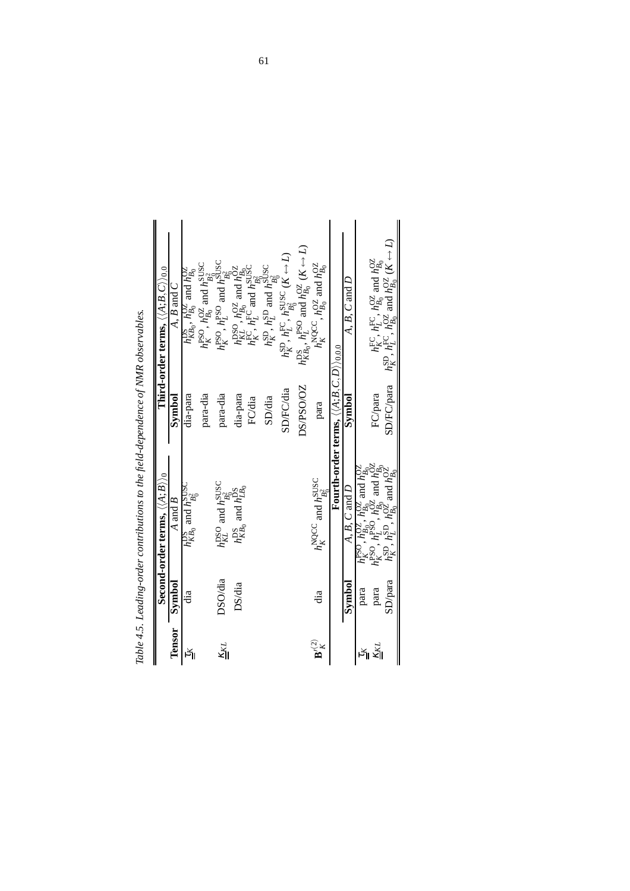*Table 4.5. Leading-order contributions to the field-dependence of NMR observables.*

| Tensor | Second-order terms, $\langle\langle A;B\rangle\rangle_0$ | | Third-order terms, $\langle\langle A;B,C\rangle\rangle_{0,0}$ | |
|---|---|---|---|---|
| | **Symbol** | $A$ and $B$ | **Symbol** | $A$, $B$ and $C$ |
| $\underline{\underline{\sigma}}_K$ | dia | $h^{\mathrm{DS}}_{KB_0}$ and $h^{\mathrm{SUSC}}_{B_0^2}$ | dia-para | $h^{\mathrm{DS}}_{KB_0}$, $h^{\mathrm{OZ}}_{B_0}$ and $h^{\mathrm{OZ}}_{B_0}$ |
| | | | para-dia | $h^{\mathrm{PSO}}_K$, $h^{\mathrm{OZ}}_{B_0}$ and $h^{\mathrm{SUSC}}_{B_0^2}$ |
| $\underline{\underline{K}}_{KL}$ | DSO/dia | $h^{\mathrm{DSO}}_{KL}$ and $h^{\mathrm{SUSC}}_{B_0^2}$ | para-dia | $h^{\mathrm{PSO}}_K$, $h^{\mathrm{PSO}}_L$ and $h^{\mathrm{SUSC}}_{B_0^2}$ |
| | DS/dia | $h^{\mathrm{DS}}_{KB_0}$ and $h^{\mathrm{DS}}_{LB_0}$ | dia-para | $h^{\mathrm{DSO}}_{KL}$, $h^{\mathrm{OZ}}_{B_0}$ and $h^{\mathrm{OZ}}_{B_0}$ |
| | | | FC/dia | $h^{\mathrm{FC}}_K$, $h^{\mathrm{FC}}_L$ and $h^{\mathrm{SUSC}}_{B_0^2}$ |
| | | | SD/dia | $h^{\mathrm{SD}}_K$, $h^{\mathrm{SD}}_L$ and $h^{\mathrm{SUSC}}_{B_0^2}$ |
| | | | SD/FC/dia | $h^{\mathrm{SD}}_K$, $h^{\mathrm{FC}}_L$, $h^{\mathrm{SUSC}}_{B_0^2}$ ($K \leftrightarrow L$) |
| | | | DS/PSO/OZ | $h^{\mathrm{DS}}_{KB_0}$, $h^{\mathrm{PSO}}_L$ and $h^{\mathrm{OZ}}_{B_0}$ ($K \leftrightarrow L$) |
| $\mathbf{B}'^{(2)}_K$ | dia | $h^{\mathrm{NQCC}}_K$ and $h^{\mathrm{SUSC}}_{B_0^2}$ | para | $h^{\mathrm{NQCC}}_K$, $h^{\mathrm{OZ}}_{B_0}$ and $h^{\mathrm{OZ}}_{B_0}$ |

| | **Fourth-order terms, $\langle\langle A;B,C,D\rangle\rangle_{0,0,0}$** | | | |
|---|---|---|---|---|
| | **Symbol** | $A$, $B$, $C$ and $D$ | **Symbol** | $A$, $B$, $C$ and $D$ |
| $\underline{\underline{\sigma}}_K$ | para | $h^{\mathrm{PSO}}_K$, $h^{\mathrm{OZ}}_{B_0}$, $h^{\mathrm{OZ}}_{B_0}$ and $h^{\mathrm{OZ}}_{B_0}$ | | |
| $\underline{\underline{K}}_{KL}$ | para | $h^{\mathrm{PSO}}_K$, $h^{\mathrm{PSO}}_L$, $h^{\mathrm{OZ}}_{B_0}$ and $h^{\mathrm{OZ}}_{B_0}$ | FC/para | $h^{\mathrm{FC}}_K$, $h^{\mathrm{FC}}_L$, $h^{\mathrm{OZ}}_{B_0}$ and $h^{\mathrm{OZ}}_{B_0}$ |
| | SD/para | $h^{\mathrm{SD}}_K$, $h^{\mathrm{SD}}_L$, $h^{\mathrm{OZ}}_{B_0}$ and $h^{\mathrm{OZ}}_{B_0}$ | SD/FC/para | $h^{\mathrm{SD}}_K$, $h^{\mathrm{FC}}_L$, $h^{\mathrm{OZ}}_{B_0}$ and $h^{\mathrm{OZ}}_{B_0}$ ($K \leftrightarrow L$) |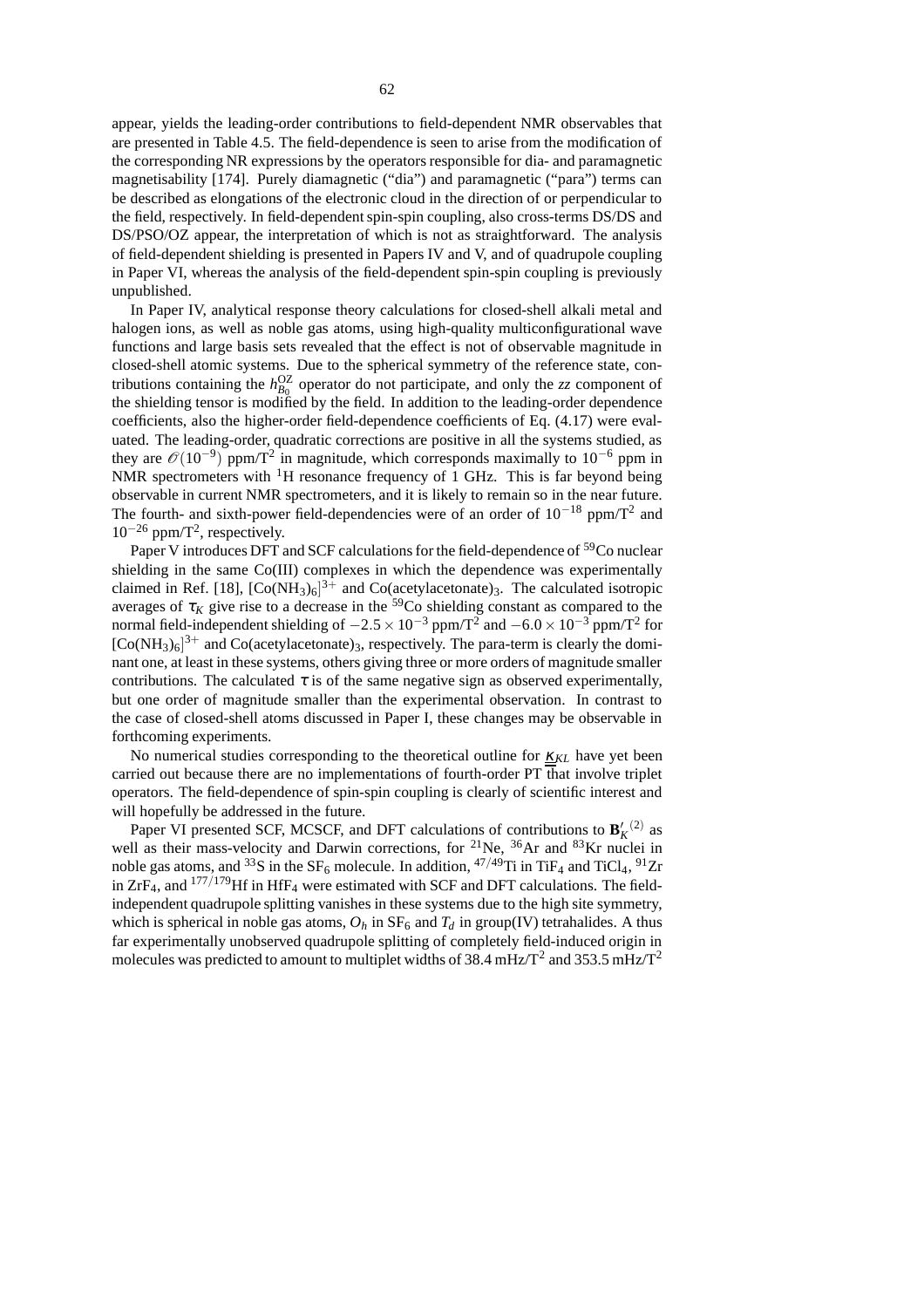appear, yields the leading-order contributions to field-dependent NMR observables that are presented in Table 4.5. The field-dependence is seen to arise from the modification of the corresponding NR expressions by the operators responsible for dia- and paramagnetic magnetisability [174]. Purely diamagnetic ("dia") and paramagnetic ("para") terms can be described as elongations of the electronic cloud in the direction of or perpendicular to the field, respectively. In field-dependent spin-spin coupling, also cross-terms DS/DS and DS/PSO/OZ appear, the interpretation of which is not as straightforward. The analysis of field-dependent shielding is presented in Papers IV and V, and of quadrupole coupling in Paper VI, whereas the analysis of the field-dependent spin-spin coupling is previously unpublished.

In Paper IV, analytical response theory calculations for closed-shell alkali metal and halogen ions, as well as noble gas atoms, using high-quality multiconfigurational wave functions and large basis sets revealed that the effect is not of observable magnitude in closed-shell atomic systems. Due to the spherical symmetry of the reference state, contributions containing the $h^{\text{OZ}}_{B_0}$ operator do not participate, and only the $zz$ component of the shielding tensor is modified by the field. In addition to the leading-order dependence coefficients, also the higher-order field-dependence coefficients of Eq. (4.17) were evaluated. The leading-order, quadratic corrections are positive in all the systems studied, as they are $\mathscr{O}(10^{-9})$ ppm/T$^2$ in magnitude, which corresponds maximally to $10^{-6}$ ppm in NMR spectrometers with $^1$H resonance frequency of 1 GHz. This is far beyond being observable in current NMR spectrometers, and it is likely to remain so in the near future. The fourth- and sixth-power field-dependencies were of an order of $10^{-18}$ ppm/T$^2$ and $10^{-26}$ ppm/T$^2$, respectively.

Paper V introduces DFT and SCF calculations for the field-dependence of $^{59}$Co nuclear shielding in the same Co(III) complexes in which the dependence was experimentally claimed in Ref. [18], $[Co(NH_3)_6]^{3+}$ and Co(acetylacetonate)$_3$. The calculated isotropic averages of $\tau_K$ give rise to a decrease in the $^{59}$Co shielding constant as compared to the normal field-independent shielding of $-2.5 \times 10^{-3}$ ppm/T$^2$ and $-6.0 \times 10^{-3}$ ppm/T$^2$ for $[Co(NH_3)_6]^{3+}$ and Co(acetylacetonate)$_3$, respectively. The para-term is clearly the dominant one, at least in these systems, others giving three or more orders of magnitude smaller contributions. The calculated $\tau$ is of the same negative sign as observed experimentally, but one order of magnitude smaller than the experimental observation. In contrast to the case of closed-shell atoms discussed in Paper I, these changes may be observable in forthcoming experiments.

No numerical studies corresponding to the theoretical outline for $\underline{\underline{\kappa}}_{KL}$ have yet been carried out because there are no implementations of fourth-order PT that involve triplet operators. The field-dependence of spin-spin coupling is clearly of scientific interest and will hopefully be addressed in the future.

Paper VI presented SCF, MCSCF, and DFT calculations of contributions to $\mathbf{B}'^{(2)}_K$ as well as their mass-velocity and Darwin corrections, for $^{21}$Ne, $^{36}$Ar and $^{83}$Kr nuclei in noble gas atoms, and $^{33}$S in the $SF_6$ molecule. In addition, $^{47/49}$Ti in $TiF_4$ and $TiCl_4$, $^{91}$Zr in $ZrF_4$, and $^{177/179}$Hf in $HfF_4$ were estimated with SCF and DFT calculations. The field-independent quadrupole splitting vanishes in these systems due to the high site symmetry, which is spherical in noble gas atoms, $O_h$ in $SF_6$ and $T_d$ in group(IV) tetrahalides. A thus far experimentally unobserved quadrupole splitting of completely field-induced origin in molecules was predicted to amount to multiplet widths of 38.4 mHz/T$^2$ and 353.5 mHz/T$^2$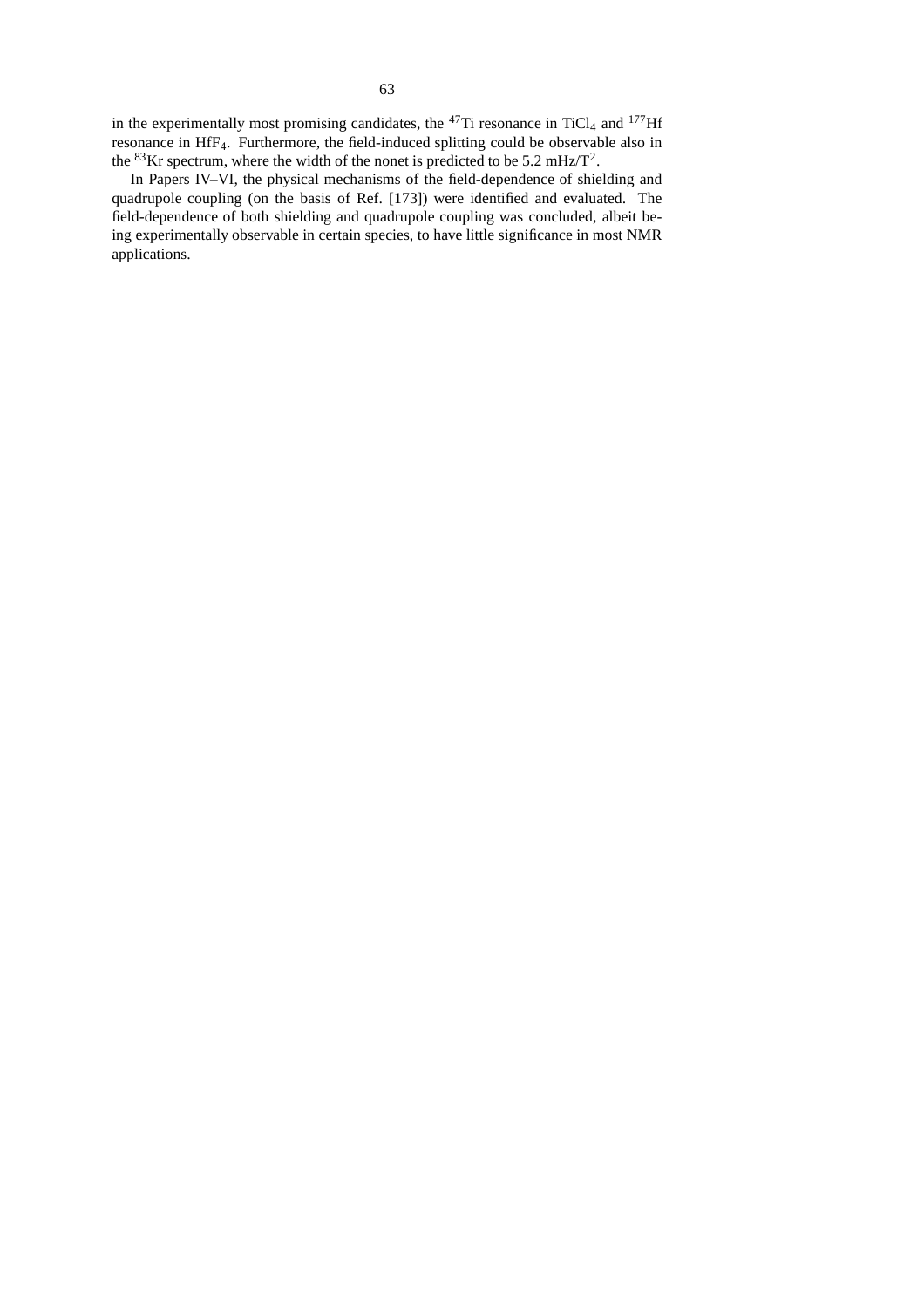in the experimentally most promising candidates, the $^{47}$Ti resonance in $TiCl_4$ and $^{177}$Hf resonance in $HfF_4$. Furthermore, the field-induced splitting could be observable also in the $^{83}$Kr spectrum, where the width of the nonet is predicted to be 5.2 mHz/$T^2$.

In Papers IV–VI, the physical mechanisms of the field-dependence of shielding and quadrupole coupling (on the basis of Ref. [173]) were identified and evaluated. The field-dependence of both shielding and quadrupole coupling was concluded, albeit being experimentally observable in certain species, to have little significance in most NMR applications.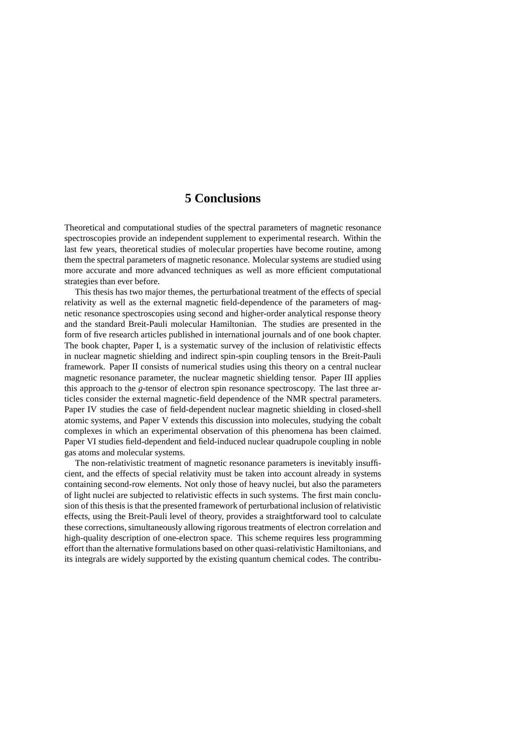# 5 Conclusions

Theoretical and computational studies of the spectral parameters of magnetic resonance spectroscopies provide an independent supplement to experimental research. Within the last few years, theoretical studies of molecular properties have become routine, among them the spectral parameters of magnetic resonance. Molecular systems are studied using more accurate and more advanced techniques as well as more efficient computational strategies than ever before.

This thesis has two major themes, the perturbational treatment of the effects of special relativity as well as the external magnetic field-dependence of the parameters of magnetic resonance spectroscopies using second and higher-order analytical response theory and the standard Breit-Pauli molecular Hamiltonian. The studies are presented in the form of five research articles published in international journals and of one book chapter. The book chapter, Paper I, is a systematic survey of the inclusion of relativistic effects in nuclear magnetic shielding and indirect spin-spin coupling tensors in the Breit-Pauli framework. Paper II consists of numerical studies using this theory on a central nuclear magnetic resonance parameter, the nuclear magnetic shielding tensor. Paper III applies this approach to the *g*-tensor of electron spin resonance spectroscopy. The last three articles consider the external magnetic-field dependence of the NMR spectral parameters. Paper IV studies the case of field-dependent nuclear magnetic shielding in closed-shell atomic systems, and Paper V extends this discussion into molecules, studying the cobalt complexes in which an experimental observation of this phenomena has been claimed. Paper VI studies field-dependent and field-induced nuclear quadrupole coupling in noble gas atoms and molecular systems.

The non-relativistic treatment of magnetic resonance parameters is inevitably insufficient, and the effects of special relativity must be taken into account already in systems containing second-row elements. Not only those of heavy nuclei, but also the parameters of light nuclei are subjected to relativistic effects in such systems. The first main conclusion of this thesis is that the presented framework of perturbational inclusion of relativistic effects, using the Breit-Pauli level of theory, provides a straightforward tool to calculate these corrections, simultaneously allowing rigorous treatments of electron correlation and high-quality description of one-electron space. This scheme requires less programming effort than the alternative formulations based on other quasi-relativistic Hamiltonians, and its integrals are widely supported by the existing quantum chemical codes. The contribu-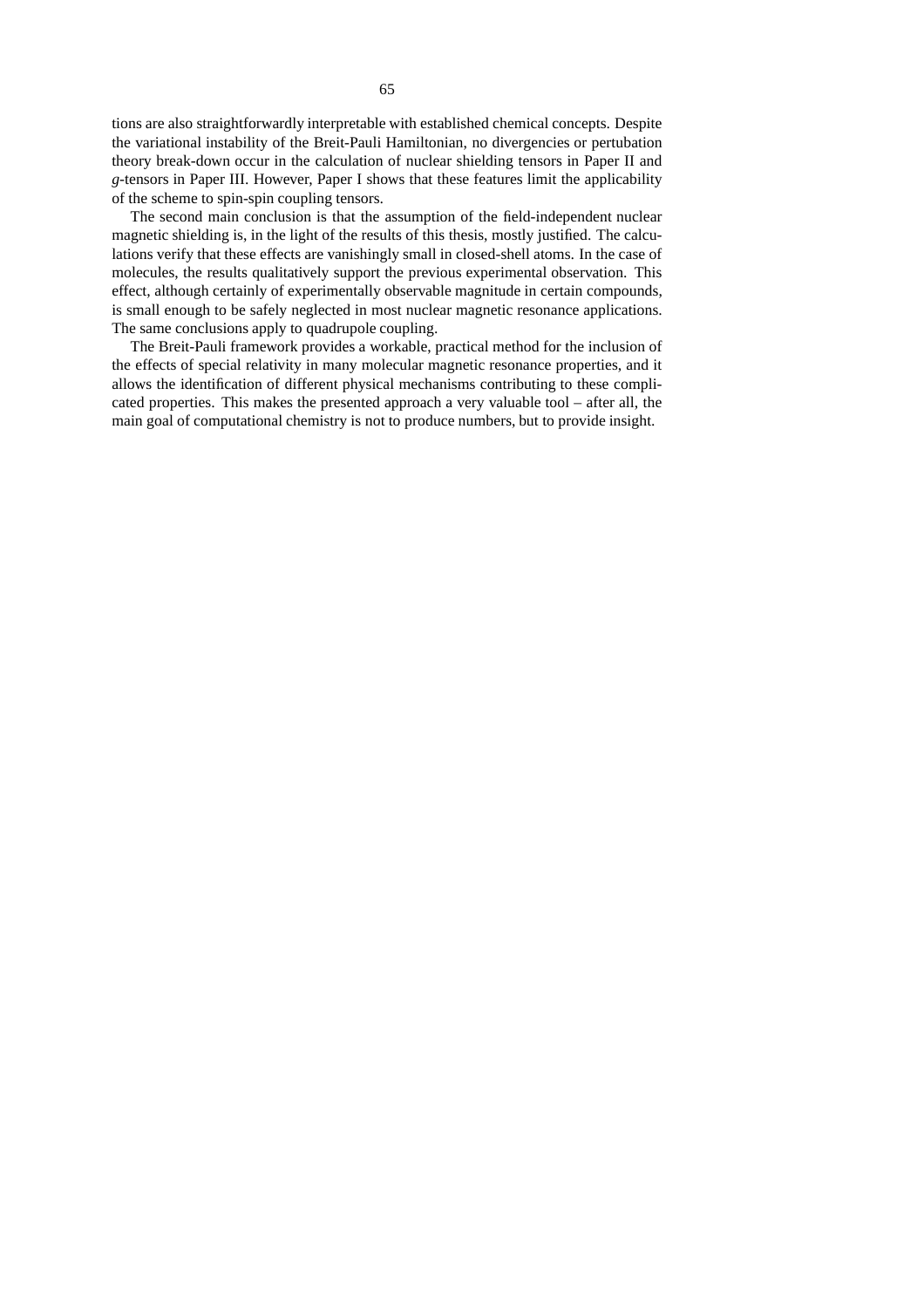tions are also straightforwardly interpretable with established chemical concepts. Despite the variational instability of the Breit-Pauli Hamiltonian, no divergencies or pertubation theory break-down occur in the calculation of nuclear shielding tensors in Paper II and $g$-tensors in Paper III. However, Paper I shows that these features limit the applicability of the scheme to spin-spin coupling tensors.

The second main conclusion is that the assumption of the field-independent nuclear magnetic shielding is, in the light of the results of this thesis, mostly justified. The calculations verify that these effects are vanishingly small in closed-shell atoms. In the case of molecules, the results qualitatively support the previous experimental observation. This effect, although certainly of experimentally observable magnitude in certain compounds, is small enough to be safely neglected in most nuclear magnetic resonance applications. The same conclusions apply to quadrupole coupling.

The Breit-Pauli framework provides a workable, practical method for the inclusion of the effects of special relativity in many molecular magnetic resonance properties, and it allows the identification of different physical mechanisms contributing to these complicated properties. This makes the presented approach a very valuable tool – after all, the main goal of computational chemistry is not to produce numbers, but to provide insight.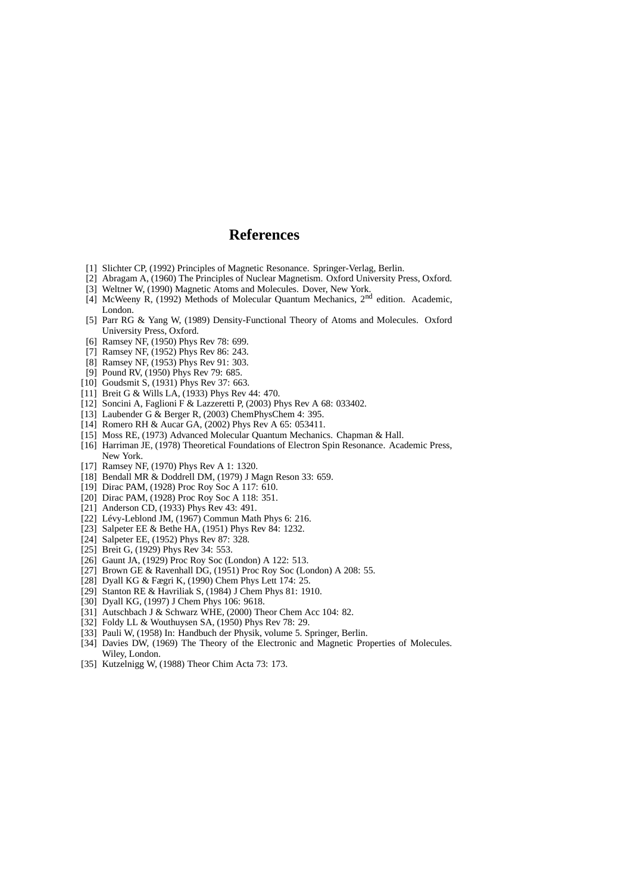# References

[1] Slichter CP, (1992) Principles of Magnetic Resonance. Springer-Verlag, Berlin.
[2] Abragam A, (1960) The Principles of Nuclear Magnetism. Oxford University Press, Oxford.
[3] Weltner W, (1990) Magnetic Atoms and Molecules. Dover, New York.
[4] McWeeny R, (1992) Methods of Molecular Quantum Mechanics, 2nd edition. Academic, London.
[5] Parr RG & Yang W, (1989) Density-Functional Theory of Atoms and Molecules. Oxford University Press, Oxford.
[6] Ramsey NF, (1950) Phys Rev 78: 699.
[7] Ramsey NF, (1952) Phys Rev 86: 243.
[8] Ramsey NF, (1953) Phys Rev 91: 303.
[9] Pound RV, (1950) Phys Rev 79: 685.
[10] Goudsmit S, (1931) Phys Rev 37: 663.
[11] Breit G & Wills LA, (1933) Phys Rev 44: 470.
[12] Soncini A, Faglioni F & Lazzeretti P, (2003) Phys Rev A 68: 033402.
[13] Laubender G & Berger R, (2003) ChemPhysChem 4: 395.
[14] Romero RH & Aucar GA, (2002) Phys Rev A 65: 053411.
[15] Moss RE, (1973) Advanced Molecular Quantum Mechanics. Chapman & Hall.
[16] Harriman JE, (1978) Theoretical Foundations of Electron Spin Resonance. Academic Press, New York.
[17] Ramsey NF, (1970) Phys Rev A 1: 1320.
[18] Bendall MR & Doddrell DM, (1979) J Magn Reson 33: 659.
[19] Dirac PAM, (1928) Proc Roy Soc A 117: 610.
[20] Dirac PAM, (1928) Proc Roy Soc A 118: 351.
[21] Anderson CD, (1933) Phys Rev 43: 491.
[22] Lévy-Leblond JM, (1967) Commun Math Phys 6: 216.
[23] Salpeter EE & Bethe HA, (1951) Phys Rev 84: 1232.
[24] Salpeter EE, (1952) Phys Rev 87: 328.
[25] Breit G, (1929) Phys Rev 34: 553.
[26] Gaunt JA, (1929) Proc Roy Soc (London) A 122: 513.
[27] Brown GE & Ravenhall DG, (1951) Proc Roy Soc (London) A 208: 55.
[28] Dyall KG & Fægri K, (1990) Chem Phys Lett 174: 25.
[29] Stanton RE & Havriliak S, (1984) J Chem Phys 81: 1910.
[30] Dyall KG, (1997) J Chem Phys 106: 9618.
[31] Autschbach J & Schwarz WHE, (2000) Theor Chem Acc 104: 82.
[32] Foldy LL & Wouthuysen SA, (1950) Phys Rev 78: 29.
[33] Pauli W, (1958) In: Handbuch der Physik, volume 5. Springer, Berlin.
[34] Davies DW, (1969) The Theory of the Electronic and Magnetic Properties of Molecules. Wiley, London.
[35] Kutzelnigg W, (1988) Theor Chim Acta 73: 173.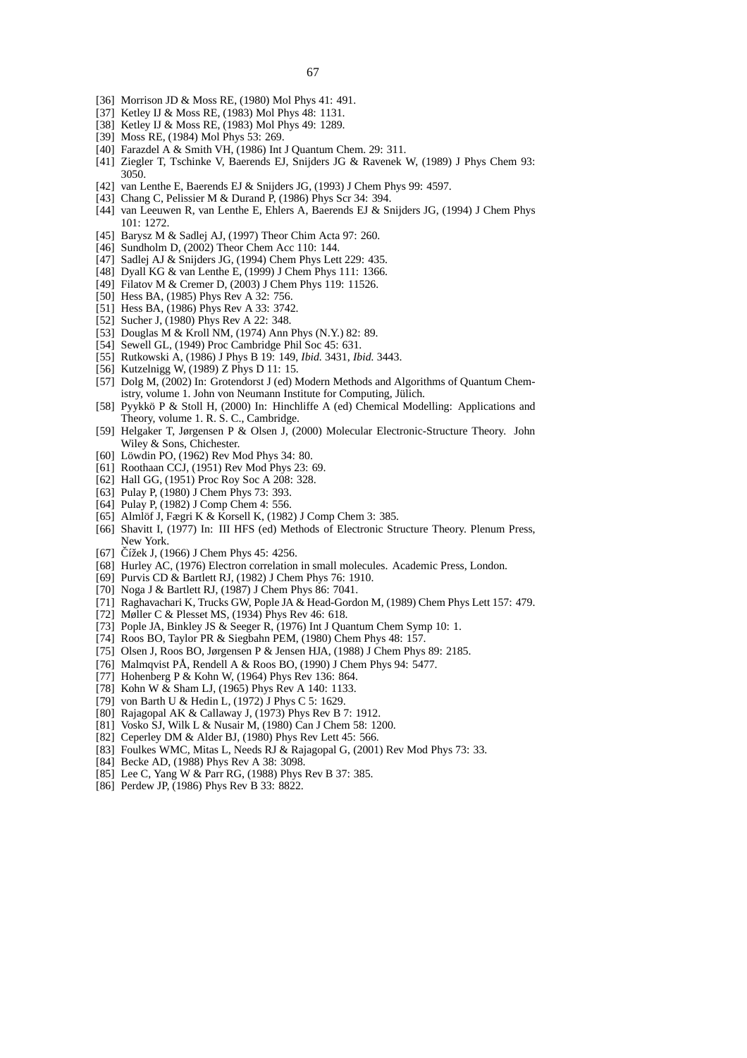[36] Morrison JD & Moss RE, (1980) Mol Phys 41: 491.
[37] Ketley IJ & Moss RE, (1983) Mol Phys 48: 1131.
[38] Ketley IJ & Moss RE, (1983) Mol Phys 49: 1289.
[39] Moss RE, (1984) Mol Phys 53: 269.
[40] Farazdel A & Smith VH, (1986) Int J Quantum Chem. 29: 311.
[41] Ziegler T, Tschinke V, Baerends EJ, Snijders JG & Ravenek W, (1989) J Phys Chem 93: 3050.
[42] van Lenthe E, Baerends EJ & Snijders JG, (1993) J Chem Phys 99: 4597.
[43] Chang C, Pelissier M & Durand P, (1986) Phys Scr 34: 394.
[44] van Leeuwen R, van Lenthe E, Ehlers A, Baerends EJ & Snijders JG, (1994) J Chem Phys 101: 1272.
[45] Barysz M & Sadlej AJ, (1997) Theor Chim Acta 97: 260.
[46] Sundholm D, (2002) Theor Chem Acc 110: 144.
[47] Sadlej AJ & Snijders JG, (1994) Chem Phys Lett 229: 435.
[48] Dyall KG & van Lenthe E, (1999) J Chem Phys 111: 1366.
[49] Filatov M & Cremer D, (2003) J Chem Phys 119: 11526.
[50] Hess BA, (1985) Phys Rev A 32: 756.
[51] Hess BA, (1986) Phys Rev A 33: 3742.
[52] Sucher J, (1980) Phys Rev A 22: 348.
[53] Douglas M & Kroll NM, (1974) Ann Phys (N.Y.) 82: 89.
[54] Sewell GL, (1949) Proc Cambridge Phil Soc 45: 631.
[55] Rutkowski A, (1986) J Phys B 19: 149, *Ibid.* 3431, *Ibid.* 3443.
[56] Kutzelnigg W, (1989) Z Phys D 11: 15.
[57] Dolg M, (2002) In: Grotendorst J (ed) Modern Methods and Algorithms of Quantum Chemistry, volume 1. John von Neumann Institute for Computing, Jülich.
[58] Pyykkö P & Stoll H, (2000) In: Hinchliffe A (ed) Chemical Modelling: Applications and Theory, volume 1. R. S. C., Cambridge.
[59] Helgaker T, Jørgensen P & Olsen J, (2000) Molecular Electronic-Structure Theory. John Wiley & Sons, Chichester.
[60] Löwdin PO, (1962) Rev Mod Phys 34: 80.
[61] Roothaan CCJ, (1951) Rev Mod Phys 23: 69.
[62] Hall GG, (1951) Proc Roy Soc A 208: 328.
[63] Pulay P, (1980) J Chem Phys 73: 393.
[64] Pulay P, (1982) J Comp Chem 4: 556.
[65] Almlöf J, Fægri K & Korsell K, (1982) J Comp Chem 3: 385.
[66] Shavitt I, (1977) In: III HFS (ed) Methods of Electronic Structure Theory. Plenum Press, New York.
[67] Čížek J, (1966) J Chem Phys 45: 4256.
[68] Hurley AC, (1976) Electron correlation in small molecules. Academic Press, London.
[69] Purvis CD & Bartlett RJ, (1982) J Chem Phys 76: 1910.
[70] Noga J & Bartlett RJ, (1987) J Chem Phys 86: 7041.
[71] Raghavachari K, Trucks GW, Pople JA & Head-Gordon M, (1989) Chem Phys Lett 157: 479.
[72] Møller C & Plesset MS, (1934) Phys Rev 46: 618.
[73] Pople JA, Binkley JS & Seeger R, (1976) Int J Quantum Chem Symp 10: 1.
[74] Roos BO, Taylor PR & Siegbahn PEM, (1980) Chem Phys 48: 157.
[75] Olsen J, Roos BO, Jørgensen P & Jensen HJA, (1988) J Chem Phys 89: 2185.
[76] Malmqvist PÅ, Rendell A & Roos BO, (1990) J Chem Phys 94: 5477.
[77] Hohenberg P & Kohn W, (1964) Phys Rev 136: 864.
[78] Kohn W & Sham LJ, (1965) Phys Rev A 140: 1133.
[79] von Barth U & Hedin L, (1972) J Phys C 5: 1629.
[80] Rajagopal AK & Callaway J, (1973) Phys Rev B 7: 1912.
[81] Vosko SJ, Wilk L & Nusair M, (1980) Can J Chem 58: 1200.
[82] Ceperley DM & Alder BJ, (1980) Phys Rev Lett 45: 566.
[83] Foulkes WMC, Mitas L, Needs RJ & Rajagopal G, (2001) Rev Mod Phys 73: 33.
[84] Becke AD, (1988) Phys Rev A 38: 3098.
[85] Lee C, Yang W & Parr RG, (1988) Phys Rev B 37: 385.
[86] Perdew JP, (1986) Phys Rev B 33: 8822.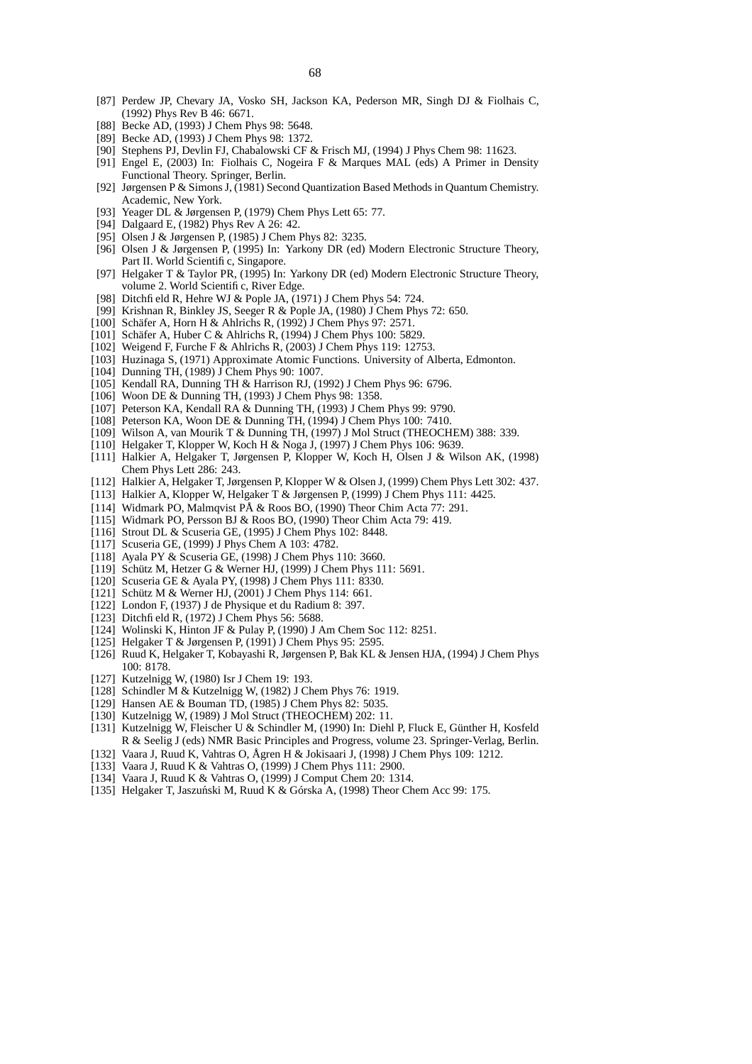[87] Perdew JP, Chevary JA, Vosko SH, Jackson KA, Pederson MR, Singh DJ & Fiolhais C, (1992) Phys Rev B 46: 6671.
[88] Becke AD, (1993) J Chem Phys 98: 5648.
[89] Becke AD, (1993) J Chem Phys 98: 1372.
[90] Stephens PJ, Devlin FJ, Chabalowski CF & Frisch MJ, (1994) J Phys Chem 98: 11623.
[91] Engel E, (2003) In: Fiolhais C, Nogeira F & Marques MAL (eds) A Primer in Density Functional Theory. Springer, Berlin.
[92] Jørgensen P & Simons J, (1981) Second Quantization Based Methods in Quantum Chemistry. Academic, New York.
[93] Yeager DL & Jørgensen P, (1979) Chem Phys Lett 65: 77.
[94] Dalgaard E, (1982) Phys Rev A 26: 42.
[95] Olsen J & Jørgensen P, (1985) J Chem Phys 82: 3235.
[96] Olsen J & Jørgensen P, (1995) In: Yarkony DR (ed) Modern Electronic Structure Theory, Part II. World Scientifi c, Singapore.
[97] Helgaker T & Taylor PR, (1995) In: Yarkony DR (ed) Modern Electronic Structure Theory, volume 2. World Scientifi c, River Edge.
[98] Ditchfi eld R, Hehre WJ & Pople JA, (1971) J Chem Phys 54: 724.
[99] Krishnan R, Binkley JS, Seeger R & Pople JA, (1980) J Chem Phys 72: 650.
[100] Schäfer A, Horn H & Ahlrichs R, (1992) J Chem Phys 97: 2571.
[101] Schäfer A, Huber C & Ahlrichs R, (1994) J Chem Phys 100: 5829.
[102] Weigend F, Furche F & Ahlrichs R, (2003) J Chem Phys 119: 12753.
[103] Huzinaga S, (1971) Approximate Atomic Functions. University of Alberta, Edmonton.
[104] Dunning TH, (1989) J Chem Phys 90: 1007.
[105] Kendall RA, Dunning TH & Harrison RJ, (1992) J Chem Phys 96: 6796.
[106] Woon DE & Dunning TH, (1993) J Chem Phys 98: 1358.
[107] Peterson KA, Kendall RA & Dunning TH, (1993) J Chem Phys 99: 9790.
[108] Peterson KA, Woon DE & Dunning TH, (1994) J Chem Phys 100: 7410.
[109] Wilson A, van Mourik T & Dunning TH, (1997) J Mol Struct (THEOCHEM) 388: 339.
[110] Helgaker T, Klopper W, Koch H & Noga J, (1997) J Chem Phys 106: 9639.
[111] Halkier A, Helgaker T, Jørgensen P, Klopper W, Koch H, Olsen J & Wilson AK, (1998) Chem Phys Lett 286: 243.
[112] Halkier A, Helgaker T, Jørgensen P, Klopper W & Olsen J, (1999) Chem Phys Lett 302: 437.
[113] Halkier A, Klopper W, Helgaker T & Jørgensen P, (1999) J Chem Phys 111: 4425.
[114] Widmark PO, Malmqvist PÅ & Roos BO, (1990) Theor Chim Acta 77: 291.
[115] Widmark PO, Persson BJ & Roos BO, (1990) Theor Chim Acta 79: 419.
[116] Strout DL & Scuseria GE, (1995) J Chem Phys 102: 8448.
[117] Scuseria GE, (1999) J Phys Chem A 103: 4782.
[118] Ayala PY & Scuseria GE, (1998) J Chem Phys 110: 3660.
[119] Schütz M, Hetzer G & Werner HJ, (1999) J Chem Phys 111: 5691.
[120] Scuseria GE & Ayala PY, (1998) J Chem Phys 111: 8330.
[121] Schütz M & Werner HJ, (2001) J Chem Phys 114: 661.
[122] London F, (1937) J de Physique et du Radium 8: 397.
[123] Ditchfi eld R, (1972) J Chem Phys 56: 5688.
[124] Wolinski K, Hinton JF & Pulay P, (1990) J Am Chem Soc 112: 8251.
[125] Helgaker T & Jørgensen P, (1991) J Chem Phys 95: 2595.
[126] Ruud K, Helgaker T, Kobayashi R, Jørgensen P, Bak KL & Jensen HJA, (1994) J Chem Phys 100: 8178.
[127] Kutzelnigg W, (1980) Isr J Chem 19: 193.
[128] Schindler M & Kutzelnigg W, (1982) J Chem Phys 76: 1919.
[129] Hansen AE & Bouman TD, (1985) J Chem Phys 82: 5035.
[130] Kutzelnigg W, (1989) J Mol Struct (THEOCHEM) 202: 11.
[131] Kutzelnigg W, Fleischer U & Schindler M, (1990) In: Diehl P, Fluck E, Günther H, Kosfeld R & Seelig J (eds) NMR Basic Principles and Progress, volume 23. Springer-Verlag, Berlin.
[132] Vaara J, Ruud K, Vahtras O, Ågren H & Jokisaari J, (1998) J Chem Phys 109: 1212.
[133] Vaara J, Ruud K & Vahtras O, (1999) J Chem Phys 111: 2900.
[134] Vaara J, Ruud K & Vahtras O, (1999) J Comput Chem 20: 1314.
[135] Helgaker T, Jaszuński M, Ruud K & Górska A, (1998) Theor Chem Acc 99: 175.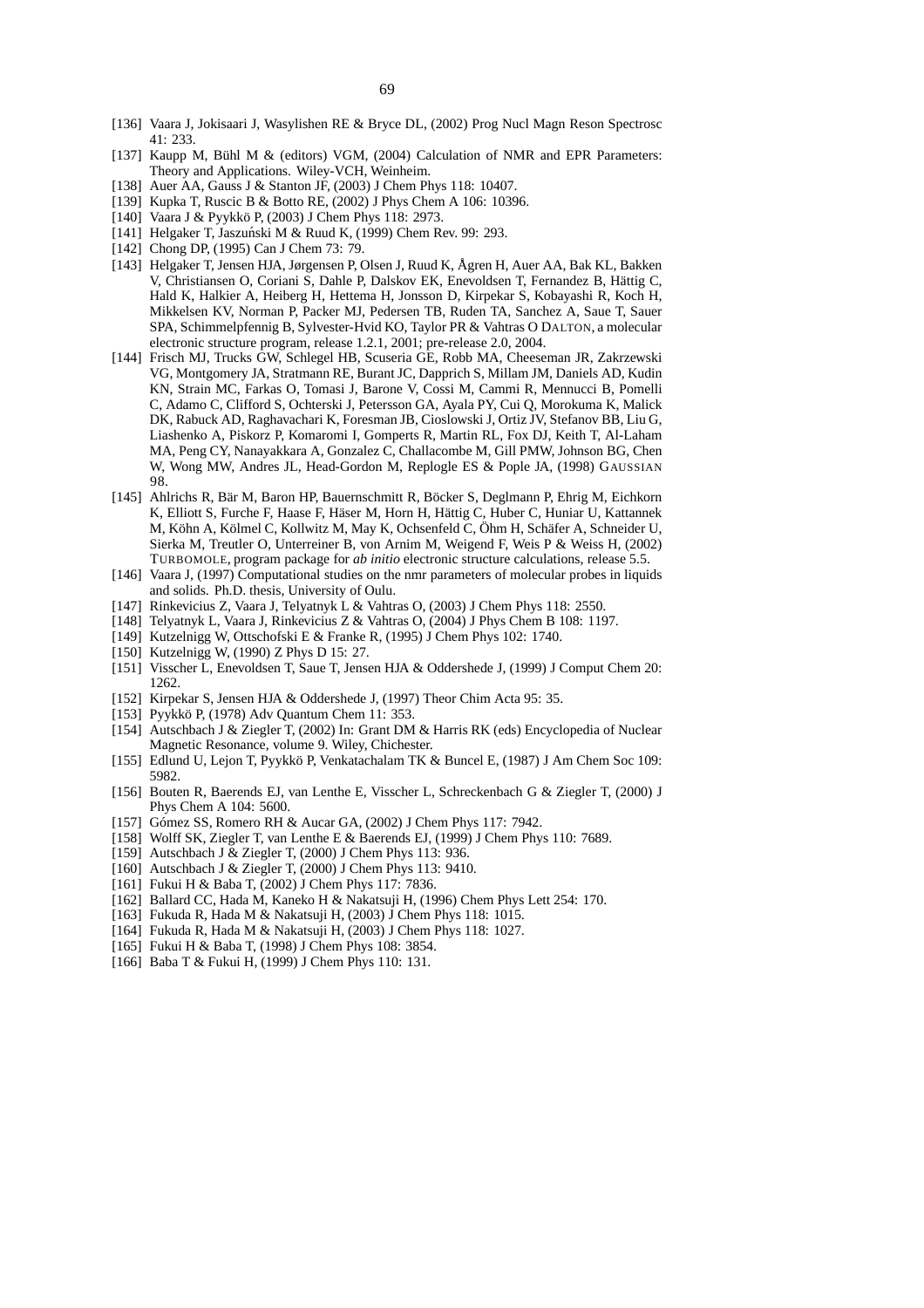[136] Vaara J, Jokisaari J, Wasylishen RE & Bryce DL, (2002) Prog Nucl Magn Reson Spectrosc 41: 233.

[137] Kaupp M, Bühl M & (editors) VGM, (2004) Calculation of NMR and EPR Parameters: Theory and Applications. Wiley-VCH, Weinheim.

[138] Auer AA, Gauss J & Stanton JF, (2003) J Chem Phys 118: 10407.

[139] Kupka T, Ruscic B & Botto RE, (2002) J Phys Chem A 106: 10396.

[140] Vaara J & Pyykkö P, (2003) J Chem Phys 118: 2973.

[141] Helgaker T, Jaszuński M & Ruud K, (1999) Chem Rev. 99: 293.

[142] Chong DP, (1995) Can J Chem 73: 79.

[143] Helgaker T, Jensen HJA, Jørgensen P, Olsen J, Ruud K, Ågren H, Auer AA, Bak KL, Bakken V, Christiansen O, Coriani S, Dahle P, Dalskov EK, Enevoldsen T, Fernandez B, Hättig C, Hald K, Halkier A, Heiberg H, Hettema H, Jonsson D, Kirpekar S, Kobayashi R, Koch H, Mikkelsen KV, Norman P, Packer MJ, Pedersen TB, Ruden TA, Sanchez A, Saue T, Sauer SPA, Schimmelpfennig B, Sylvester-Hvid KO, Taylor PR & Vahtras O DALTON, a molecular electronic structure program, release 1.2.1, 2001; pre-release 2.0, 2004.

[144] Frisch MJ, Trucks GW, Schlegel HB, Scuseria GE, Robb MA, Cheeseman JR, Zakrzewski VG, Montgomery JA, Stratmann RE, Burant JC, Dapprich S, Millam JM, Daniels AD, Kudin KN, Strain MC, Farkas O, Tomasi J, Barone V, Cossi M, Cammi R, Mennucci B, Pomelli C, Adamo C, Clifford S, Ochterski J, Petersson GA, Ayala PY, Cui Q, Morokuma K, Malick DK, Rabuck AD, Raghavachari K, Foresman JB, Cioslowski J, Ortiz JV, Stefanov BB, Liu G, Liashenko A, Piskorz P, Komaromi I, Gomperts R, Martin RL, Fox DJ, Keith T, Al-Laham MA, Peng CY, Nanayakkara A, Gonzalez C, Challacombe M, Gill PMW, Johnson BG, Chen W, Wong MW, Andres JL, Head-Gordon M, Replogle ES & Pople JA, (1998) GAUSSIAN 98.

[145] Ahlrichs R, Bär M, Baron HP, Bauernschmitt R, Böcker S, Deglmann P, Ehrig M, Eichkorn K, Elliott S, Furche F, Haase F, Häser M, Horn H, Hättig C, Huber C, Huniar U, Kattannek M, Köhn A, Kölmel C, Kollwitz M, May K, Ochsenfeld C, Öhm H, Schäfer A, Schneider U, Sierka M, Treutler O, Unterreiner B, von Arnim M, Weigend F, Weis P & Weiss H, (2002) TURBOMOLE, program package for *ab initio* electronic structure calculations, release 5.5.

[146] Vaara J, (1997) Computational studies on the nmr parameters of molecular probes in liquids and solids. Ph.D. thesis, University of Oulu.

[147] Rinkevicius Z, Vaara J, Telyatnyk L & Vahtras O, (2003) J Chem Phys 118: 2550.

[148] Telyatnyk L, Vaara J, Rinkevicius Z & Vahtras O, (2004) J Phys Chem B 108: 1197.

[149] Kutzelnigg W, Ottschofski E & Franke R, (1995) J Chem Phys 102: 1740.

[150] Kutzelnigg W, (1990) Z Phys D 15: 27.

[151] Visscher L, Enevoldsen T, Saue T, Jensen HJA & Oddershede J, (1999) J Comput Chem 20: 1262.

[152] Kirpekar S, Jensen HJA & Oddershede J, (1997) Theor Chim Acta 95: 35.

[153] Pyykkö P, (1978) Adv Quantum Chem 11: 353.

[154] Autschbach J & Ziegler T, (2002) In: Grant DM & Harris RK (eds) Encyclopedia of Nuclear Magnetic Resonance, volume 9. Wiley, Chichester.

[155] Edlund U, Lejon T, Pyykkö P, Venkatachalam TK & Buncel E, (1987) J Am Chem Soc 109: 5982.

[156] Bouten R, Baerends EJ, van Lenthe E, Visscher L, Schreckenbach G & Ziegler T, (2000) J Phys Chem A 104: 5600.

[157] Gómez SS, Romero RH & Aucar GA, (2002) J Chem Phys 117: 7942.

[158] Wolff SK, Ziegler T, van Lenthe E & Baerends EJ, (1999) J Chem Phys 110: 7689.

[159] Autschbach J & Ziegler T, (2000) J Chem Phys 113: 936.

[160] Autschbach J & Ziegler T, (2000) J Chem Phys 113: 9410.

[161] Fukui H & Baba T, (2002) J Chem Phys 117: 7836.

[162] Ballard CC, Hada M, Kaneko H & Nakatsuji H, (1996) Chem Phys Lett 254: 170.

[163] Fukuda R, Hada M & Nakatsuji H, (2003) J Chem Phys 118: 1015.

[164] Fukuda R, Hada M & Nakatsuji H, (2003) J Chem Phys 118: 1027.

[165] Fukui H & Baba T, (1998) J Chem Phys 108: 3854.

[166] Baba T & Fukui H, (1999) J Chem Phys 110: 131.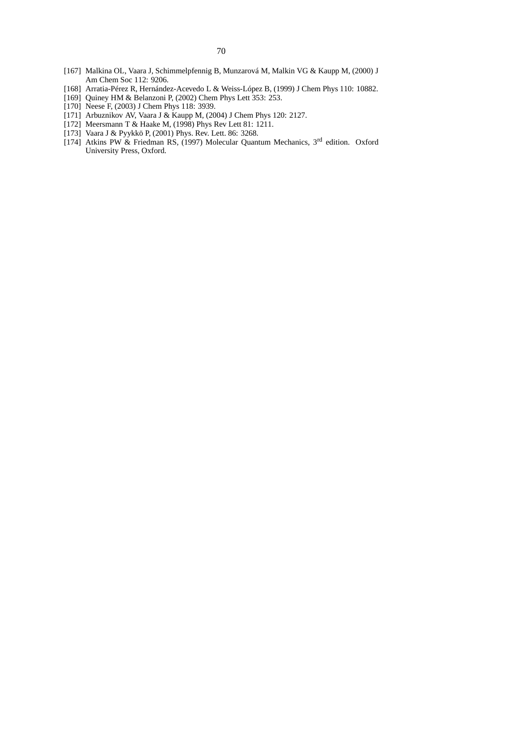[167] Malkina OL, Vaara J, Schimmelpfennig B, Munzarová M, Malkin VG & Kaupp M, (2000) J Am Chem Soc 112: 9206.

[168] Arratia-Pérez R, Hernández-Acevedo L & Weiss-López B, (1999) J Chem Phys 110: 10882.

[169] Quiney HM & Belanzoni P, (2002) Chem Phys Lett 353: 253.

[170] Neese F, (2003) J Chem Phys 118: 3939.

[171] Arbuznikov AV, Vaara J & Kaupp M, (2004) J Chem Phys 120: 2127.

[172] Meersmann T & Haake M, (1998) Phys Rev Lett 81: 1211.

[173] Vaara J & Pyykkö P, (2001) Phys. Rev. Lett. 86: 3268.

[174] Atkins PW & Friedman RS, (1997) Molecular Quantum Mechanics, 3rd edition. Oxford University Press, Oxford.